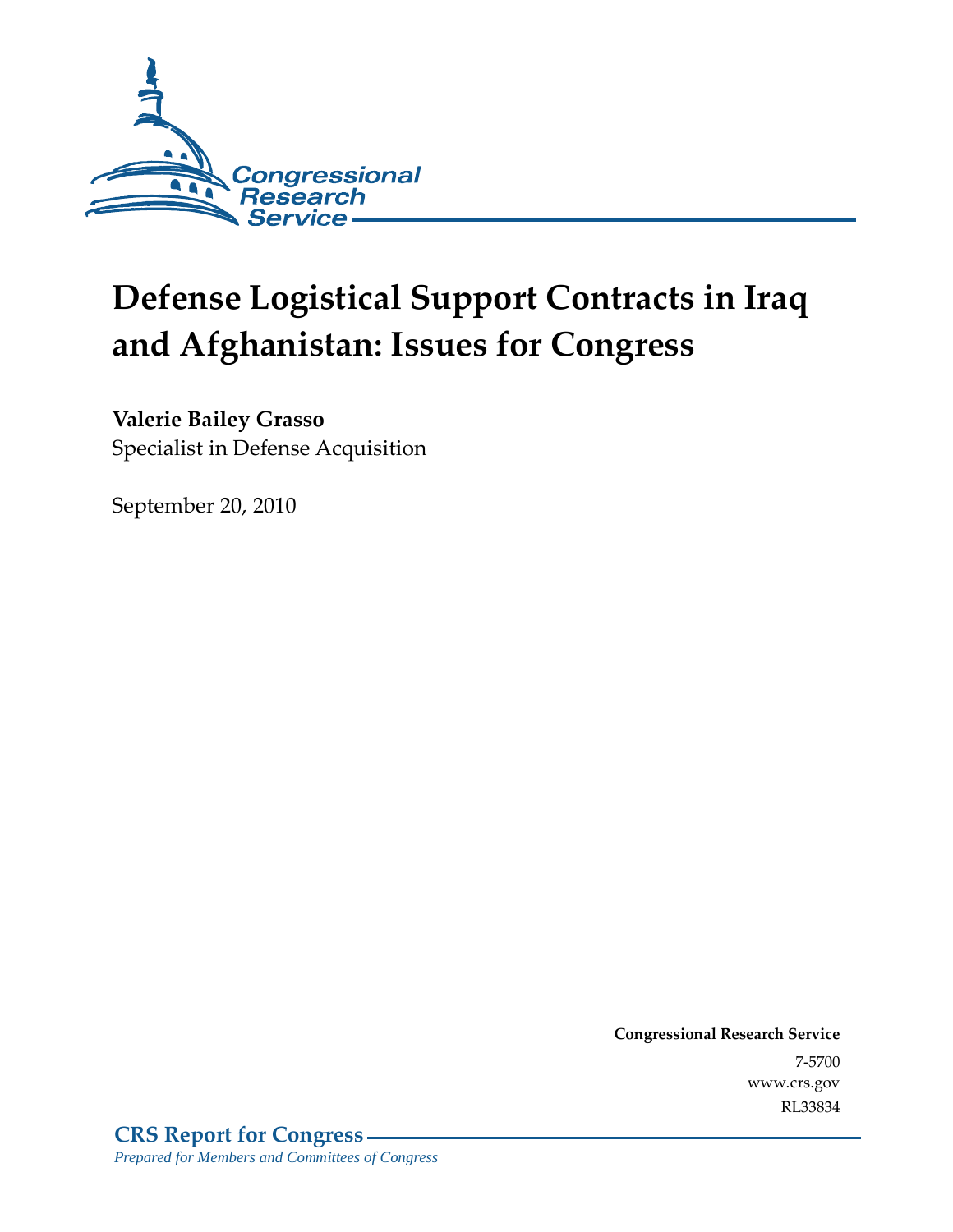Congressional Research Service

# Defense Logistical Support Contracts in Iraq and Afghanistan: Issues for Congress

**Valerie Bailey Grasso**
Specialist in Defense Acquisition

September 20, 2010

**Congressional Research Service**
7-5700
www.crs.gov
RL33834

**CRS Report for Congress**
*Prepared for Members and Committees of Congress*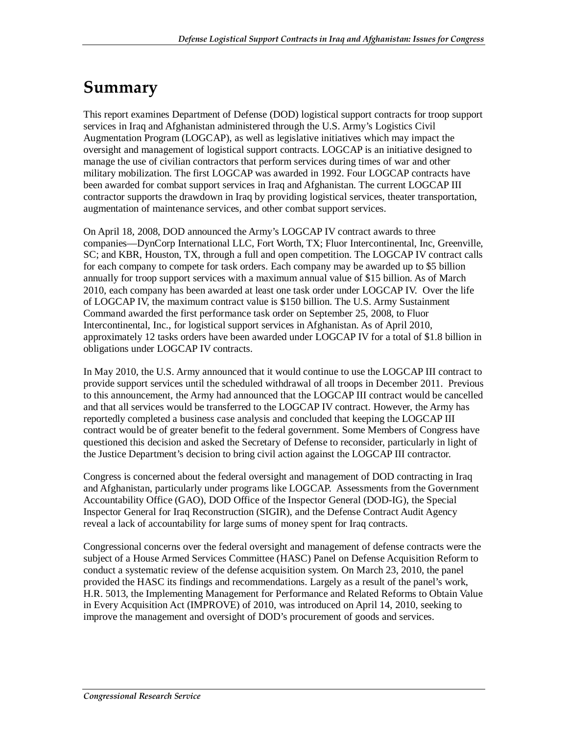# Summary

This report examines Department of Defense (DOD) logistical support contracts for troop support services in Iraq and Afghanistan administered through the U.S. Army's Logistics Civil Augmentation Program (LOGCAP), as well as legislative initiatives which may impact the oversight and management of logistical support contracts. LOGCAP is an initiative designed to manage the use of civilian contractors that perform services during times of war and other military mobilization. The first LOGCAP was awarded in 1992. Four LOGCAP contracts have been awarded for combat support services in Iraq and Afghanistan. The current LOGCAP III contractor supports the drawdown in Iraq by providing logistical services, theater transportation, augmentation of maintenance services, and other combat support services.

On April 18, 2008, DOD announced the Army's LOGCAP IV contract awards to three companies—DynCorp International LLC, Fort Worth, TX; Fluor Intercontinental, Inc, Greenville, SC; and KBR, Houston, TX, through a full and open competition. The LOGCAP IV contract calls for each company to compete for task orders. Each company may be awarded up to $5 billion annually for troop support services with a maximum annual value of $15 billion. As of March 2010, each company has been awarded at least one task order under LOGCAP IV. Over the life of LOGCAP IV, the maximum contract value is $150 billion. The U.S. Army Sustainment Command awarded the first performance task order on September 25, 2008, to Fluor Intercontinental, Inc., for logistical support services in Afghanistan. As of April 2010, approximately 12 tasks orders have been awarded under LOGCAP IV for a total of $1.8 billion in obligations under LOGCAP IV contracts.

In May 2010, the U.S. Army announced that it would continue to use the LOGCAP III contract to provide support services until the scheduled withdrawal of all troops in December 2011. Previous to this announcement, the Army had announced that the LOGCAP III contract would be cancelled and that all services would be transferred to the LOGCAP IV contract. However, the Army has reportedly completed a business case analysis and concluded that keeping the LOGCAP III contract would be of greater benefit to the federal government. Some Members of Congress have questioned this decision and asked the Secretary of Defense to reconsider, particularly in light of the Justice Department's decision to bring civil action against the LOGCAP III contractor.

Congress is concerned about the federal oversight and management of DOD contracting in Iraq and Afghanistan, particularly under programs like LOGCAP. Assessments from the Government Accountability Office (GAO), DOD Office of the Inspector General (DOD-IG), the Special Inspector General for Iraq Reconstruction (SIGIR), and the Defense Contract Audit Agency reveal a lack of accountability for large sums of money spent for Iraq contracts.

Congressional concerns over the federal oversight and management of defense contracts were the subject of a House Armed Services Committee (HASC) Panel on Defense Acquisition Reform to conduct a systematic review of the defense acquisition system. On March 23, 2010, the panel provided the HASC its findings and recommendations. Largely as a result of the panel's work, H.R. 5013, the Implementing Management for Performance and Related Reforms to Obtain Value in Every Acquisition Act (IMPROVE) of 2010, was introduced on April 14, 2010, seeking to improve the management and oversight of DOD's procurement of goods and services.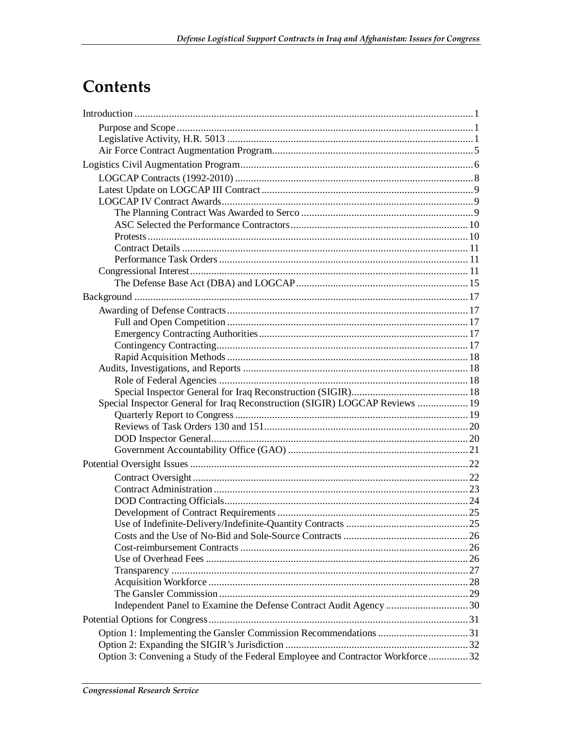# Contents

Introduction ..... 1

- Purpose and Scope ..... 1
- Legislative Activity, H.R. 5013 ..... 1
- Air Force Contract Augmentation Program ..... 5

Logistics Civil Augmentation Program ..... 6

- LOGCAP Contracts (1992-2010) ..... 8
- Latest Update on LOGCAP III Contract ..... 9
- LOGCAP IV Contract Awards ..... 9
  - The Planning Contract Was Awarded to Serco ..... 9
  - ASC Selected the Performance Contractors ..... 10
  - Protests ..... 10
  - Contract Details ..... 11
  - Performance Task Orders ..... 11
- Congressional Interest ..... 11
  - The Defense Base Act (DBA) and LOGCAP ..... 15

Background ..... 17

- Awarding of Defense Contracts ..... 17
  - Full and Open Competition ..... 17
  - Emergency Contracting Authorities ..... 17
  - Contingency Contracting ..... 17
  - Rapid Acquisition Methods ..... 18
- Audits, Investigations, and Reports ..... 18
  - Role of Federal Agencies ..... 18
  - Special Inspector General for Iraq Reconstruction (SIGIR) ..... 18
- Special Inspector General for Iraq Reconstruction (SIGIR) LOGCAP Reviews ..... 19
  - Quarterly Report to Congress ..... 19
  - Reviews of Task Orders 130 and 151 ..... 20
  - DOD Inspector General ..... 20
  - Government Accountability Office (GAO) ..... 21

Potential Oversight Issues ..... 22

- Contract Oversight ..... 22
- Contract Administration ..... 23
- DOD Contracting Officials ..... 24
- Development of Contract Requirements ..... 25
- Use of Indefinite-Delivery/Indefinite-Quantity Contracts ..... 25
- Costs and the Use of No-Bid and Sole-Source Contracts ..... 26
- Cost-reimbursement Contracts ..... 26
- Use of Overhead Fees ..... 26
- Transparency ..... 27
- Acquisition Workforce ..... 28
- The Gansler Commission ..... 29
- Independent Panel to Examine the Defense Contract Audit Agency ..... 30

Potential Options for Congress ..... 31

- Option 1: Implementing the Gansler Commission Recommendations ..... 31
- Option 2: Expanding the SIGIR's Jurisdiction ..... 32
- Option 3: Convening a Study of the Federal Employee and Contractor Workforce ..... 32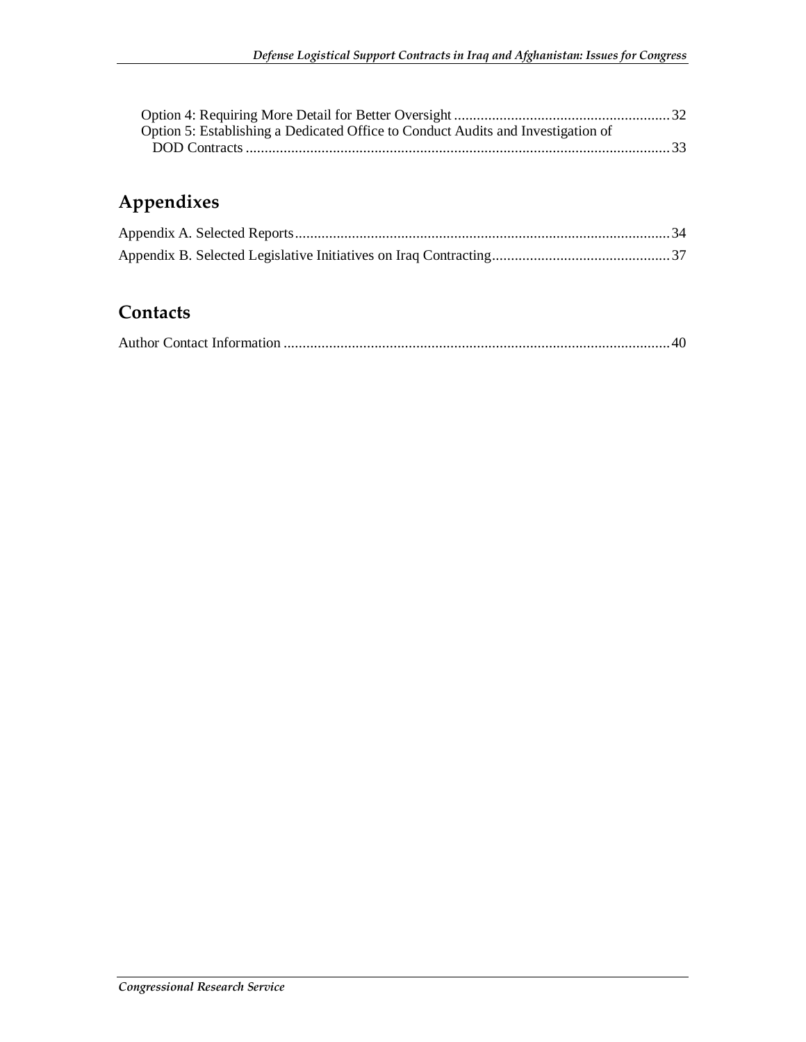Option 4: Requiring More Detail for Better Oversight ........................................................ 32
Option 5: Establishing a Dedicated Office to Conduct Audits and Investigation of DOD Contracts ................................................................................................................ 33

## Appendixes

Appendix A. Selected Reports.................................................................................................. 34
Appendix B. Selected Legislative Initiatives on Iraq Contracting.............................................. 37

## Contacts

Author Contact Information ..................................................................................................... 40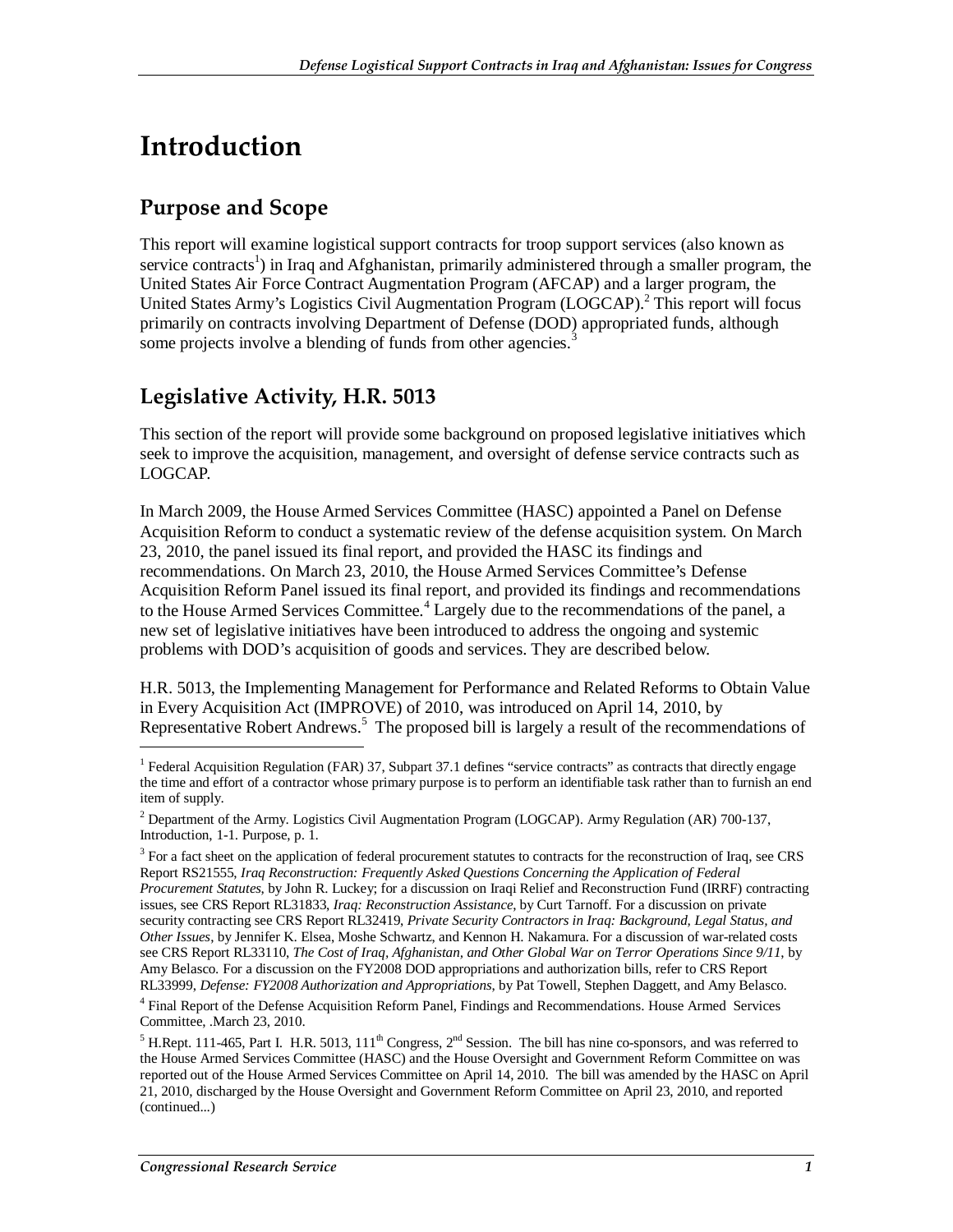# Introduction

## Purpose and Scope

This report will examine logistical support contracts for troop support services (also known as service contracts[1]) in Iraq and Afghanistan, primarily administered through a smaller program, the United States Air Force Contract Augmentation Program (AFCAP) and a larger program, the United States Army's Logistics Civil Augmentation Program (LOGCAP).[2] This report will focus primarily on contracts involving Department of Defense (DOD) appropriated funds, although some projects involve a blending of funds from other agencies.[3]

## Legislative Activity, H.R. 5013

This section of the report will provide some background on proposed legislative initiatives which seek to improve the acquisition, management, and oversight of defense service contracts such as LOGCAP.

In March 2009, the House Armed Services Committee (HASC) appointed a Panel on Defense Acquisition Reform to conduct a systematic review of the defense acquisition system. On March 23, 2010, the panel issued its final report, and provided the HASC its findings and recommendations. On March 23, 2010, the House Armed Services Committee's Defense Acquisition Reform Panel issued its final report, and provided its findings and recommendations to the House Armed Services Committee.[4] Largely due to the recommendations of the panel, a new set of legislative initiatives have been introduced to address the ongoing and systemic problems with DOD's acquisition of goods and services. They are described below.

H.R. 5013, the Implementing Management for Performance and Related Reforms to Obtain Value in Every Acquisition Act (IMPROVE) of 2010, was introduced on April 14, 2010, by Representative Robert Andrews.[5] The proposed bill is largely a result of the recommendations of

---

[1] Federal Acquisition Regulation (FAR) 37, Subpart 37.1 defines "service contracts" as contracts that directly engage the time and effort of a contractor whose primary purpose is to perform an identifiable task rather than to furnish an end item of supply.

[2] Department of the Army. Logistics Civil Augmentation Program (LOGCAP). Army Regulation (AR) 700-137, Introduction, 1-1. Purpose, p. 1.

[3] For a fact sheet on the application of federal procurement statutes to contracts for the reconstruction of Iraq, see CRS Report RS21555, *Iraq Reconstruction: Frequently Asked Questions Concerning the Application of Federal Procurement Statutes*, by John R. Luckey; for a discussion on Iraqi Relief and Reconstruction Fund (IRRF) contracting issues, see CRS Report RL31833, *Iraq: Reconstruction Assistance*, by Curt Tarnoff. For a discussion on private security contracting see CRS Report RL32419, *Private Security Contractors in Iraq: Background, Legal Status, and Other Issues*, by Jennifer K. Elsea, Moshe Schwartz, and Kennon H. Nakamura. For a discussion of war-related costs see CRS Report RL33110, *The Cost of Iraq, Afghanistan, and Other Global War on Terror Operations Since 9/11*, by Amy Belasco. For a discussion on the FY2008 DOD appropriations and authorization bills, refer to CRS Report RL33999, *Defense: FY2008 Authorization and Appropriations*, by Pat Towell, Stephen Daggett, and Amy Belasco.

[4] Final Report of the Defense Acquisition Reform Panel, Findings and Recommendations. House Armed Services Committee, .March 23, 2010.

[5] H.Rept. 111-465, Part I. H.R. 5013, 111th Congress, 2nd Session. The bill has nine co-sponsors, and was referred to the House Armed Services Committee (HASC) and the House Oversight and Government Reform Committee on was reported out of the House Armed Services Committee on April 14, 2010. The bill was amended by the HASC on April 21, 2010, discharged by the House Oversight and Government Reform Committee on April 23, 2010, and reported (continued...)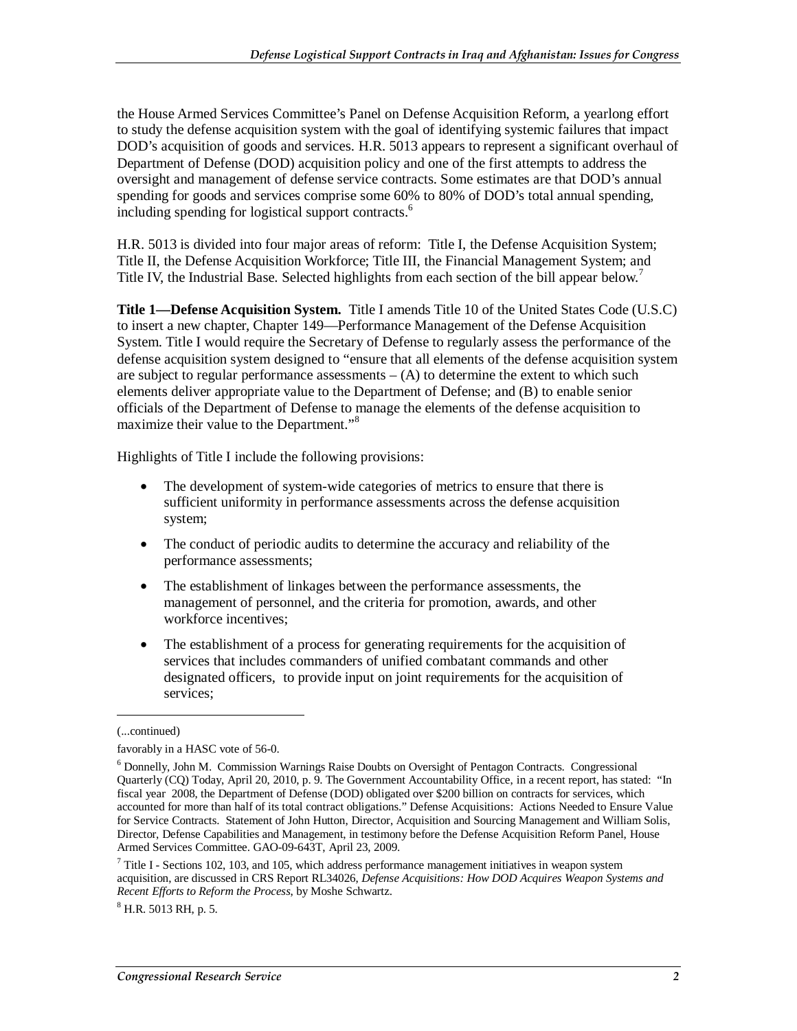the House Armed Services Committee's Panel on Defense Acquisition Reform, a yearlong effort to study the defense acquisition system with the goal of identifying systemic failures that impact DOD's acquisition of goods and services. H.R. 5013 appears to represent a significant overhaul of Department of Defense (DOD) acquisition policy and one of the first attempts to address the oversight and management of defense service contracts. Some estimates are that DOD's annual spending for goods and services comprise some 60% to 80% of DOD's total annual spending, including spending for logistical support contracts.[6]

H.R. 5013 is divided into four major areas of reform: Title I, the Defense Acquisition System; Title II, the Defense Acquisition Workforce; Title III, the Financial Management System; and Title IV, the Industrial Base. Selected highlights from each section of the bill appear below.[7]

**Title 1—Defense Acquisition System.** Title I amends Title 10 of the United States Code (U.S.C) to insert a new chapter, Chapter 149—Performance Management of the Defense Acquisition System. Title I would require the Secretary of Defense to regularly assess the performance of the defense acquisition system designed to "ensure that all elements of the defense acquisition system are subject to regular performance assessments – (A) to determine the extent to which such elements deliver appropriate value to the Department of Defense; and (B) to enable senior officials of the Department of Defense to manage the elements of the defense acquisition to maximize their value to the Department."[8]

Highlights of Title I include the following provisions:

- The development of system-wide categories of metrics to ensure that there is sufficient uniformity in performance assessments across the defense acquisition system;
- The conduct of periodic audits to determine the accuracy and reliability of the performance assessments;
- The establishment of linkages between the performance assessments, the management of personnel, and the criteria for promotion, awards, and other workforce incentives;
- The establishment of a process for generating requirements for the acquisition of services that includes commanders of unified combatant commands and other designated officers, to provide input on joint requirements for the acquisition of services;

(...continued)

favorably in a HASC vote of 56-0.

[6] Donnelly, John M. Commission Warnings Raise Doubts on Oversight of Pentagon Contracts. Congressional Quarterly (CQ) Today, April 20, 2010, p. 9. The Government Accountability Office, in a recent report, has stated: "In fiscal year 2008, the Department of Defense (DOD) obligated over $200 billion on contracts for services, which accounted for more than half of its total contract obligations." Defense Acquisitions: Actions Needed to Ensure Value for Service Contracts. Statement of John Hutton, Director, Acquisition and Sourcing Management and William Solis, Director, Defense Capabilities and Management, in testimony before the Defense Acquisition Reform Panel, House Armed Services Committee. GAO-09-643T, April 23, 2009.

[7] Title I - Sections 102, 103, and 105, which address performance management initiatives in weapon system acquisition, are discussed in CRS Report RL34026, *Defense Acquisitions: How DOD Acquires Weapon Systems and Recent Efforts to Reform the Process*, by Moshe Schwartz.

[8] H.R. 5013 RH, p. 5.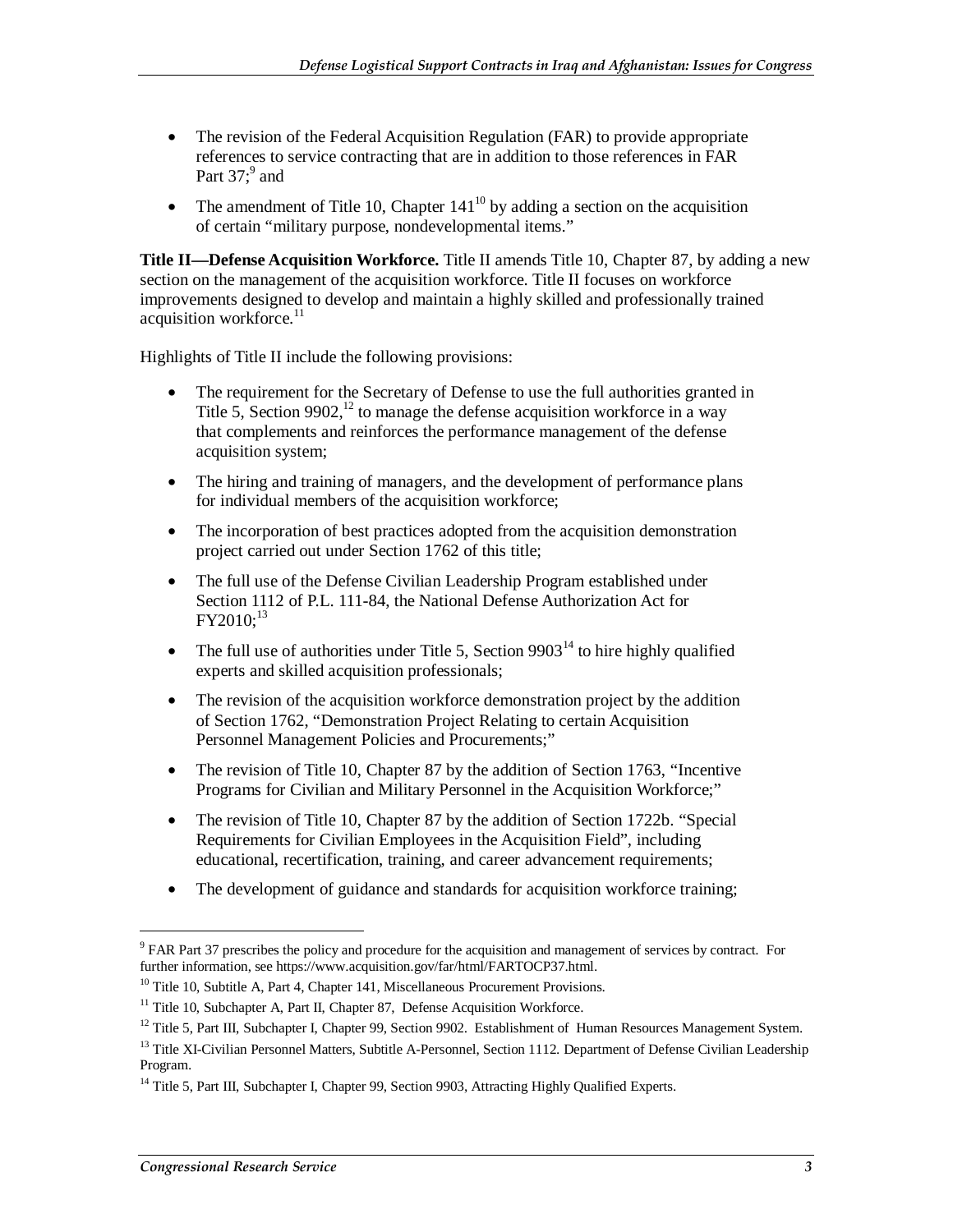- The revision of the Federal Acquisition Regulation (FAR) to provide appropriate references to service contracting that are in addition to those references in FAR Part 37;[9] and
- The amendment of Title 10, Chapter 141[10] by adding a section on the acquisition of certain "military purpose, nondevelopmental items."

**Title II—Defense Acquisition Workforce.** Title II amends Title 10, Chapter 87, by adding a new section on the management of the acquisition workforce. Title II focuses on workforce improvements designed to develop and maintain a highly skilled and professionally trained acquisition workforce.[11]

Highlights of Title II include the following provisions:

- The requirement for the Secretary of Defense to use the full authorities granted in Title 5, Section 9902,[12] to manage the defense acquisition workforce in a way that complements and reinforces the performance management of the defense acquisition system;
- The hiring and training of managers, and the development of performance plans for individual members of the acquisition workforce;
- The incorporation of best practices adopted from the acquisition demonstration project carried out under Section 1762 of this title;
- The full use of the Defense Civilian Leadership Program established under Section 1112 of P.L. 111-84, the National Defense Authorization Act for FY2010;[13]
- The full use of authorities under Title 5, Section 9903[14] to hire highly qualified experts and skilled acquisition professionals;
- The revision of the acquisition workforce demonstration project by the addition of Section 1762, "Demonstration Project Relating to certain Acquisition Personnel Management Policies and Procurements;"
- The revision of Title 10, Chapter 87 by the addition of Section 1763, "Incentive Programs for Civilian and Military Personnel in the Acquisition Workforce;"
- The revision of Title 10, Chapter 87 by the addition of Section 1722b. "Special Requirements for Civilian Employees in the Acquisition Field", including educational, recertification, training, and career advancement requirements;
- The development of guidance and standards for acquisition workforce training;

---

[9] FAR Part 37 prescribes the policy and procedure for the acquisition and management of services by contract. For further information, see https://www.acquisition.gov/far/html/FARTOCP37.html.

[10] Title 10, Subtitle A, Part 4, Chapter 141, Miscellaneous Procurement Provisions.

[11] Title 10, Subchapter A, Part II, Chapter 87, Defense Acquisition Workforce.

[12] Title 5, Part III, Subchapter I, Chapter 99, Section 9902. Establishment of Human Resources Management System.

[13] Title XI-Civilian Personnel Matters, Subtitle A-Personnel, Section 1112. Department of Defense Civilian Leadership Program.

[14] Title 5, Part III, Subchapter I, Chapter 99, Section 9903, Attracting Highly Qualified Experts.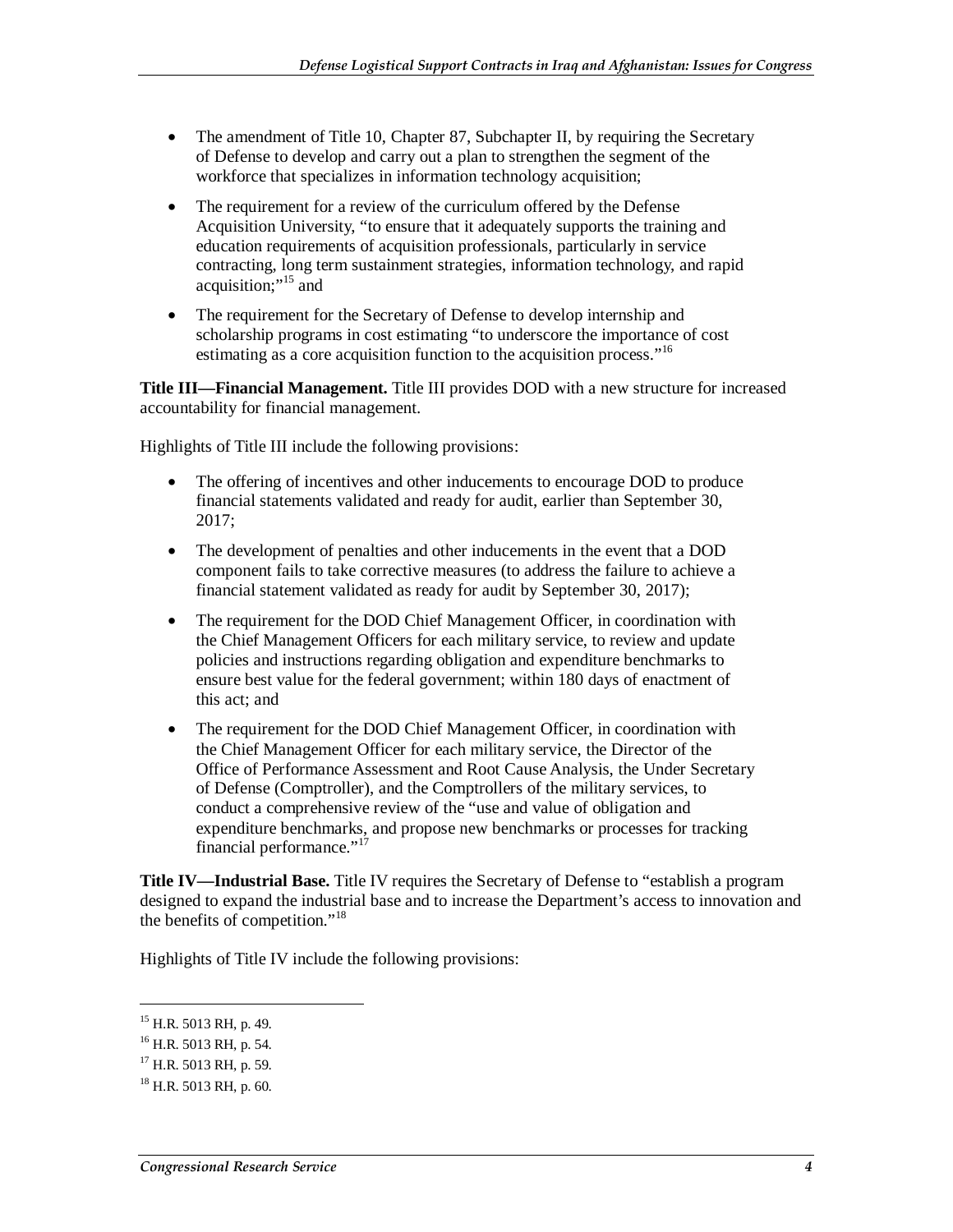- The amendment of Title 10, Chapter 87, Subchapter II, by requiring the Secretary of Defense to develop and carry out a plan to strengthen the segment of the workforce that specializes in information technology acquisition;
- The requirement for a review of the curriculum offered by the Defense Acquisition University, "to ensure that it adequately supports the training and education requirements of acquisition professionals, particularly in service contracting, long term sustainment strategies, information technology, and rapid acquisition;"[15] and
- The requirement for the Secretary of Defense to develop internship and scholarship programs in cost estimating "to underscore the importance of cost estimating as a core acquisition function to the acquisition process."[16]

**Title III—Financial Management.** Title III provides DOD with a new structure for increased accountability for financial management.

Highlights of Title III include the following provisions:

- The offering of incentives and other inducements to encourage DOD to produce financial statements validated and ready for audit, earlier than September 30, 2017;
- The development of penalties and other inducements in the event that a DOD component fails to take corrective measures (to address the failure to achieve a financial statement validated as ready for audit by September 30, 2017);
- The requirement for the DOD Chief Management Officer, in coordination with the Chief Management Officers for each military service, to review and update policies and instructions regarding obligation and expenditure benchmarks to ensure best value for the federal government; within 180 days of enactment of this act; and
- The requirement for the DOD Chief Management Officer, in coordination with the Chief Management Officer for each military service, the Director of the Office of Performance Assessment and Root Cause Analysis, the Under Secretary of Defense (Comptroller), and the Comptrollers of the military services, to conduct a comprehensive review of the "use and value of obligation and expenditure benchmarks, and propose new benchmarks or processes for tracking financial performance."[17]

**Title IV—Industrial Base.** Title IV requires the Secretary of Defense to "establish a program designed to expand the industrial base and to increase the Department's access to innovation and the benefits of competition."[18]

Highlights of Title IV include the following provisions:

---

[15] H.R. 5013 RH, p. 49.

[16] H.R. 5013 RH, p. 54.

[17] H.R. 5013 RH, p. 59.

[18] H.R. 5013 RH, p. 60.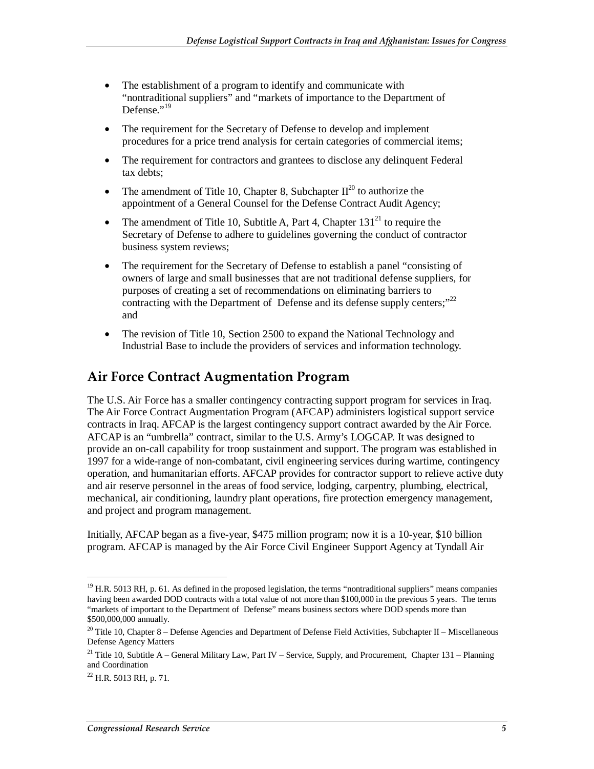- The establishment of a program to identify and communicate with "nontraditional suppliers" and "markets of importance to the Department of Defense."[19]
- The requirement for the Secretary of Defense to develop and implement procedures for a price trend analysis for certain categories of commercial items;
- The requirement for contractors and grantees to disclose any delinquent Federal tax debts;
- The amendment of Title 10, Chapter 8, Subchapter II[20] to authorize the appointment of a General Counsel for the Defense Contract Audit Agency;
- The amendment of Title 10, Subtitle A, Part 4, Chapter 131[21] to require the Secretary of Defense to adhere to guidelines governing the conduct of contractor business system reviews;
- The requirement for the Secretary of Defense to establish a panel "consisting of owners of large and small businesses that are not traditional defense suppliers, for purposes of creating a set of recommendations on eliminating barriers to contracting with the Department of Defense and its defense supply centers;"[22] and
- The revision of Title 10, Section 2500 to expand the National Technology and Industrial Base to include the providers of services and information technology.

## Air Force Contract Augmentation Program

The U.S. Air Force has a smaller contingency contracting support program for services in Iraq. The Air Force Contract Augmentation Program (AFCAP) administers logistical support service contracts in Iraq. AFCAP is the largest contingency support contract awarded by the Air Force. AFCAP is an "umbrella" contract, similar to the U.S. Army's LOGCAP. It was designed to provide an on-call capability for troop sustainment and support. The program was established in 1997 for a wide-range of non-combatant, civil engineering services during wartime, contingency operation, and humanitarian efforts. AFCAP provides for contractor support to relieve active duty and air reserve personnel in the areas of food service, lodging, carpentry, plumbing, electrical, mechanical, air conditioning, laundry plant operations, fire protection emergency management, and project and program management.

Initially, AFCAP began as a five-year, $475 million program; now it is a 10-year, $10 billion program. AFCAP is managed by the Air Force Civil Engineer Support Agency at Tyndall Air

---

[19] H.R. 5013 RH, p. 61. As defined in the proposed legislation, the terms "nontraditional suppliers" means companies having been awarded DOD contracts with a total value of not more than $100,000 in the previous 5 years. The terms "markets of important to the Department of Defense" means business sectors where DOD spends more than $500,000,000 annually.

[20] Title 10, Chapter 8 – Defense Agencies and Department of Defense Field Activities, Subchapter II – Miscellaneous Defense Agency Matters

[21] Title 10, Subtitle A – General Military Law, Part IV – Service, Supply, and Procurement, Chapter 131 – Planning and Coordination

[22] H.R. 5013 RH, p. 71.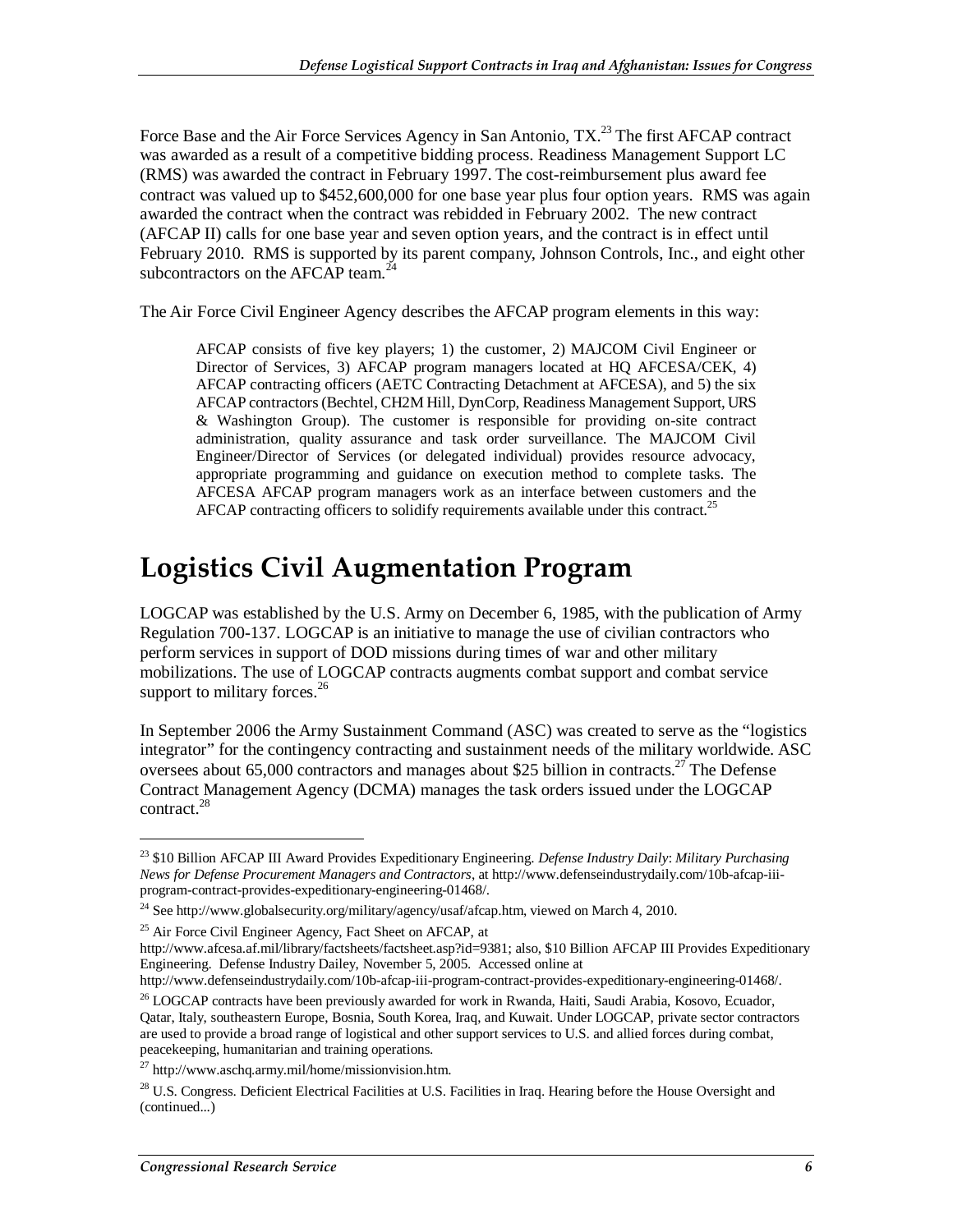Force Base and the Air Force Services Agency in San Antonio, TX.[23] The first AFCAP contract was awarded as a result of a competitive bidding process. Readiness Management Support LC (RMS) was awarded the contract in February 1997. The cost-reimbursement plus award fee contract was valued up to $452,600,000 for one base year plus four option years. RMS was again awarded the contract when the contract was rebidded in February 2002. The new contract (AFCAP II) calls for one base year and seven option years, and the contract is in effect until February 2010. RMS is supported by its parent company, Johnson Controls, Inc., and eight other subcontractors on the AFCAP team.[24]

The Air Force Civil Engineer Agency describes the AFCAP program elements in this way:

> AFCAP consists of five key players; 1) the customer, 2) MAJCOM Civil Engineer or Director of Services, 3) AFCAP program managers located at HQ AFCESA/CEK, 4) AFCAP contracting officers (AETC Contracting Detachment at AFCESA), and 5) the six AFCAP contractors (Bechtel, CH2M Hill, DynCorp, Readiness Management Support, URS & Washington Group). The customer is responsible for providing on-site contract administration, quality assurance and task order surveillance. The MAJCOM Civil Engineer/Director of Services (or delegated individual) provides resource advocacy, appropriate programming and guidance on execution method to complete tasks. The AFCESA AFCAP program managers work as an interface between customers and the AFCAP contracting officers to solidify requirements available under this contract.[25]

# Logistics Civil Augmentation Program

LOGCAP was established by the U.S. Army on December 6, 1985, with the publication of Army Regulation 700-137. LOGCAP is an initiative to manage the use of civilian contractors who perform services in support of DOD missions during times of war and other military mobilizations. The use of LOGCAP contracts augments combat support and combat service support to military forces.[26]

In September 2006 the Army Sustainment Command (ASC) was created to serve as the "logistics integrator" for the contingency contracting and sustainment needs of the military worldwide. ASC oversees about 65,000 contractors and manages about $25 billion in contracts.[27] The Defense Contract Management Agency (DCMA) manages the task orders issued under the LOGCAP contract.[28]

---

[23] $10 Billion AFCAP III Award Provides Expeditionary Engineering. *Defense Industry Daily*: *Military Purchasing News for Defense Procurement Managers and Contractors*, at http://www.defenseindustrydaily.com/10b-afcap-iii-program-contract-provides-expeditionary-engineering-01468/.

[24] See http://www.globalsecurity.org/military/agency/usaf/afcap.htm, viewed on March 4, 2010.

[25] Air Force Civil Engineer Agency, Fact Sheet on AFCAP, at http://www.afcesa.af.mil/library/factsheets/factsheet.asp?id=9381; also, $10 Billion AFCAP III Provides Expeditionary Engineering. Defense Industry Dailey, November 5, 2005. Accessed online at http://www.defenseindustrydaily.com/10b-afcap-iii-program-contract-provides-expeditionary-engineering-01468/.

[26] LOGCAP contracts have been previously awarded for work in Rwanda, Haiti, Saudi Arabia, Kosovo, Ecuador, Qatar, Italy, southeastern Europe, Bosnia, South Korea, Iraq, and Kuwait. Under LOGCAP, private sector contractors are used to provide a broad range of logistical and other support services to U.S. and allied forces during combat, peacekeeping, humanitarian and training operations.

[27] http://www.aschq.army.mil/home/missionvision.htm.

[28] U.S. Congress. Deficient Electrical Facilities at U.S. Facilities in Iraq. Hearing before the House Oversight and (continued...)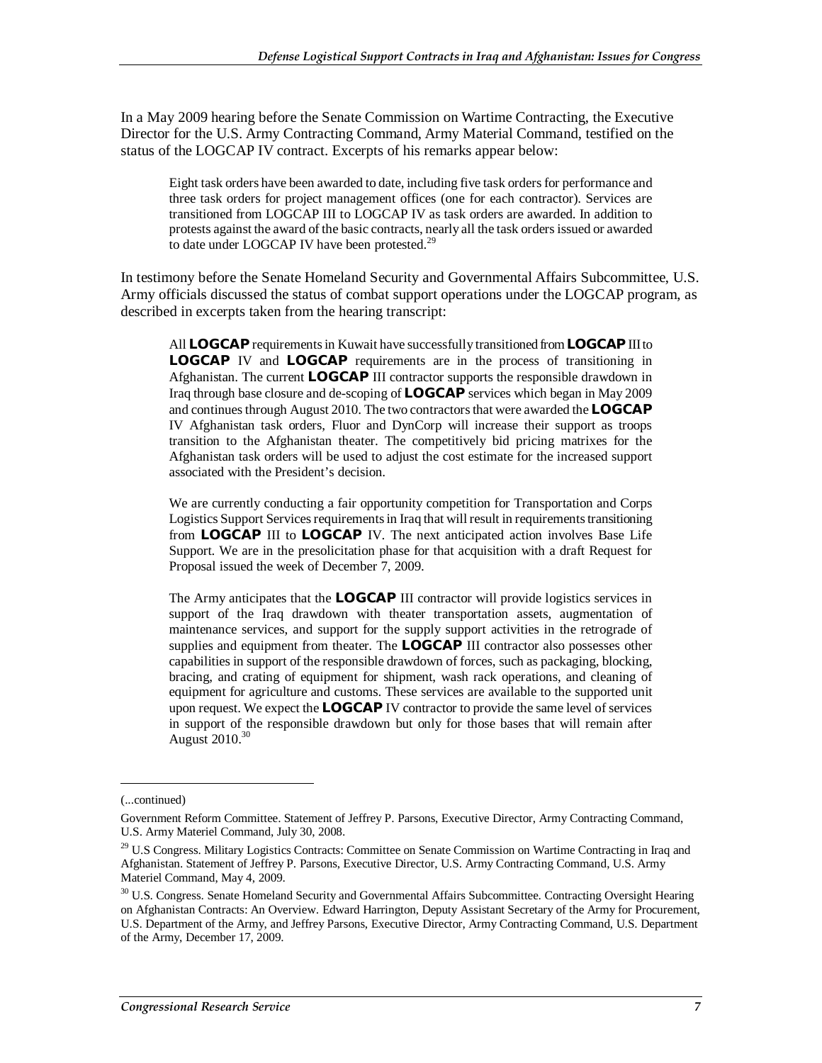In a May 2009 hearing before the Senate Commission on Wartime Contracting, the Executive Director for the U.S. Army Contracting Command, Army Material Command, testified on the status of the LOGCAP IV contract. Excerpts of his remarks appear below:

> Eight task orders have been awarded to date, including five task orders for performance and three task orders for project management offices (one for each contractor). Services are transitioned from LOGCAP III to LOGCAP IV as task orders are awarded. In addition to protests against the award of the basic contracts, nearly all the task orders issued or awarded to date under LOGCAP IV have been protested.[29]

In testimony before the Senate Homeland Security and Governmental Affairs Subcommittee, U.S. Army officials discussed the status of combat support operations under the LOGCAP program, as described in excerpts taken from the hearing transcript:

> All **LOGCAP** requirements in Kuwait have successfully transitioned from **LOGCAP** III to **LOGCAP** IV and **LOGCAP** requirements are in the process of transitioning in Afghanistan. The current **LOGCAP** III contractor supports the responsible drawdown in Iraq through base closure and de-scoping of **LOGCAP** services which began in May 2009 and continues through August 2010. The two contractors that were awarded the **LOGCAP** IV Afghanistan task orders, Fluor and DynCorp will increase their support as troops transition to the Afghanistan theater. The competitively bid pricing matrixes for the Afghanistan task orders will be used to adjust the cost estimate for the increased support associated with the President's decision.
>
> We are currently conducting a fair opportunity competition for Transportation and Corps Logistics Support Services requirements in Iraq that will result in requirements transitioning from **LOGCAP** III to **LOGCAP** IV. The next anticipated action involves Base Life Support. We are in the presolicitation phase for that acquisition with a draft Request for Proposal issued the week of December 7, 2009.
>
> The Army anticipates that the **LOGCAP** III contractor will provide logistics services in support of the Iraq drawdown with theater transportation assets, augmentation of maintenance services, and support for the supply support activities in the retrograde of supplies and equipment from theater. The **LOGCAP** III contractor also possesses other capabilities in support of the responsible drawdown of forces, such as packaging, blocking, bracing, and crating of equipment for shipment, wash rack operations, and cleaning of equipment for agriculture and customs. These services are available to the supported unit upon request. We expect the **LOGCAP** IV contractor to provide the same level of services in support of the responsible drawdown but only for those bases that will remain after August 2010.[30]

---

(...continued)

Government Reform Committee. Statement of Jeffrey P. Parsons, Executive Director, Army Contracting Command, U.S. Army Materiel Command, July 30, 2008.

[29] U.S Congress. Military Logistics Contracts: Committee on Senate Commission on Wartime Contracting in Iraq and Afghanistan. Statement of Jeffrey P. Parsons, Executive Director, U.S. Army Contracting Command, U.S. Army Materiel Command, May 4, 2009.

[30] U.S. Congress. Senate Homeland Security and Governmental Affairs Subcommittee. Contracting Oversight Hearing on Afghanistan Contracts: An Overview. Edward Harrington, Deputy Assistant Secretary of the Army for Procurement, U.S. Department of the Army, and Jeffrey Parsons, Executive Director, Army Contracting Command, U.S. Department of the Army, December 17, 2009.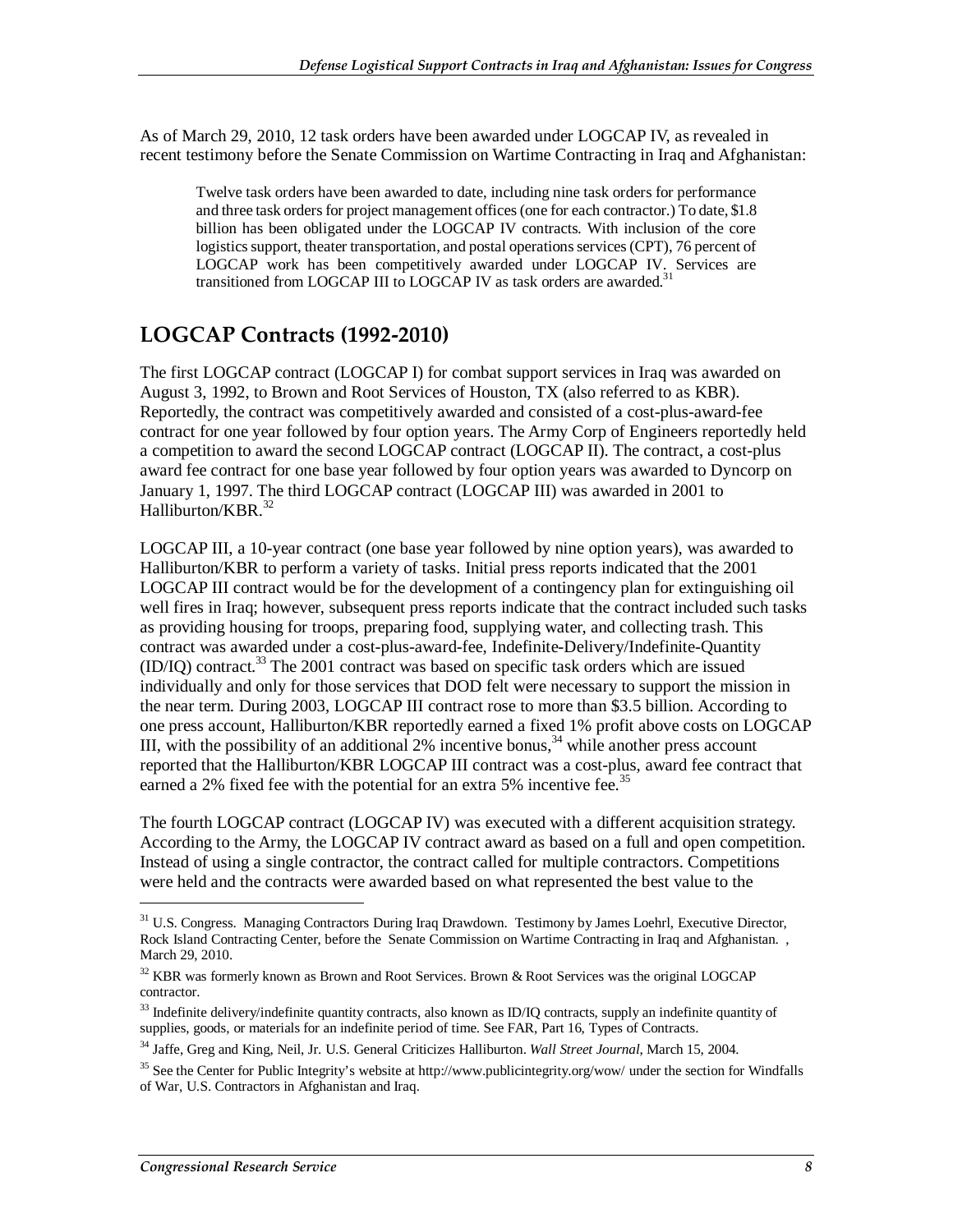As of March 29, 2010, 12 task orders have been awarded under LOGCAP IV, as revealed in recent testimony before the Senate Commission on Wartime Contracting in Iraq and Afghanistan:

> Twelve task orders have been awarded to date, including nine task orders for performance and three task orders for project management offices (one for each contractor.) To date, $1.8 billion has been obligated under the LOGCAP IV contracts. With inclusion of the core logistics support, theater transportation, and postal operations services (CPT), 76 percent of LOGCAP work has been competitively awarded under LOGCAP IV. Services are transitioned from LOGCAP III to LOGCAP IV as task orders are awarded.[31]

## LOGCAP Contracts (1992-2010)

The first LOGCAP contract (LOGCAP I) for combat support services in Iraq was awarded on August 3, 1992, to Brown and Root Services of Houston, TX (also referred to as KBR). Reportedly, the contract was competitively awarded and consisted of a cost-plus-award-fee contract for one year followed by four option years. The Army Corp of Engineers reportedly held a competition to award the second LOGCAP contract (LOGCAP II). The contract, a cost-plus award fee contract for one base year followed by four option years was awarded to Dyncorp on January 1, 1997. The third LOGCAP contract (LOGCAP III) was awarded in 2001 to Halliburton/KBR.[32]

LOGCAP III, a 10-year contract (one base year followed by nine option years), was awarded to Halliburton/KBR to perform a variety of tasks. Initial press reports indicated that the 2001 LOGCAP III contract would be for the development of a contingency plan for extinguishing oil well fires in Iraq; however, subsequent press reports indicate that the contract included such tasks as providing housing for troops, preparing food, supplying water, and collecting trash. This contract was awarded under a cost-plus-award-fee, Indefinite-Delivery/Indefinite-Quantity (ID/IQ) contract.[33] The 2001 contract was based on specific task orders which are issued individually and only for those services that DOD felt were necessary to support the mission in the near term. During 2003, LOGCAP III contract rose to more than $3.5 billion. According to one press account, Halliburton/KBR reportedly earned a fixed 1% profit above costs on LOGCAP III, with the possibility of an additional 2% incentive bonus,[34] while another press account reported that the Halliburton/KBR LOGCAP III contract was a cost-plus, award fee contract that earned a 2% fixed fee with the potential for an extra 5% incentive fee.[35]

The fourth LOGCAP contract (LOGCAP IV) was executed with a different acquisition strategy. According to the Army, the LOGCAP IV contract award as based on a full and open competition. Instead of using a single contractor, the contract called for multiple contractors. Competitions were held and the contracts were awarded based on what represented the best value to the

---

[31] U.S. Congress. Managing Contractors During Iraq Drawdown. Testimony by James Loehrl, Executive Director, Rock Island Contracting Center, before the Senate Commission on Wartime Contracting in Iraq and Afghanistan. , March 29, 2010.

[32] KBR was formerly known as Brown and Root Services. Brown & Root Services was the original LOGCAP contractor.

[33] Indefinite delivery/indefinite quantity contracts, also known as ID/IQ contracts, supply an indefinite quantity of supplies, goods, or materials for an indefinite period of time. See FAR, Part 16, Types of Contracts.

[34] Jaffe, Greg and King, Neil, Jr. U.S. General Criticizes Halliburton. *Wall Street Journal*, March 15, 2004.

[35] See the Center for Public Integrity's website at http://www.publicintegrity.org/wow/ under the section for Windfalls of War, U.S. Contractors in Afghanistan and Iraq.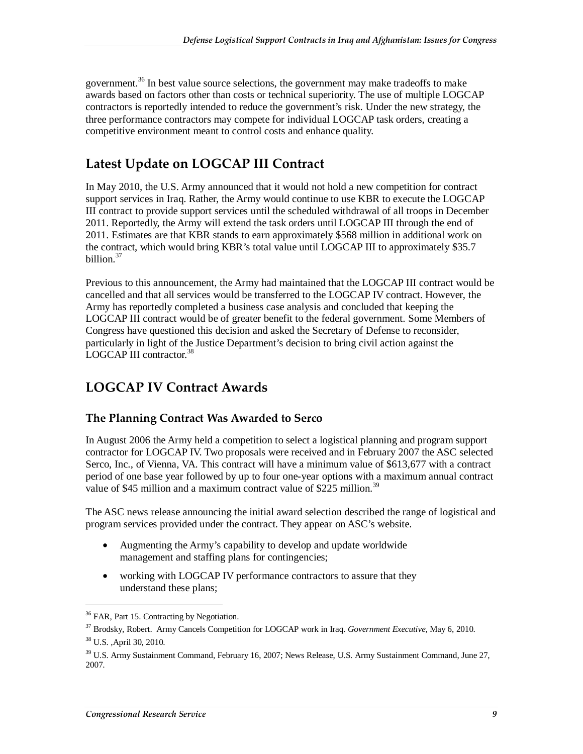government.[36] In best value source selections, the government may make tradeoffs to make awards based on factors other than costs or technical superiority. The use of multiple LOGCAP contractors is reportedly intended to reduce the government's risk. Under the new strategy, the three performance contractors may compete for individual LOGCAP task orders, creating a competitive environment meant to control costs and enhance quality.

## Latest Update on LOGCAP III Contract

In May 2010, the U.S. Army announced that it would not hold a new competition for contract support services in Iraq. Rather, the Army would continue to use KBR to execute the LOGCAP III contract to provide support services until the scheduled withdrawal of all troops in December 2011. Reportedly, the Army will extend the task orders until LOGCAP III through the end of 2011. Estimates are that KBR stands to earn approximately $568 million in additional work on the contract, which would bring KBR's total value until LOGCAP III to approximately $35.7 billion.[37]

Previous to this announcement, the Army had maintained that the LOGCAP III contract would be cancelled and that all services would be transferred to the LOGCAP IV contract. However, the Army has reportedly completed a business case analysis and concluded that keeping the LOGCAP III contract would be of greater benefit to the federal government. Some Members of Congress have questioned this decision and asked the Secretary of Defense to reconsider, particularly in light of the Justice Department's decision to bring civil action against the LOGCAP III contractor.[38]

## LOGCAP IV Contract Awards

### The Planning Contract Was Awarded to Serco

In August 2006 the Army held a competition to select a logistical planning and program support contractor for LOGCAP IV. Two proposals were received and in February 2007 the ASC selected Serco, Inc., of Vienna, VA. This contract will have a minimum value of $613,677 with a contract period of one base year followed by up to four one-year options with a maximum annual contract value of $45 million and a maximum contract value of $225 million.[39]

The ASC news release announcing the initial award selection described the range of logistical and program services provided under the contract. They appear on ASC's website.

- Augmenting the Army's capability to develop and update worldwide management and staffing plans for contingencies;
- working with LOGCAP IV performance contractors to assure that they understand these plans;

---

[36] FAR, Part 15. Contracting by Negotiation.

[37] Brodsky, Robert. Army Cancels Competition for LOGCAP work in Iraq. *Government Executive*, May 6, 2010.

[38] U.S. ,April 30, 2010.

[39] U.S. Army Sustainment Command, February 16, 2007; News Release, U.S. Army Sustainment Command, June 27, 2007.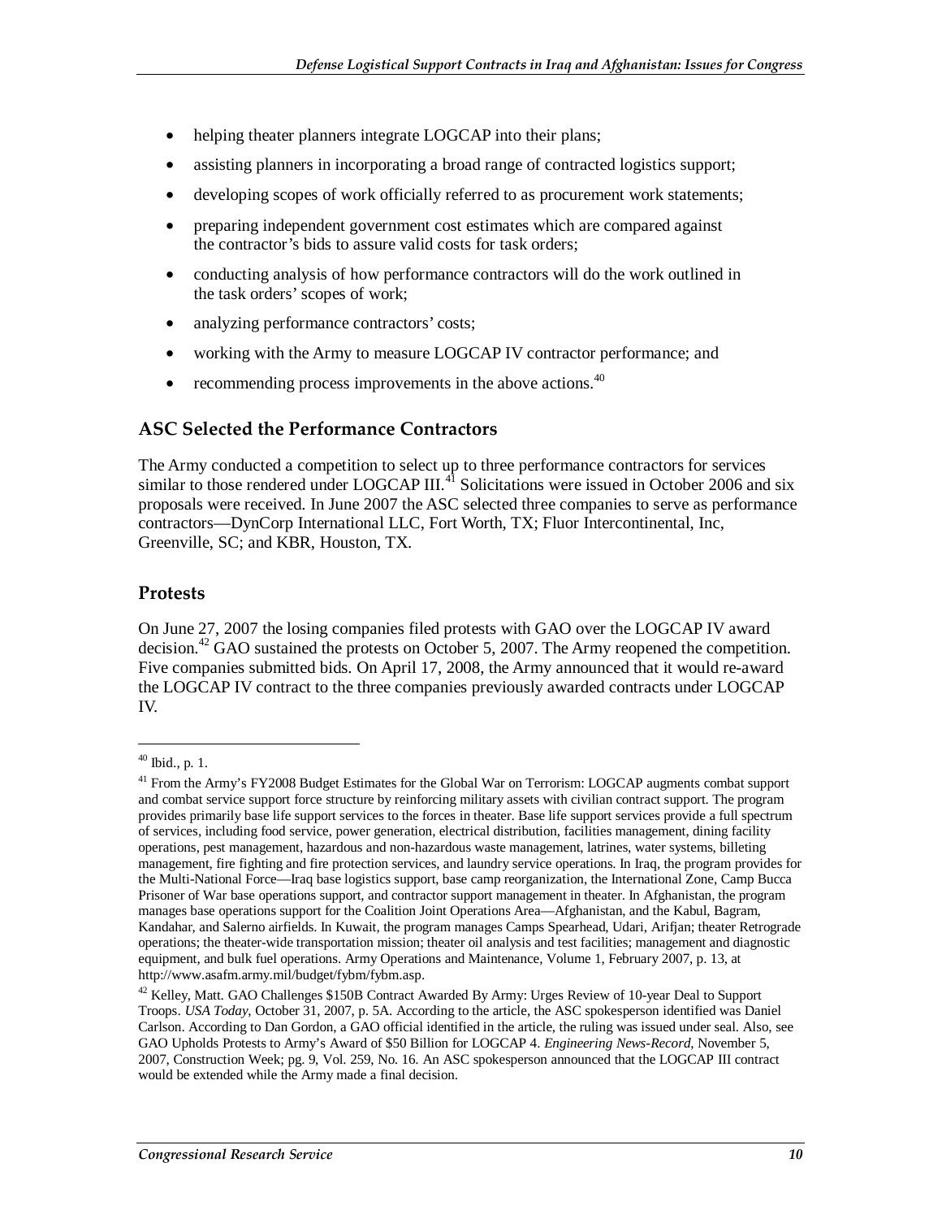- helping theater planners integrate LOGCAP into their plans;
- assisting planners in incorporating a broad range of contracted logistics support;
- developing scopes of work officially referred to as procurement work statements;
- preparing independent government cost estimates which are compared against the contractor's bids to assure valid costs for task orders;
- conducting analysis of how performance contractors will do the work outlined in the task orders' scopes of work;
- analyzing performance contractors' costs;
- working with the Army to measure LOGCAP IV contractor performance; and
- recommending process improvements in the above actions.[40]

### ASC Selected the Performance Contractors

The Army conducted a competition to select up to three performance contractors for services similar to those rendered under LOGCAP III.[41] Solicitations were issued in October 2006 and six proposals were received. In June 2007 the ASC selected three companies to serve as performance contractors—DynCorp International LLC, Fort Worth, TX; Fluor Intercontinental, Inc, Greenville, SC; and KBR, Houston, TX.

### Protests

On June 27, 2007 the losing companies filed protests with GAO over the LOGCAP IV award decision.[42] GAO sustained the protests on October 5, 2007. The Army reopened the competition. Five companies submitted bids. On April 17, 2008, the Army announced that it would re-award the LOGCAP IV contract to the three companies previously awarded contracts under LOGCAP IV.

---

[40] Ibid., p. 1.

[41] From the Army's FY2008 Budget Estimates for the Global War on Terrorism: LOGCAP augments combat support and combat service support force structure by reinforcing military assets with civilian contract support. The program provides primarily base life support services to the forces in theater. Base life support services provide a full spectrum of services, including food service, power generation, electrical distribution, facilities management, dining facility operations, pest management, hazardous and non-hazardous waste management, latrines, water systems, billeting management, fire fighting and fire protection services, and laundry service operations. In Iraq, the program provides for the Multi-National Force—Iraq base logistics support, base camp reorganization, the International Zone, Camp Bucca Prisoner of War base operations support, and contractor support management in theater. In Afghanistan, the program manages base operations support for the Coalition Joint Operations Area—Afghanistan, and the Kabul, Bagram, Kandahar, and Salerno airfields. In Kuwait, the program manages Camps Spearhead, Udari, Arifjan; theater Retrograde operations; the theater-wide transportation mission; theater oil analysis and test facilities; management and diagnostic equipment, and bulk fuel operations. Army Operations and Maintenance, Volume 1, February 2007, p. 13, at http://www.asafm.army.mil/budget/fybm/fybm.asp.

[42] Kelley, Matt. GAO Challenges $150B Contract Awarded By Army: Urges Review of 10-year Deal to Support Troops. *USA Today*, October 31, 2007, p. 5A. According to the article, the ASC spokesperson identified was Daniel Carlson. According to Dan Gordon, a GAO official identified in the article, the ruling was issued under seal. Also, see GAO Upholds Protests to Army's Award of $50 Billion for LOGCAP 4. *Engineering News-Record*, November 5, 2007, Construction Week; pg. 9, Vol. 259, No. 16. An ASC spokesperson announced that the LOGCAP III contract would be extended while the Army made a final decision.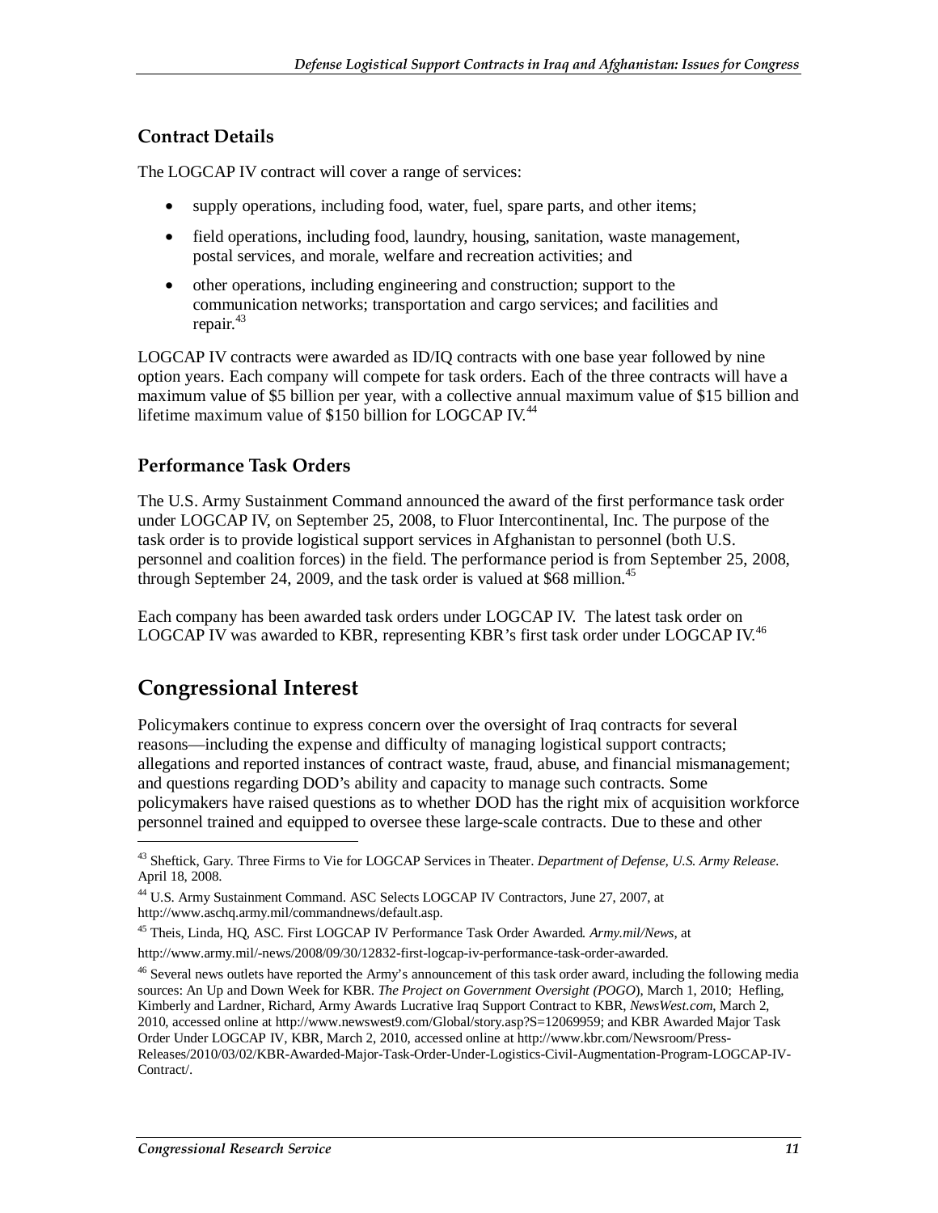### Contract Details

The LOGCAP IV contract will cover a range of services:

- supply operations, including food, water, fuel, spare parts, and other items;
- field operations, including food, laundry, housing, sanitation, waste management, postal services, and morale, welfare and recreation activities; and
- other operations, including engineering and construction; support to the communication networks; transportation and cargo services; and facilities and repair.[43]

LOGCAP IV contracts were awarded as ID/IQ contracts with one base year followed by nine option years. Each company will compete for task orders. Each of the three contracts will have a maximum value of $5 billion per year, with a collective annual maximum value of $15 billion and lifetime maximum value of $150 billion for LOGCAP IV.[44]

### Performance Task Orders

The U.S. Army Sustainment Command announced the award of the first performance task order under LOGCAP IV, on September 25, 2008, to Fluor Intercontinental, Inc. The purpose of the task order is to provide logistical support services in Afghanistan to personnel (both U.S. personnel and coalition forces) in the field. The performance period is from September 25, 2008, through September 24, 2009, and the task order is valued at $68 million.[45]

Each company has been awarded task orders under LOGCAP IV. The latest task order on LOGCAP IV was awarded to KBR, representing KBR's first task order under LOGCAP IV.[46]

## Congressional Interest

Policymakers continue to express concern over the oversight of Iraq contracts for several reasons—including the expense and difficulty of managing logistical support contracts; allegations and reported instances of contract waste, fraud, abuse, and financial mismanagement; and questions regarding DOD's ability and capacity to manage such contracts. Some policymakers have raised questions as to whether DOD has the right mix of acquisition workforce personnel trained and equipped to oversee these large-scale contracts. Due to these and other

---

[43] Sheftick, Gary. Three Firms to Vie for LOGCAP Services in Theater. *Department of Defense, U.S. Army Release*. April 18, 2008.

[44] U.S. Army Sustainment Command. ASC Selects LOGCAP IV Contractors, June 27, 2007, at http://www.aschq.army.mil/commandnews/default.asp.

[45] Theis, Linda, HQ, ASC. First LOGCAP IV Performance Task Order Awarded. *Army.mil/News*, at http://www.army.mil/-news/2008/09/30/12832-first-logcap-iv-performance-task-order-awarded.

[46] Several news outlets have reported the Army's announcement of this task order award, including the following media sources: An Up and Down Week for KBR. *The Project on Government Oversight (POGO*), March 1, 2010; Hefling, Kimberly and Lardner, Richard, Army Awards Lucrative Iraq Support Contract to KBR, *NewsWest.com*, March 2, 2010, accessed online at http://www.newswest9.com/Global/story.asp?S=12069959; and KBR Awarded Major Task Order Under LOGCAP IV, KBR, March 2, 2010, accessed online at http://www.kbr.com/Newsroom/Press-Releases/2010/03/02/KBR-Awarded-Major-Task-Order-Under-Logistics-Civil-Augmentation-Program-LOGCAP-IV-Contract/.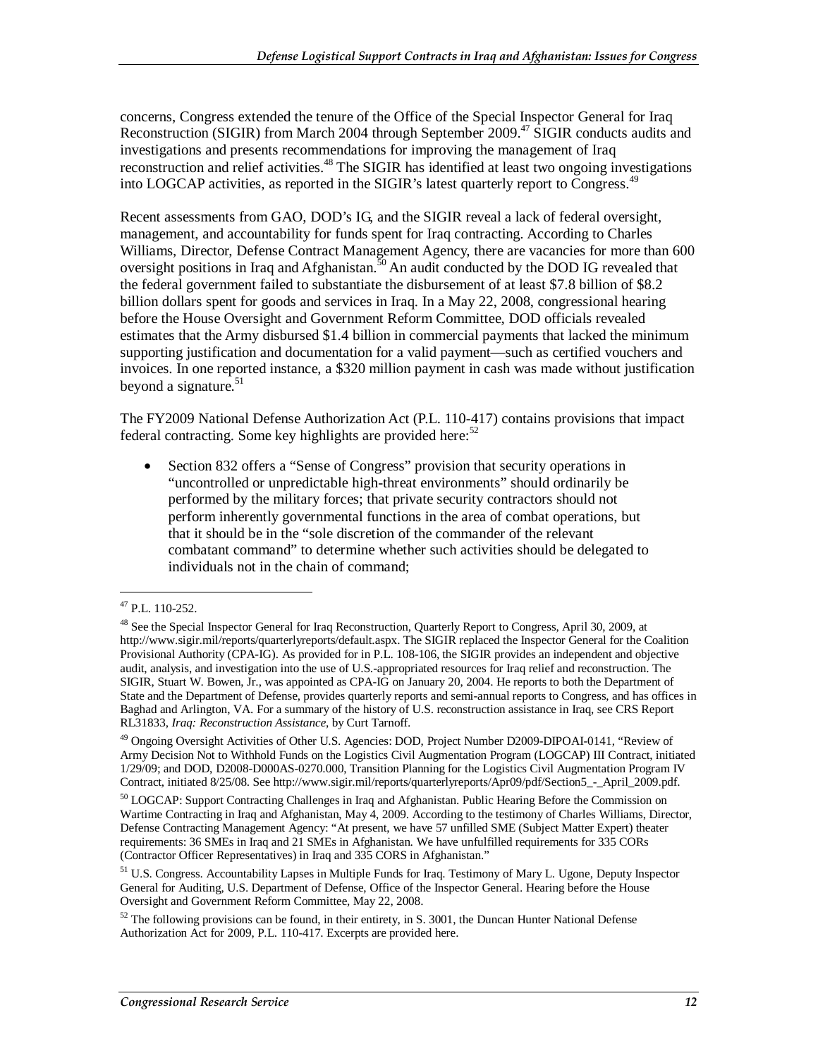concerns, Congress extended the tenure of the Office of the Special Inspector General for Iraq Reconstruction (SIGIR) from March 2004 through September 2009.[47] SIGIR conducts audits and investigations and presents recommendations for improving the management of Iraq reconstruction and relief activities.[48] The SIGIR has identified at least two ongoing investigations into LOGCAP activities, as reported in the SIGIR's latest quarterly report to Congress.[49]

Recent assessments from GAO, DOD's IG, and the SIGIR reveal a lack of federal oversight, management, and accountability for funds spent for Iraq contracting. According to Charles Williams, Director, Defense Contract Management Agency, there are vacancies for more than 600 oversight positions in Iraq and Afghanistan.[50] An audit conducted by the DOD IG revealed that the federal government failed to substantiate the disbursement of at least \$7.8 billion of \$8.2 billion dollars spent for goods and services in Iraq. In a May 22, 2008, congressional hearing before the House Oversight and Government Reform Committee, DOD officials revealed estimates that the Army disbursed \$1.4 billion in commercial payments that lacked the minimum supporting justification and documentation for a valid payment—such as certified vouchers and invoices. In one reported instance, a \$320 million payment in cash was made without justification beyond a signature.[51]

The FY2009 National Defense Authorization Act (P.L. 110-417) contains provisions that impact federal contracting. Some key highlights are provided here:[52]

- Section 832 offers a "Sense of Congress" provision that security operations in "uncontrolled or unpredictable high-threat environments" should ordinarily be performed by the military forces; that private security contractors should not perform inherently governmental functions in the area of combat operations, but that it should be in the "sole discretion of the commander of the relevant combatant command" to determine whether such activities should be delegated to individuals not in the chain of command;

---

[47] P.L. 110-252.

[48] See the Special Inspector General for Iraq Reconstruction, Quarterly Report to Congress, April 30, 2009, at http://www.sigir.mil/reports/quarterlyreports/default.aspx. The SIGIR replaced the Inspector General for the Coalition Provisional Authority (CPA-IG). As provided for in P.L. 108-106, the SIGIR provides an independent and objective audit, analysis, and investigation into the use of U.S.-appropriated resources for Iraq relief and reconstruction. The SIGIR, Stuart W. Bowen, Jr., was appointed as CPA-IG on January 20, 2004. He reports to both the Department of State and the Department of Defense, provides quarterly reports and semi-annual reports to Congress, and has offices in Baghad and Arlington, VA. For a summary of the history of U.S. reconstruction assistance in Iraq, see CRS Report RL31833, *Iraq: Reconstruction Assistance*, by Curt Tarnoff.

[49] Ongoing Oversight Activities of Other U.S. Agencies: DOD, Project Number D2009-DIPOAI-0141, "Review of Army Decision Not to Withhold Funds on the Logistics Civil Augmentation Program (LOGCAP) III Contract, initiated 1/29/09; and DOD, D2008-D000AS-0270.000, Transition Planning for the Logistics Civil Augmentation Program IV Contract, initiated 8/25/08. See http://www.sigir.mil/reports/quarterlyreports/Apr09/pdf/Section5_-_April_2009.pdf.

[50] LOGCAP: Support Contracting Challenges in Iraq and Afghanistan. Public Hearing Before the Commission on Wartime Contracting in Iraq and Afghanistan, May 4, 2009. According to the testimony of Charles Williams, Director, Defense Contracting Management Agency: "At present, we have 57 unfilled SME (Subject Matter Expert) theater requirements: 36 SMEs in Iraq and 21 SMEs in Afghanistan. We have unfulfilled requirements for 335 CORs (Contractor Officer Representatives) in Iraq and 335 CORS in Afghanistan."

[51] U.S. Congress. Accountability Lapses in Multiple Funds for Iraq. Testimony of Mary L. Ugone, Deputy Inspector General for Auditing, U.S. Department of Defense, Office of the Inspector General. Hearing before the House Oversight and Government Reform Committee, May 22, 2008.

[52] The following provisions can be found, in their entirety, in S. 3001, the Duncan Hunter National Defense Authorization Act for 2009, P.L. 110-417. Excerpts are provided here.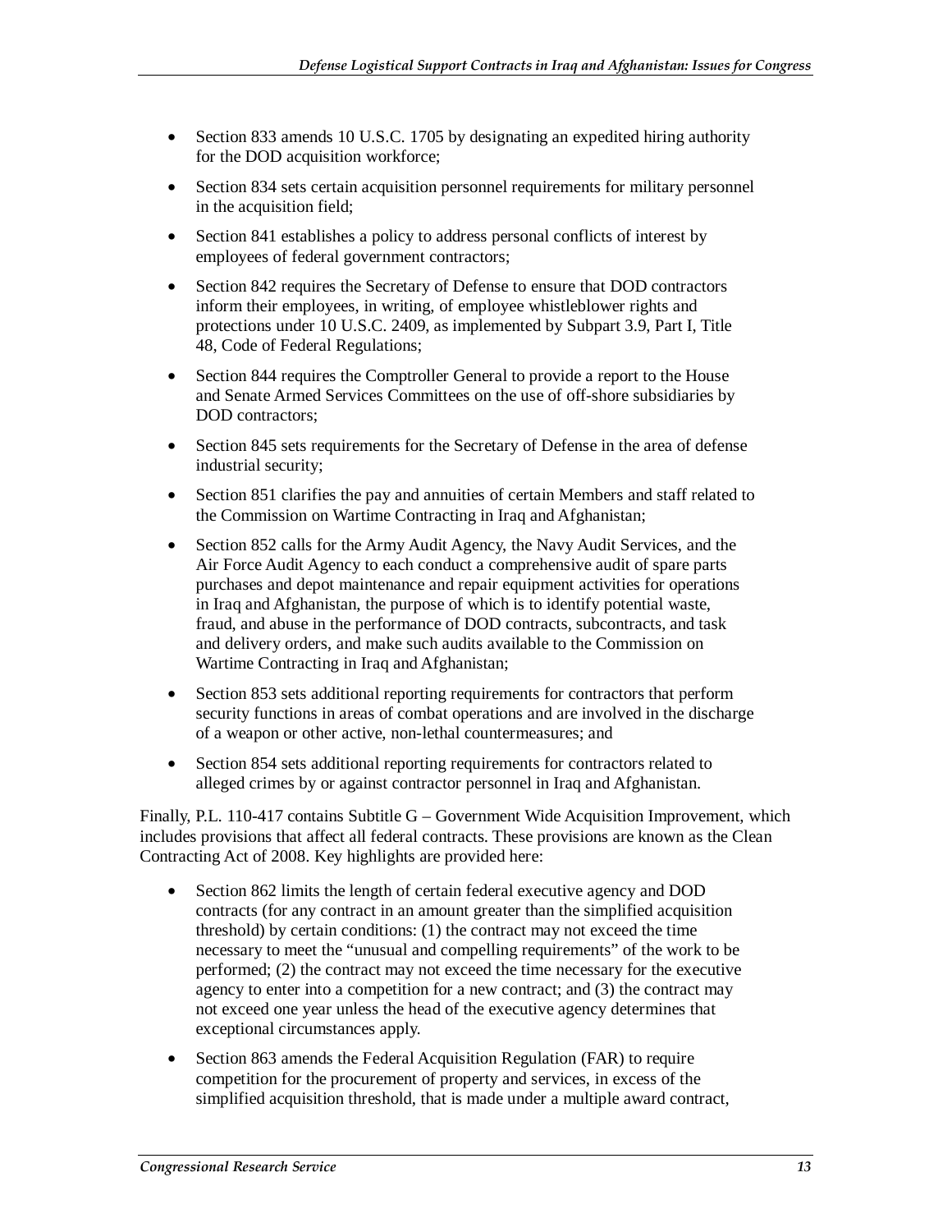- Section 833 amends 10 U.S.C. 1705 by designating an expedited hiring authority for the DOD acquisition workforce;
- Section 834 sets certain acquisition personnel requirements for military personnel in the acquisition field;
- Section 841 establishes a policy to address personal conflicts of interest by employees of federal government contractors;
- Section 842 requires the Secretary of Defense to ensure that DOD contractors inform their employees, in writing, of employee whistleblower rights and protections under 10 U.S.C. 2409, as implemented by Subpart 3.9, Part I, Title 48, Code of Federal Regulations;
- Section 844 requires the Comptroller General to provide a report to the House and Senate Armed Services Committees on the use of off-shore subsidiaries by DOD contractors;
- Section 845 sets requirements for the Secretary of Defense in the area of defense industrial security;
- Section 851 clarifies the pay and annuities of certain Members and staff related to the Commission on Wartime Contracting in Iraq and Afghanistan;
- Section 852 calls for the Army Audit Agency, the Navy Audit Services, and the Air Force Audit Agency to each conduct a comprehensive audit of spare parts purchases and depot maintenance and repair equipment activities for operations in Iraq and Afghanistan, the purpose of which is to identify potential waste, fraud, and abuse in the performance of DOD contracts, subcontracts, and task and delivery orders, and make such audits available to the Commission on Wartime Contracting in Iraq and Afghanistan;
- Section 853 sets additional reporting requirements for contractors that perform security functions in areas of combat operations and are involved in the discharge of a weapon or other active, non-lethal countermeasures; and
- Section 854 sets additional reporting requirements for contractors related to alleged crimes by or against contractor personnel in Iraq and Afghanistan.

Finally, P.L. 110-417 contains Subtitle G – Government Wide Acquisition Improvement, which includes provisions that affect all federal contracts. These provisions are known as the Clean Contracting Act of 2008. Key highlights are provided here:

- Section 862 limits the length of certain federal executive agency and DOD contracts (for any contract in an amount greater than the simplified acquisition threshold) by certain conditions: (1) the contract may not exceed the time necessary to meet the "unusual and compelling requirements" of the work to be performed; (2) the contract may not exceed the time necessary for the executive agency to enter into a competition for a new contract; and (3) the contract may not exceed one year unless the head of the executive agency determines that exceptional circumstances apply.
- Section 863 amends the Federal Acquisition Regulation (FAR) to require competition for the procurement of property and services, in excess of the simplified acquisition threshold, that is made under a multiple award contract,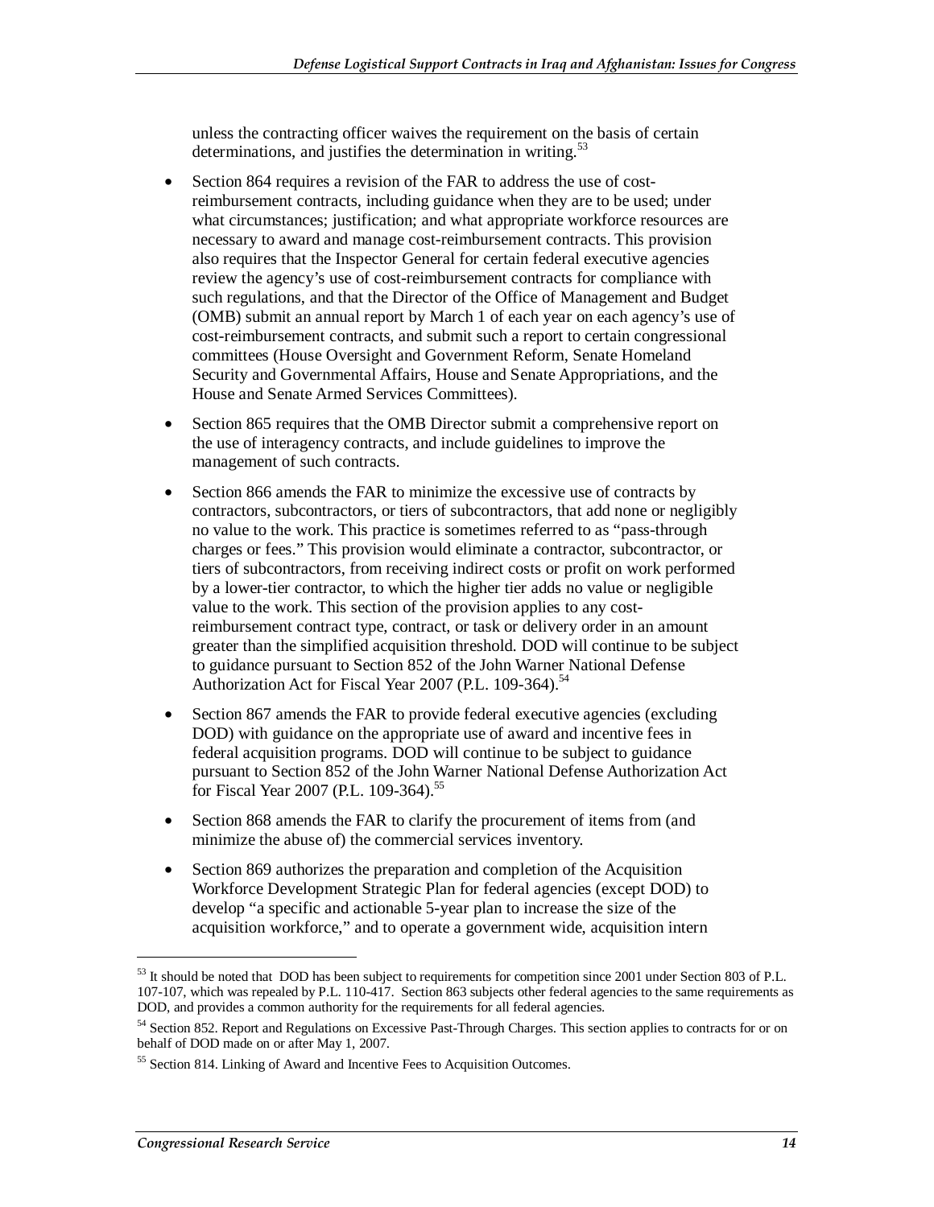unless the contracting officer waives the requirement on the basis of certain determinations, and justifies the determination in writing.[53]

- Section 864 requires a revision of the FAR to address the use of cost-reimbursement contracts, including guidance when they are to be used; under what circumstances; justification; and what appropriate workforce resources are necessary to award and manage cost-reimbursement contracts. This provision also requires that the Inspector General for certain federal executive agencies review the agency's use of cost-reimbursement contracts for compliance with such regulations, and that the Director of the Office of Management and Budget (OMB) submit an annual report by March 1 of each year on each agency's use of cost-reimbursement contracts, and submit such a report to certain congressional committees (House Oversight and Government Reform, Senate Homeland Security and Governmental Affairs, House and Senate Appropriations, and the House and Senate Armed Services Committees).
- Section 865 requires that the OMB Director submit a comprehensive report on the use of interagency contracts, and include guidelines to improve the management of such contracts.
- Section 866 amends the FAR to minimize the excessive use of contracts by contractors, subcontractors, or tiers of subcontractors, that add none or negligibly no value to the work. This practice is sometimes referred to as "pass-through charges or fees." This provision would eliminate a contractor, subcontractor, or tiers of subcontractors, from receiving indirect costs or profit on work performed by a lower-tier contractor, to which the higher tier adds no value or negligible value to the work. This section of the provision applies to any cost-reimbursement contract type, contract, or task or delivery order in an amount greater than the simplified acquisition threshold. DOD will continue to be subject to guidance pursuant to Section 852 of the John Warner National Defense Authorization Act for Fiscal Year 2007 (P.L. 109-364).[54]
- Section 867 amends the FAR to provide federal executive agencies (excluding DOD) with guidance on the appropriate use of award and incentive fees in federal acquisition programs. DOD will continue to be subject to guidance pursuant to Section 852 of the John Warner National Defense Authorization Act for Fiscal Year 2007 (P.L. 109-364).[55]
- Section 868 amends the FAR to clarify the procurement of items from (and minimize the abuse of) the commercial services inventory.
- Section 869 authorizes the preparation and completion of the Acquisition Workforce Development Strategic Plan for federal agencies (except DOD) to develop "a specific and actionable 5-year plan to increase the size of the acquisition workforce," and to operate a government wide, acquisition intern

---

[53] It should be noted that DOD has been subject to requirements for competition since 2001 under Section 803 of P.L. 107-107, which was repealed by P.L. 110-417. Section 863 subjects other federal agencies to the same requirements as DOD, and provides a common authority for the requirements for all federal agencies.

[54] Section 852. Report and Regulations on Excessive Past-Through Charges. This section applies to contracts for or on behalf of DOD made on or after May 1, 2007.

[55] Section 814. Linking of Award and Incentive Fees to Acquisition Outcomes.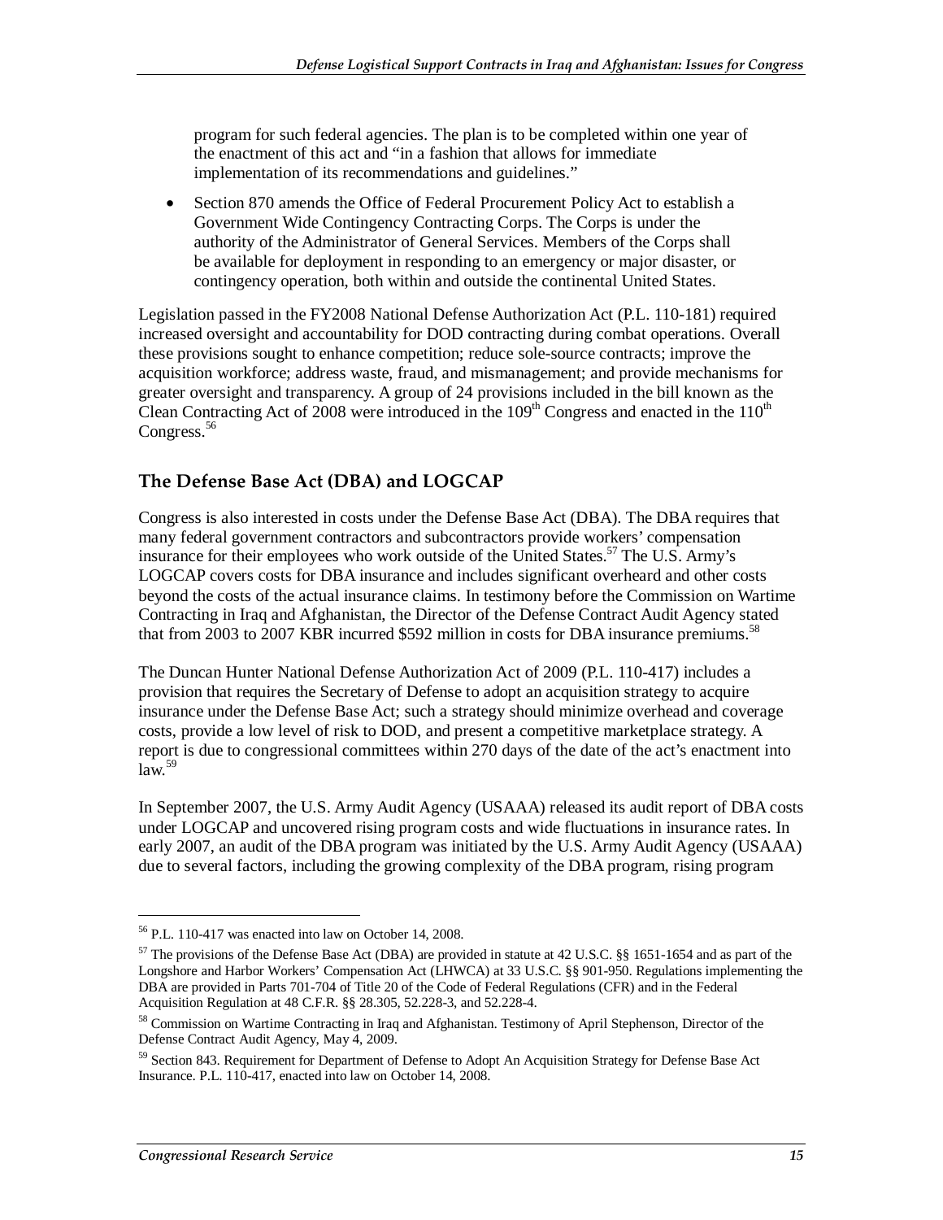program for such federal agencies. The plan is to be completed within one year of the enactment of this act and "in a fashion that allows for immediate implementation of its recommendations and guidelines."

- Section 870 amends the Office of Federal Procurement Policy Act to establish a Government Wide Contingency Contracting Corps. The Corps is under the authority of the Administrator of General Services. Members of the Corps shall be available for deployment in responding to an emergency or major disaster, or contingency operation, both within and outside the continental United States.

Legislation passed in the FY2008 National Defense Authorization Act (P.L. 110-181) required increased oversight and accountability for DOD contracting during combat operations. Overall these provisions sought to enhance competition; reduce sole-source contracts; improve the acquisition workforce; address waste, fraud, and mismanagement; and provide mechanisms for greater oversight and transparency. A group of 24 provisions included in the bill known as the Clean Contracting Act of 2008 were introduced in the 109th Congress and enacted in the 110th Congress.[56]

### The Defense Base Act (DBA) and LOGCAP

Congress is also interested in costs under the Defense Base Act (DBA). The DBA requires that many federal government contractors and subcontractors provide workers' compensation insurance for their employees who work outside of the United States.[57] The U.S. Army's LOGCAP covers costs for DBA insurance and includes significant overheard and other costs beyond the costs of the actual insurance claims. In testimony before the Commission on Wartime Contracting in Iraq and Afghanistan, the Director of the Defense Contract Audit Agency stated that from 2003 to 2007 KBR incurred $592 million in costs for DBA insurance premiums.[58]

The Duncan Hunter National Defense Authorization Act of 2009 (P.L. 110-417) includes a provision that requires the Secretary of Defense to adopt an acquisition strategy to acquire insurance under the Defense Base Act; such a strategy should minimize overhead and coverage costs, provide a low level of risk to DOD, and present a competitive marketplace strategy. A report is due to congressional committees within 270 days of the date of the act's enactment into law.[59]

In September 2007, the U.S. Army Audit Agency (USAAA) released its audit report of DBA costs under LOGCAP and uncovered rising program costs and wide fluctuations in insurance rates. In early 2007, an audit of the DBA program was initiated by the U.S. Army Audit Agency (USAAA) due to several factors, including the growing complexity of the DBA program, rising program

---

[56] P.L. 110-417 was enacted into law on October 14, 2008.

[57] The provisions of the Defense Base Act (DBA) are provided in statute at 42 U.S.C. §§ 1651-1654 and as part of the Longshore and Harbor Workers' Compensation Act (LHWCA) at 33 U.S.C. §§ 901-950. Regulations implementing the DBA are provided in Parts 701-704 of Title 20 of the Code of Federal Regulations (CFR) and in the Federal Acquisition Regulation at 48 C.F.R. §§ 28.305, 52.228-3, and 52.228-4.

[58] Commission on Wartime Contracting in Iraq and Afghanistan. Testimony of April Stephenson, Director of the Defense Contract Audit Agency, May 4, 2009.

[59] Section 843. Requirement for Department of Defense to Adopt An Acquisition Strategy for Defense Base Act Insurance. P.L. 110-417, enacted into law on October 14, 2008.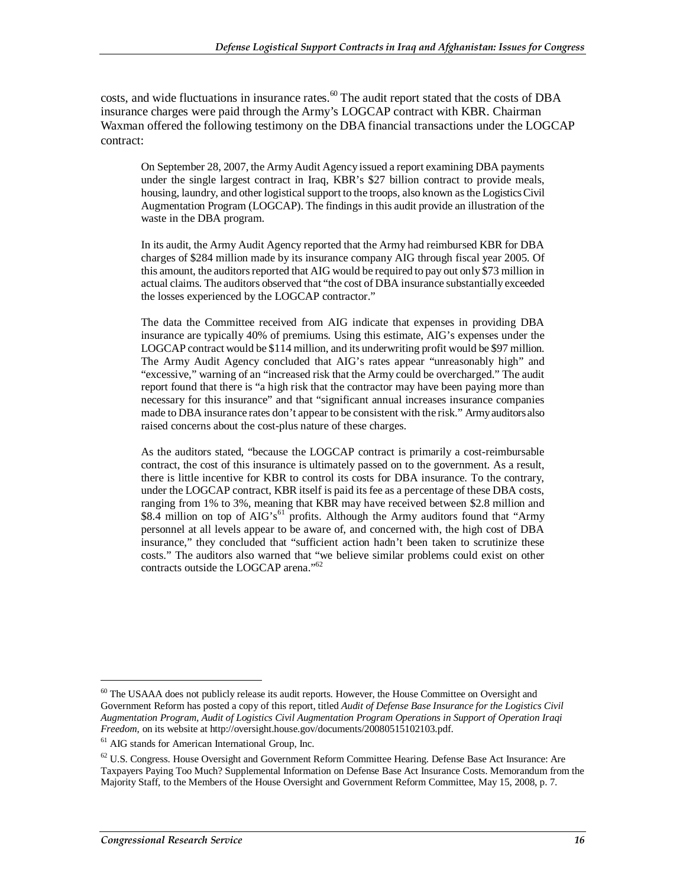costs, and wide fluctuations in insurance rates.[60] The audit report stated that the costs of DBA insurance charges were paid through the Army's LOGCAP contract with KBR. Chairman Waxman offered the following testimony on the DBA financial transactions under the LOGCAP contract:

> On September 28, 2007, the Army Audit Agency issued a report examining DBA payments under the single largest contract in Iraq, KBR's $27 billion contract to provide meals, housing, laundry, and other logistical support to the troops, also known as the Logistics Civil Augmentation Program (LOGCAP). The findings in this audit provide an illustration of the waste in the DBA program.
>
> In its audit, the Army Audit Agency reported that the Army had reimbursed KBR for DBA charges of $284 million made by its insurance company AIG through fiscal year 2005. Of this amount, the auditors reported that AIG would be required to pay out only $73 million in actual claims. The auditors observed that "the cost of DBA insurance substantially exceeded the losses experienced by the LOGCAP contractor."
>
> The data the Committee received from AIG indicate that expenses in providing DBA insurance are typically 40% of premiums. Using this estimate, AIG's expenses under the LOGCAP contract would be $114 million, and its underwriting profit would be $97 million. The Army Audit Agency concluded that AIG's rates appear "unreasonably high" and "excessive," warning of an "increased risk that the Army could be overcharged." The audit report found that there is "a high risk that the contractor may have been paying more than necessary for this insurance" and that "significant annual increases insurance companies made to DBA insurance rates don't appear to be consistent with the risk." Army auditors also raised concerns about the cost-plus nature of these charges.
>
> As the auditors stated, "because the LOGCAP contract is primarily a cost-reimbursable contract, the cost of this insurance is ultimately passed on to the government. As a result, there is little incentive for KBR to control its costs for DBA insurance. To the contrary, under the LOGCAP contract, KBR itself is paid its fee as a percentage of these DBA costs, ranging from 1% to 3%, meaning that KBR may have received between $2.8 million and $8.4 million on top of AIG's[61] profits. Although the Army auditors found that "Army personnel at all levels appear to be aware of, and concerned with, the high cost of DBA insurance," they concluded that "sufficient action hadn't been taken to scrutinize these costs." The auditors also warned that "we believe similar problems could exist on other contracts outside the LOGCAP arena."[62]

---

[60] The USAAA does not publicly release its audit reports. However, the House Committee on Oversight and Government Reform has posted a copy of this report, titled *Audit of Defense Base Insurance for the Logistics Civil Augmentation Program, Audit of Logistics Civil Augmentation Program Operations in Support of Operation Iraqi Freedom*, on its website at http://oversight.house.gov/documents/20080515102103.pdf.

[61] AIG stands for American International Group, Inc.

[62] U.S. Congress. House Oversight and Government Reform Committee Hearing. Defense Base Act Insurance: Are Taxpayers Paying Too Much? Supplemental Information on Defense Base Act Insurance Costs. Memorandum from the Majority Staff, to the Members of the House Oversight and Government Reform Committee, May 15, 2008, p. 7.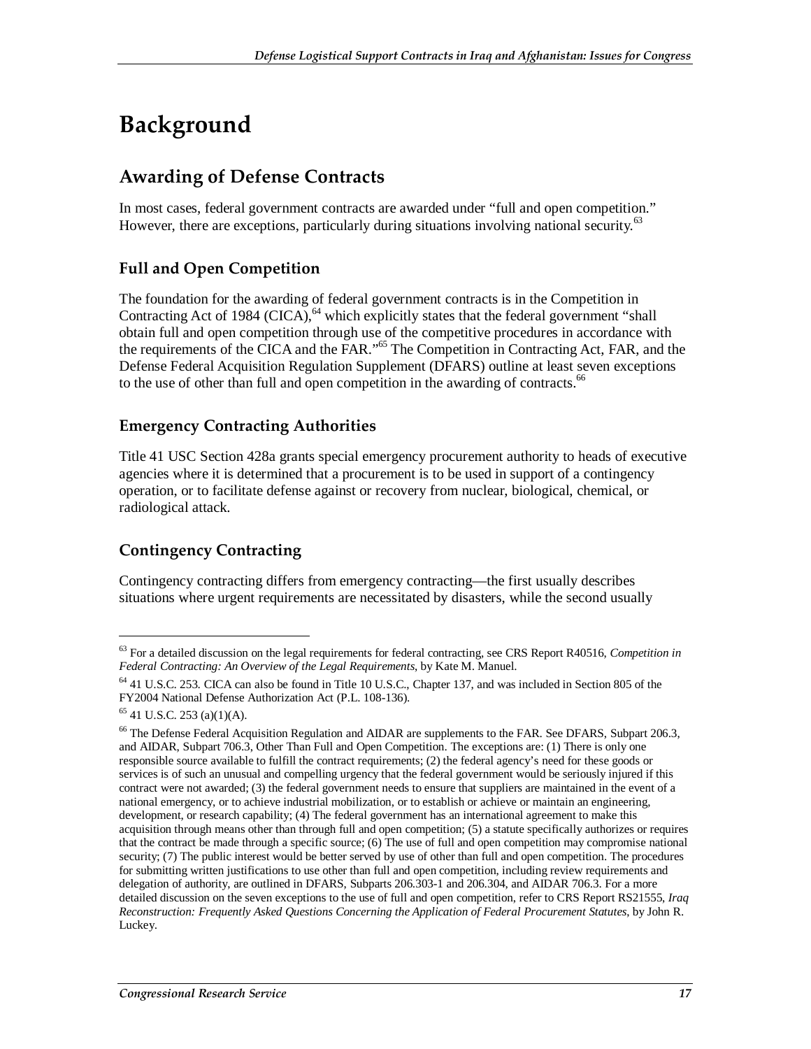# Background

## Awarding of Defense Contracts

In most cases, federal government contracts are awarded under "full and open competition." However, there are exceptions, particularly during situations involving national security.[63]

### Full and Open Competition

The foundation for the awarding of federal government contracts is in the Competition in Contracting Act of 1984 (CICA),[64] which explicitly states that the federal government "shall obtain full and open competition through use of the competitive procedures in accordance with the requirements of the CICA and the FAR."[65] The Competition in Contracting Act, FAR, and the Defense Federal Acquisition Regulation Supplement (DFARS) outline at least seven exceptions to the use of other than full and open competition in the awarding of contracts.[66]

### Emergency Contracting Authorities

Title 41 USC Section 428a grants special emergency procurement authority to heads of executive agencies where it is determined that a procurement is to be used in support of a contingency operation, or to facilitate defense against or recovery from nuclear, biological, chemical, or radiological attack.

### Contingency Contracting

Contingency contracting differs from emergency contracting—the first usually describes situations where urgent requirements are necessitated by disasters, while the second usually

---

[63] For a detailed discussion on the legal requirements for federal contracting, see CRS Report R40516, *Competition in Federal Contracting: An Overview of the Legal Requirements*, by Kate M. Manuel.

[64] 41 U.S.C. 253. CICA can also be found in Title 10 U.S.C., Chapter 137, and was included in Section 805 of the FY2004 National Defense Authorization Act (P.L. 108-136).

[65] 41 U.S.C. 253 (a)(1)(A).

[66] The Defense Federal Acquisition Regulation and AIDAR are supplements to the FAR. See DFARS, Subpart 206.3, and AIDAR, Subpart 706.3, Other Than Full and Open Competition. The exceptions are: (1) There is only one responsible source available to fulfill the contract requirements; (2) the federal agency's need for these goods or services is of such an unusual and compelling urgency that the federal government would be seriously injured if this contract were not awarded; (3) the federal government needs to ensure that suppliers are maintained in the event of a national emergency, or to achieve industrial mobilization, or to establish or achieve or maintain an engineering, development, or research capability; (4) The federal government has an international agreement to make this acquisition through means other than through full and open competition; (5) a statute specifically authorizes or requires that the contract be made through a specific source; (6) The use of full and open competition may compromise national security; (7) The public interest would be better served by use of other than full and open competition. The procedures for submitting written justifications to use other than full and open competition, including review requirements and delegation of authority, are outlined in DFARS, Subparts 206.303-1 and 206.304, and AIDAR 706.3. For a more detailed discussion on the seven exceptions to the use of full and open competition, refer to CRS Report RS21555, *Iraq Reconstruction: Frequently Asked Questions Concerning the Application of Federal Procurement Statutes*, by John R. Luckey.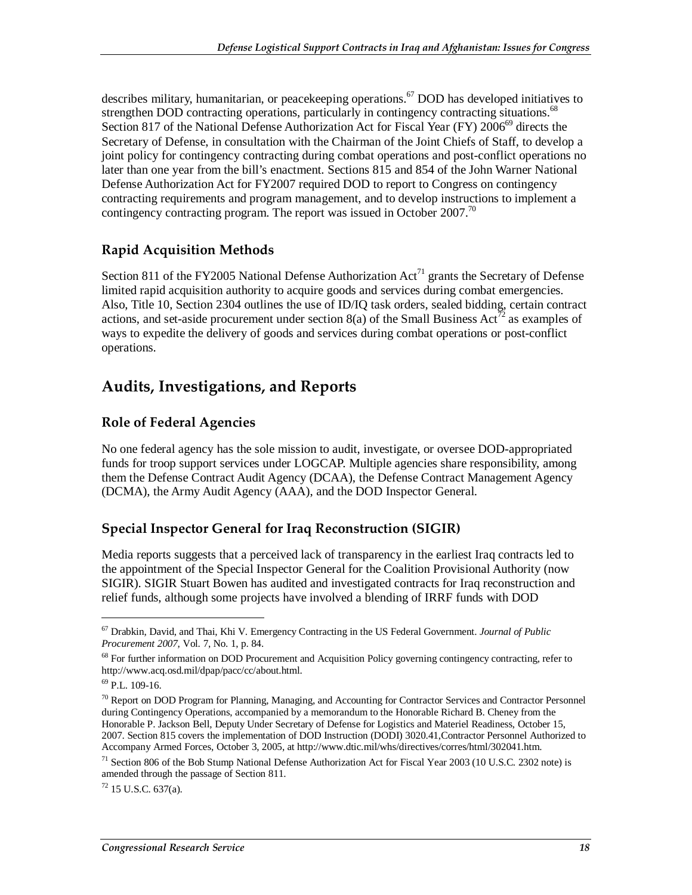describes military, humanitarian, or peacekeeping operations.[67] DOD has developed initiatives to strengthen DOD contracting operations, particularly in contingency contracting situations.[68] Section 817 of the National Defense Authorization Act for Fiscal Year (FY) 2006[69] directs the Secretary of Defense, in consultation with the Chairman of the Joint Chiefs of Staff, to develop a joint policy for contingency contracting during combat operations and post-conflict operations no later than one year from the bill's enactment. Sections 815 and 854 of the John Warner National Defense Authorization Act for FY2007 required DOD to report to Congress on contingency contracting requirements and program management, and to develop instructions to implement a contingency contracting program. The report was issued in October 2007.[70]

### Rapid Acquisition Methods

Section 811 of the FY2005 National Defense Authorization Act[71] grants the Secretary of Defense limited rapid acquisition authority to acquire goods and services during combat emergencies. Also, Title 10, Section 2304 outlines the use of ID/IQ task orders, sealed bidding, certain contract actions, and set-aside procurement under section 8(a) of the Small Business Act[72] as examples of ways to expedite the delivery of goods and services during combat operations or post-conflict operations.

## Audits, Investigations, and Reports

### Role of Federal Agencies

No one federal agency has the sole mission to audit, investigate, or oversee DOD-appropriated funds for troop support services under LOGCAP. Multiple agencies share responsibility, among them the Defense Contract Audit Agency (DCAA), the Defense Contract Management Agency (DCMA), the Army Audit Agency (AAA), and the DOD Inspector General.

### Special Inspector General for Iraq Reconstruction (SIGIR)

Media reports suggests that a perceived lack of transparency in the earliest Iraq contracts led to the appointment of the Special Inspector General for the Coalition Provisional Authority (now SIGIR). SIGIR Stuart Bowen has audited and investigated contracts for Iraq reconstruction and relief funds, although some projects have involved a blending of IRRF funds with DOD

---

[67] Drabkin, David, and Thai, Khi V. Emergency Contracting in the US Federal Government. *Journal of Public Procurement 2007*, Vol. 7, No. 1, p. 84.

[68] For further information on DOD Procurement and Acquisition Policy governing contingency contracting, refer to http://www.acq.osd.mil/dpap/pacc/cc/about.html.

[69] P.L. 109-16.

[70] Report on DOD Program for Planning, Managing, and Accounting for Contractor Services and Contractor Personnel during Contingency Operations, accompanied by a memorandum to the Honorable Richard B. Cheney from the Honorable P. Jackson Bell, Deputy Under Secretary of Defense for Logistics and Materiel Readiness, October 15, 2007. Section 815 covers the implementation of DOD Instruction (DODI) 3020.41,Contractor Personnel Authorized to Accompany Armed Forces, October 3, 2005, at http://www.dtic.mil/whs/directives/corres/html/302041.htm.

[71] Section 806 of the Bob Stump National Defense Authorization Act for Fiscal Year 2003 (10 U.S.C. 2302 note) is amended through the passage of Section 811.

[72] 15 U.S.C. 637(a).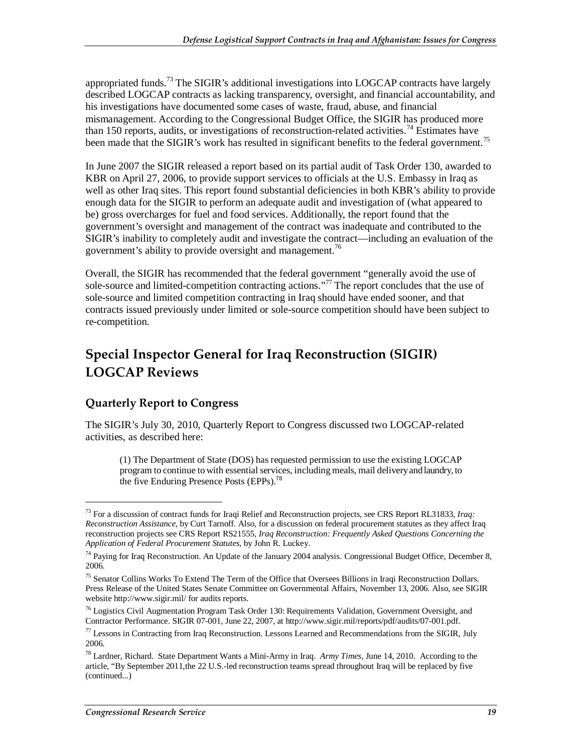appropriated funds.[73] The SIGIR's additional investigations into LOGCAP contracts have largely described LOGCAP contracts as lacking transparency, oversight, and financial accountability, and his investigations have documented some cases of waste, fraud, abuse, and financial mismanagement. According to the Congressional Budget Office, the SIGIR has produced more than 150 reports, audits, or investigations of reconstruction-related activities.[74] Estimates have been made that the SIGIR's work has resulted in significant benefits to the federal government.[75]

In June 2007 the SIGIR released a report based on its partial audit of Task Order 130, awarded to KBR on April 27, 2006, to provide support services to officials at the U.S. Embassy in Iraq as well as other Iraq sites. This report found substantial deficiencies in both KBR's ability to provide enough data for the SIGIR to perform an adequate audit and investigation of (what appeared to be) gross overcharges for fuel and food services. Additionally, the report found that the government's oversight and management of the contract was inadequate and contributed to the SIGIR's inability to completely audit and investigate the contract—including an evaluation of the government's ability to provide oversight and management.[76]

Overall, the SIGIR has recommended that the federal government "generally avoid the use of sole-source and limited-competition contracting actions."[77] The report concludes that the use of sole-source and limited competition contracting in Iraq should have ended sooner, and that contracts issued previously under limited or sole-source competition should have been subject to re-competition.

## Special Inspector General for Iraq Reconstruction (SIGIR) LOGCAP Reviews

### Quarterly Report to Congress

The SIGIR's July 30, 2010, Quarterly Report to Congress discussed two LOGCAP-related activities, as described here:

> (1) The Department of State (DOS) has requested permission to use the existing LOGCAP program to continue to with essential services, including meals, mail delivery and laundry, to the five Enduring Presence Posts (EPPs).[78]

---

[73] For a discussion of contract funds for Iraqi Relief and Reconstruction projects, see CRS Report RL31833, *Iraq: Reconstruction Assistance*, by Curt Tarnoff. Also, for a discussion on federal procurement statutes as they affect Iraq reconstruction projects see CRS Report RS21555, *Iraq Reconstruction: Frequently Asked Questions Concerning the Application of Federal Procurement Statutes*, by John R. Luckey.

[74] Paying for Iraq Reconstruction. An Update of the January 2004 analysis. Congressional Budget Office, December 8, 2006.

[75] Senator Collins Works To Extend The Term of the Office that Oversees Billions in Iraqi Reconstruction Dollars. Press Release of the United States Senate Committee on Governmental Affairs, November 13, 2006. Also, see SIGIR website http://www.sigir.mil/ for audits reports.

[76] Logistics Civil Augmentation Program Task Order 130: Requirements Validation, Government Oversight, and Contractor Performance. SIGIR 07-001, June 22, 2007, at http://www.sigir.mil/reports/pdf/audits/07-001.pdf.

[77] Lessons in Contracting from Iraq Reconstruction. Lessons Learned and Recommendations from the SIGIR, July 2006.

[78] Lardner, Richard. State Department Wants a Mini-Army in Iraq. *Army Times*, June 14, 2010. According to the article, "By September 2011,the 22 U.S.-led reconstruction teams spread throughout Iraq will be replaced by five (continued...)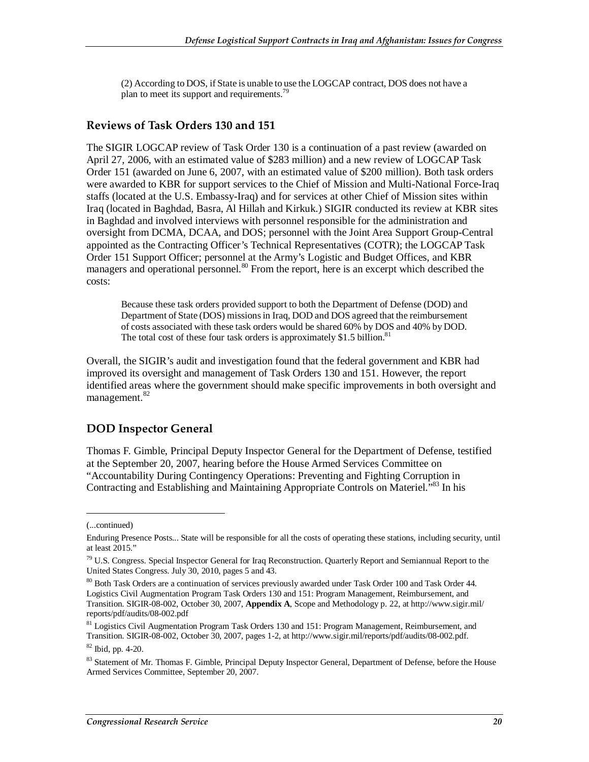(2) According to DOS, if State is unable to use the LOGCAP contract, DOS does not have a plan to meet its support and requirements.[79]

### Reviews of Task Orders 130 and 151

The SIGIR LOGCAP review of Task Order 130 is a continuation of a past review (awarded on April 27, 2006, with an estimated value of $283 million) and a new review of LOGCAP Task Order 151 (awarded on June 6, 2007, with an estimated value of $200 million). Both task orders were awarded to KBR for support services to the Chief of Mission and Multi-National Force-Iraq staffs (located at the U.S. Embassy-Iraq) and for services at other Chief of Mission sites within Iraq (located in Baghdad, Basra, Al Hillah and Kirkuk.) SIGIR conducted its review at KBR sites in Baghdad and involved interviews with personnel responsible for the administration and oversight from DCMA, DCAA, and DOS; personnel with the Joint Area Support Group-Central appointed as the Contracting Officer's Technical Representatives (COTR); the LOGCAP Task Order 151 Support Officer; personnel at the Army's Logistic and Budget Offices, and KBR managers and operational personnel.[80] From the report, here is an excerpt which described the costs:

> Because these task orders provided support to both the Department of Defense (DOD) and Department of State (DOS) missions in Iraq, DOD and DOS agreed that the reimbursement of costs associated with these task orders would be shared 60% by DOS and 40% by DOD. The total cost of these four task orders is approximately $1.5 billion.[81]

Overall, the SIGIR's audit and investigation found that the federal government and KBR had improved its oversight and management of Task Orders 130 and 151. However, the report identified areas where the government should make specific improvements in both oversight and management.[82]

## DOD Inspector General

Thomas F. Gimble, Principal Deputy Inspector General for the Department of Defense, testified at the September 20, 2007, hearing before the House Armed Services Committee on "Accountability During Contingency Operations: Preventing and Fighting Corruption in Contracting and Establishing and Maintaining Appropriate Controls on Materiel."[83] In his

---

(...continued)

Enduring Presence Posts... State will be responsible for all the costs of operating these stations, including security, until at least 2015."

[79] U.S. Congress. Special Inspector General for Iraq Reconstruction. Quarterly Report and Semiannual Report to the United States Congress. July 30, 2010, pages 5 and 43.

[80] Both Task Orders are a continuation of services previously awarded under Task Order 100 and Task Order 44. Logistics Civil Augmentation Program Task Orders 130 and 151: Program Management, Reimbursement, and Transition. SIGIR-08-002, October 30, 2007, **Appendix A**, Scope and Methodology p. 22, at http://www.sigir.mil/reports/pdf/audits/08-002.pdf

[81] Logistics Civil Augmentation Program Task Orders 130 and 151: Program Management, Reimbursement, and Transition. SIGIR-08-002, October 30, 2007, pages 1-2, at http://www.sigir.mil/reports/pdf/audits/08-002.pdf.

[82] Ibid, pp. 4-20.

[83] Statement of Mr. Thomas F. Gimble, Principal Deputy Inspector General, Department of Defense, before the House Armed Services Committee, September 20, 2007.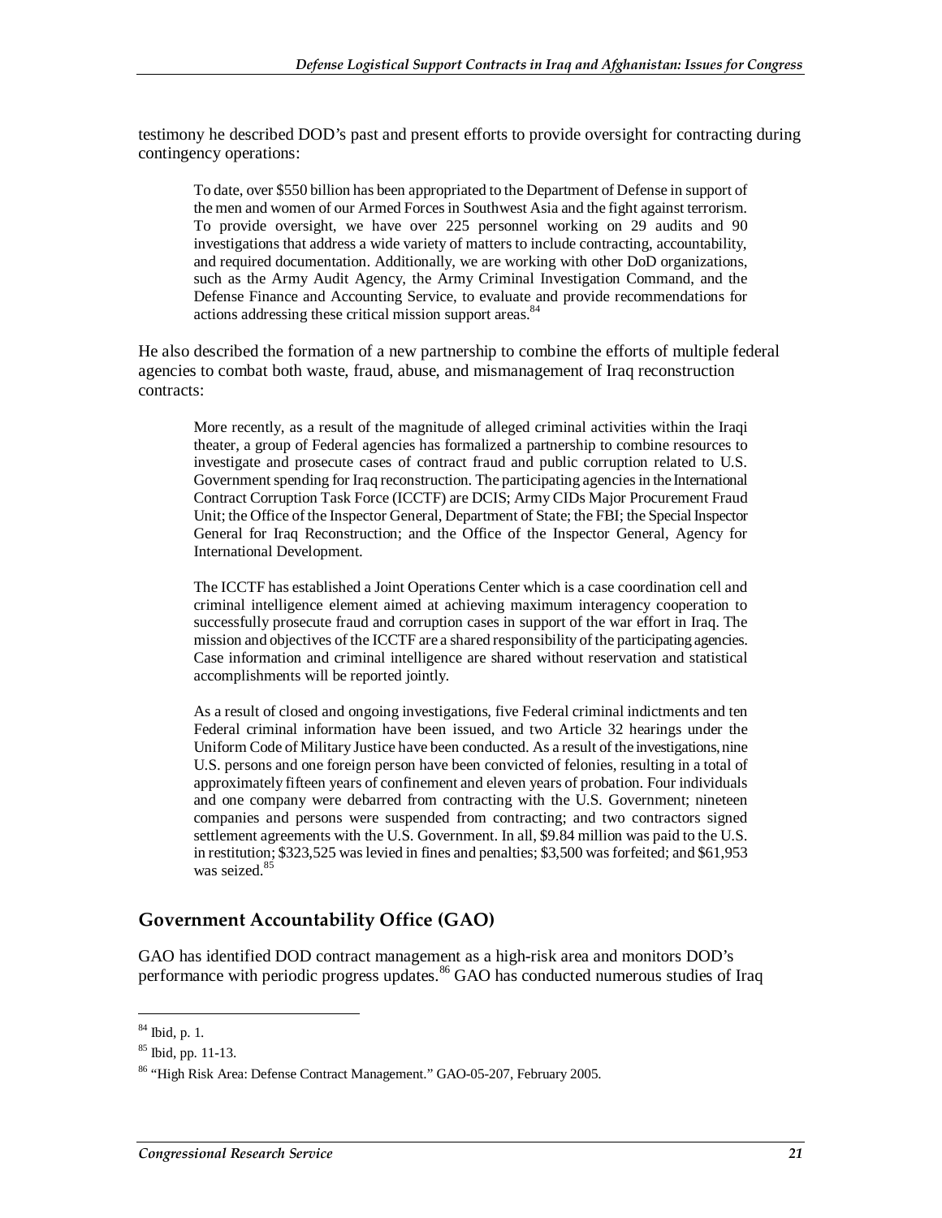testimony he described DOD's past and present efforts to provide oversight for contracting during contingency operations:

> To date, over $550 billion has been appropriated to the Department of Defense in support of the men and women of our Armed Forces in Southwest Asia and the fight against terrorism. To provide oversight, we have over 225 personnel working on 29 audits and 90 investigations that address a wide variety of matters to include contracting, accountability, and required documentation. Additionally, we are working with other DoD organizations, such as the Army Audit Agency, the Army Criminal Investigation Command, and the Defense Finance and Accounting Service, to evaluate and provide recommendations for actions addressing these critical mission support areas.[84]

He also described the formation of a new partnership to combine the efforts of multiple federal agencies to combat both waste, fraud, abuse, and mismanagement of Iraq reconstruction contracts:

> More recently, as a result of the magnitude of alleged criminal activities within the Iraqi theater, a group of Federal agencies has formalized a partnership to combine resources to investigate and prosecute cases of contract fraud and public corruption related to U.S. Government spending for Iraq reconstruction. The participating agencies in the International Contract Corruption Task Force (ICCTF) are DCIS; Army CIDs Major Procurement Fraud Unit; the Office of the Inspector General, Department of State; the FBI; the Special Inspector General for Iraq Reconstruction; and the Office of the Inspector General, Agency for International Development.
>
> The ICCTF has established a Joint Operations Center which is a case coordination cell and criminal intelligence element aimed at achieving maximum interagency cooperation to successfully prosecute fraud and corruption cases in support of the war effort in Iraq. The mission and objectives of the ICCTF are a shared responsibility of the participating agencies. Case information and criminal intelligence are shared without reservation and statistical accomplishments will be reported jointly.
>
> As a result of closed and ongoing investigations, five Federal criminal indictments and ten Federal criminal information have been issued, and two Article 32 hearings under the Uniform Code of Military Justice have been conducted. As a result of the investigations, nine U.S. persons and one foreign person have been convicted of felonies, resulting in a total of approximately fifteen years of confinement and eleven years of probation. Four individuals and one company were debarred from contracting with the U.S. Government; nineteen companies and persons were suspended from contracting; and two contractors signed settlement agreements with the U.S. Government. In all, $9.84 million was paid to the U.S. in restitution; $323,525 was levied in fines and penalties; $3,500 was forfeited; and $61,953 was seized.[85]

## Government Accountability Office (GAO)

GAO has identified DOD contract management as a high-risk area and monitors DOD's performance with periodic progress updates.[86] GAO has conducted numerous studies of Iraq

---

[84] Ibid, p. 1.

[85] Ibid, pp. 11-13.

[86] "High Risk Area: Defense Contract Management." GAO-05-207, February 2005.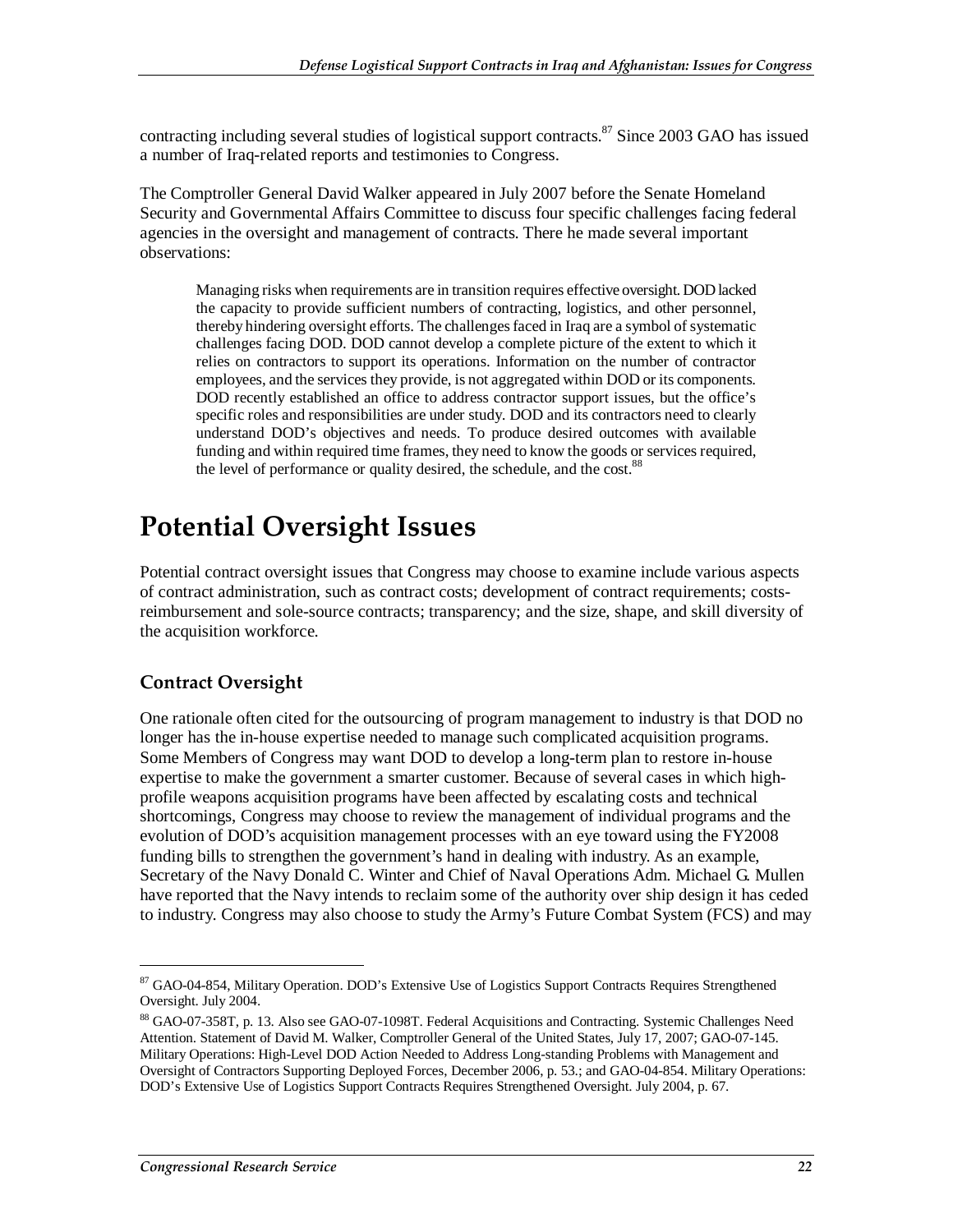contracting including several studies of logistical support contracts.[87] Since 2003 GAO has issued a number of Iraq-related reports and testimonies to Congress.

The Comptroller General David Walker appeared in July 2007 before the Senate Homeland Security and Governmental Affairs Committee to discuss four specific challenges facing federal agencies in the oversight and management of contracts. There he made several important observations:

> Managing risks when requirements are in transition requires effective oversight. DOD lacked the capacity to provide sufficient numbers of contracting, logistics, and other personnel, thereby hindering oversight efforts. The challenges faced in Iraq are a symbol of systematic challenges facing DOD. DOD cannot develop a complete picture of the extent to which it relies on contractors to support its operations. Information on the number of contractor employees, and the services they provide, is not aggregated within DOD or its components. DOD recently established an office to address contractor support issues, but the office's specific roles and responsibilities are under study. DOD and its contractors need to clearly understand DOD's objectives and needs. To produce desired outcomes with available funding and within required time frames, they need to know the goods or services required, the level of performance or quality desired, the schedule, and the cost.[88]

# Potential Oversight Issues

Potential contract oversight issues that Congress may choose to examine include various aspects of contract administration, such as contract costs; development of contract requirements; costs-reimbursement and sole-source contracts; transparency; and the size, shape, and skill diversity of the acquisition workforce.

## Contract Oversight

One rationale often cited for the outsourcing of program management to industry is that DOD no longer has the in-house expertise needed to manage such complicated acquisition programs. Some Members of Congress may want DOD to develop a long-term plan to restore in-house expertise to make the government a smarter customer. Because of several cases in which high-profile weapons acquisition programs have been affected by escalating costs and technical shortcomings, Congress may choose to review the management of individual programs and the evolution of DOD's acquisition management processes with an eye toward using the FY2008 funding bills to strengthen the government's hand in dealing with industry. As an example, Secretary of the Navy Donald C. Winter and Chief of Naval Operations Adm. Michael G. Mullen have reported that the Navy intends to reclaim some of the authority over ship design it has ceded to industry. Congress may also choose to study the Army's Future Combat System (FCS) and may

---

[87] GAO-04-854, Military Operation. DOD's Extensive Use of Logistics Support Contracts Requires Strengthened Oversight. July 2004.

[88] GAO-07-358T, p. 13. Also see GAO-07-1098T. Federal Acquisitions and Contracting. Systemic Challenges Need Attention. Statement of David M. Walker, Comptroller General of the United States, July 17, 2007; GAO-07-145. Military Operations: High-Level DOD Action Needed to Address Long-standing Problems with Management and Oversight of Contractors Supporting Deployed Forces, December 2006, p. 53.; and GAO-04-854. Military Operations: DOD's Extensive Use of Logistics Support Contracts Requires Strengthened Oversight. July 2004, p. 67.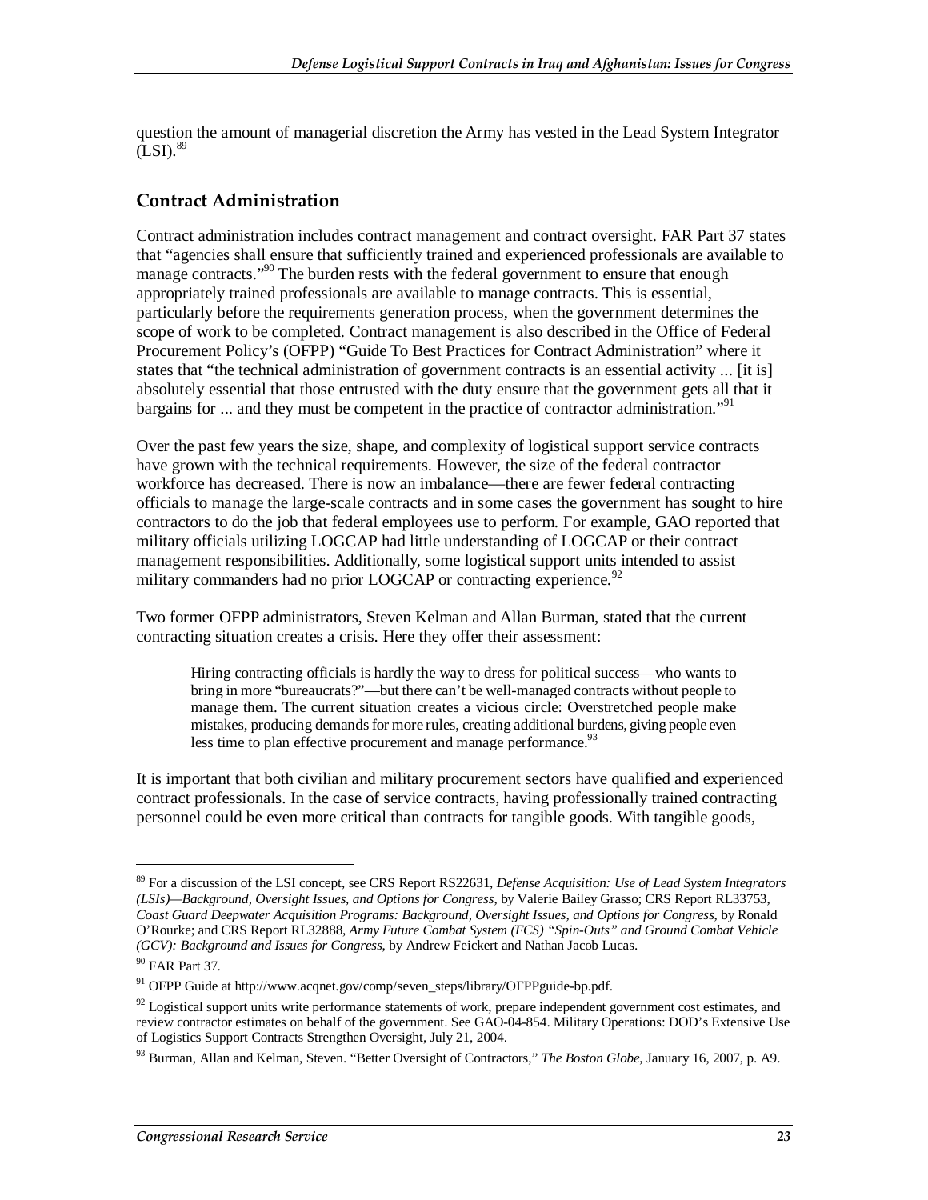question the amount of managerial discretion the Army has vested in the Lead System Integrator (LSI).[89]

## Contract Administration

Contract administration includes contract management and contract oversight. FAR Part 37 states that "agencies shall ensure that sufficiently trained and experienced professionals are available to manage contracts."[90] The burden rests with the federal government to ensure that enough appropriately trained professionals are available to manage contracts. This is essential, particularly before the requirements generation process, when the government determines the scope of work to be completed. Contract management is also described in the Office of Federal Procurement Policy's (OFPP) "Guide To Best Practices for Contract Administration" where it states that "the technical administration of government contracts is an essential activity ... [it is] absolutely essential that those entrusted with the duty ensure that the government gets all that it bargains for ... and they must be competent in the practice of contractor administration."[91]

Over the past few years the size, shape, and complexity of logistical support service contracts have grown with the technical requirements. However, the size of the federal contractor workforce has decreased. There is now an imbalance—there are fewer federal contracting officials to manage the large-scale contracts and in some cases the government has sought to hire contractors to do the job that federal employees use to perform. For example, GAO reported that military officials utilizing LOGCAP had little understanding of LOGCAP or their contract management responsibilities. Additionally, some logistical support units intended to assist military commanders had no prior LOGCAP or contracting experience.[92]

Two former OFPP administrators, Steven Kelman and Allan Burman, stated that the current contracting situation creates a crisis. Here they offer their assessment:

> Hiring contracting officials is hardly the way to dress for political success—who wants to bring in more "bureaucrats?"—but there can't be well-managed contracts without people to manage them. The current situation creates a vicious circle: Overstretched people make mistakes, producing demands for more rules, creating additional burdens, giving people even less time to plan effective procurement and manage performance.[93]

It is important that both civilian and military procurement sectors have qualified and experienced contract professionals. In the case of service contracts, having professionally trained contracting personnel could be even more critical than contracts for tangible goods. With tangible goods,

---

[89] For a discussion of the LSI concept, see CRS Report RS22631, *Defense Acquisition: Use of Lead System Integrators (LSIs)—Background, Oversight Issues, and Options for Congress*, by Valerie Bailey Grasso; CRS Report RL33753, *Coast Guard Deepwater Acquisition Programs: Background, Oversight Issues, and Options for Congress*, by Ronald O'Rourke; and CRS Report RL32888, *Army Future Combat System (FCS) "Spin-Outs" and Ground Combat Vehicle (GCV): Background and Issues for Congress*, by Andrew Feickert and Nathan Jacob Lucas.

[90] FAR Part 37.

[91] OFPP Guide at http://www.acqnet.gov/comp/seven_steps/library/OFPPguide-bp.pdf.

[92] Logistical support units write performance statements of work, prepare independent government cost estimates, and review contractor estimates on behalf of the government. See GAO-04-854. Military Operations: DOD's Extensive Use of Logistics Support Contracts Strengthen Oversight, July 21, 2004.

[93] Burman, Allan and Kelman, Steven. "Better Oversight of Contractors," *The Boston Globe*, January 16, 2007, p. A9.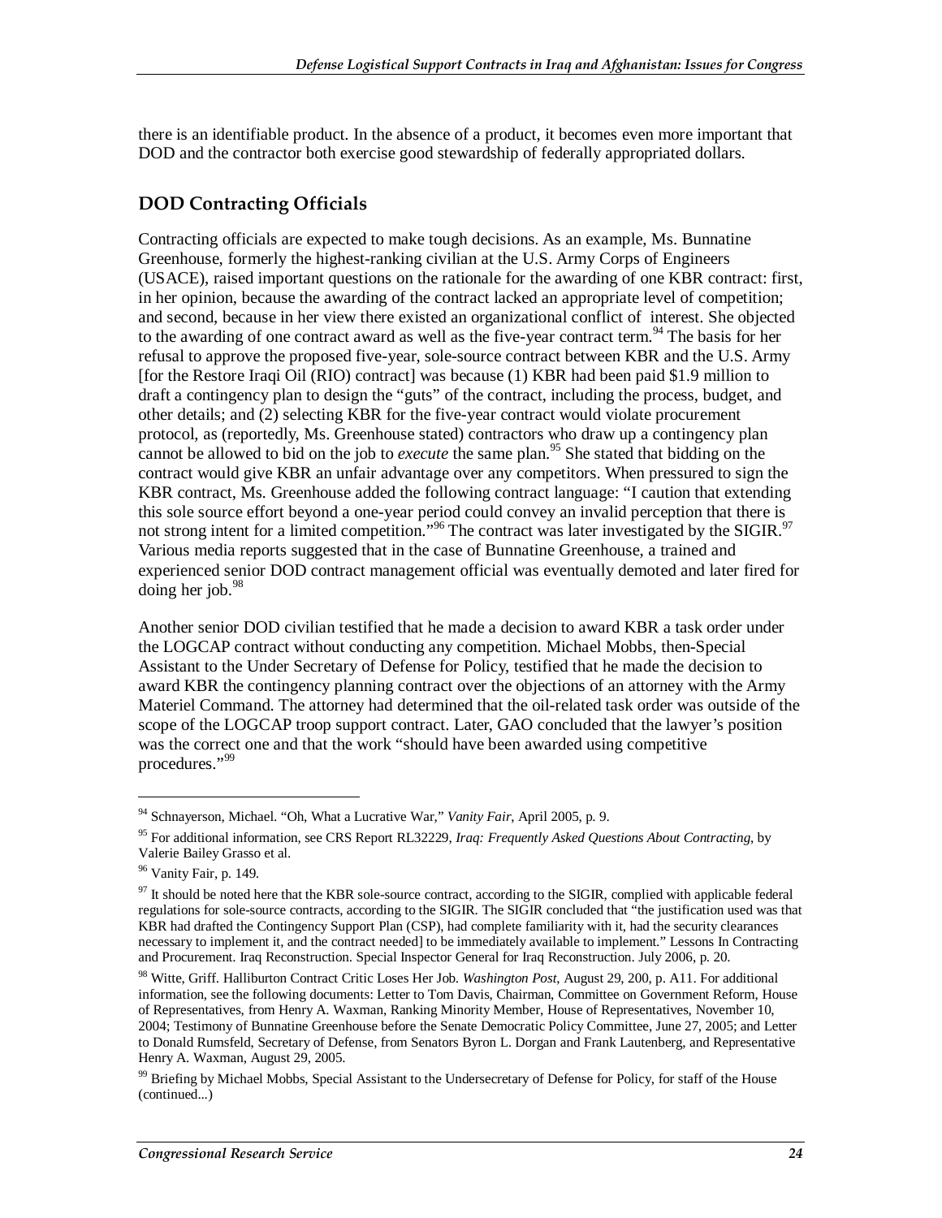there is an identifiable product. In the absence of a product, it becomes even more important that DOD and the contractor both exercise good stewardship of federally appropriated dollars.

## DOD Contracting Officials

Contracting officials are expected to make tough decisions. As an example, Ms. Bunnatine Greenhouse, formerly the highest-ranking civilian at the U.S. Army Corps of Engineers (USACE), raised important questions on the rationale for the awarding of one KBR contract: first, in her opinion, because the awarding of the contract lacked an appropriate level of competition; and second, because in her view there existed an organizational conflict of interest. She objected to the awarding of one contract award as well as the five-year contract term.[94] The basis for her refusal to approve the proposed five-year, sole-source contract between KBR and the U.S. Army [for the Restore Iraqi Oil (RIO) contract] was because (1) KBR had been paid $1.9 million to draft a contingency plan to design the "guts" of the contract, including the process, budget, and other details; and (2) selecting KBR for the five-year contract would violate procurement protocol, as (reportedly, Ms. Greenhouse stated) contractors who draw up a contingency plan cannot be allowed to bid on the job to *execute* the same plan.[95] She stated that bidding on the contract would give KBR an unfair advantage over any competitors. When pressured to sign the KBR contract, Ms. Greenhouse added the following contract language: "I caution that extending this sole source effort beyond a one-year period could convey an invalid perception that there is not strong intent for a limited competition."[96] The contract was later investigated by the SIGIR.[97] Various media reports suggested that in the case of Bunnatine Greenhouse, a trained and experienced senior DOD contract management official was eventually demoted and later fired for doing her job.[98]

Another senior DOD civilian testified that he made a decision to award KBR a task order under the LOGCAP contract without conducting any competition. Michael Mobbs, then-Special Assistant to the Under Secretary of Defense for Policy, testified that he made the decision to award KBR the contingency planning contract over the objections of an attorney with the Army Materiel Command. The attorney had determined that the oil-related task order was outside of the scope of the LOGCAP troop support contract. Later, GAO concluded that the lawyer's position was the correct one and that the work "should have been awarded using competitive procedures."[99]

---

[94] Schnayerson, Michael. "Oh, What a Lucrative War," *Vanity Fair*, April 2005, p. 9.

[95] For additional information, see CRS Report RL32229, *Iraq: Frequently Asked Questions About Contracting*, by Valerie Bailey Grasso et al.

[96] Vanity Fair, p. 149.

[97] It should be noted here that the KBR sole-source contract, according to the SIGIR, complied with applicable federal regulations for sole-source contracts, according to the SIGIR. The SIGIR concluded that "the justification used was that KBR had drafted the Contingency Support Plan (CSP), had complete familiarity with it, had the security clearances necessary to implement it, and the contract needed] to be immediately available to implement." Lessons In Contracting and Procurement. Iraq Reconstruction. Special Inspector General for Iraq Reconstruction. July 2006, p. 20.

[98] Witte, Griff. Halliburton Contract Critic Loses Her Job. *Washington Post*, August 29, 200, p. A11. For additional information, see the following documents: Letter to Tom Davis, Chairman, Committee on Government Reform, House of Representatives, from Henry A. Waxman, Ranking Minority Member, House of Representatives, November 10, 2004; Testimony of Bunnatine Greenhouse before the Senate Democratic Policy Committee, June 27, 2005; and Letter to Donald Rumsfeld, Secretary of Defense, from Senators Byron L. Dorgan and Frank Lautenberg, and Representative Henry A. Waxman, August 29, 2005.

[99] Briefing by Michael Mobbs, Special Assistant to the Undersecretary of Defense for Policy, for staff of the House (continued...)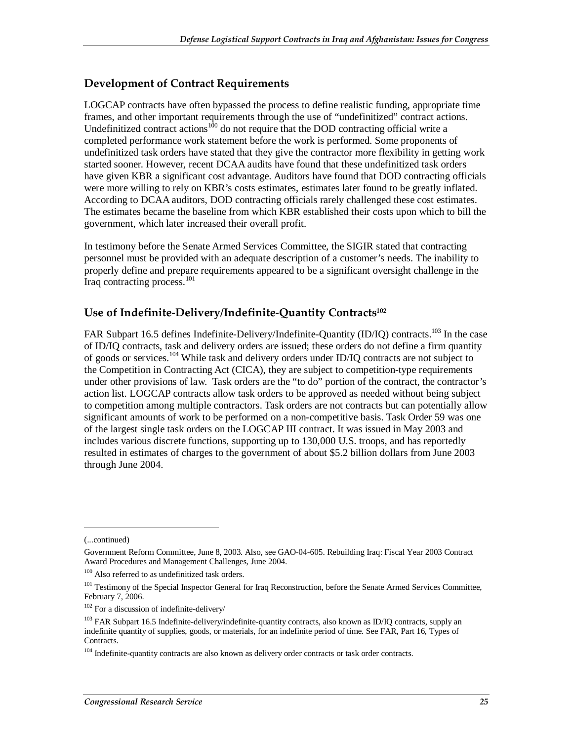## Development of Contract Requirements

LOGCAP contracts have often bypassed the process to define realistic funding, appropriate time frames, and other important requirements through the use of "undefinitized" contract actions. Undefinitized contract actions[100] do not require that the DOD contracting official write a completed performance work statement before the work is performed. Some proponents of undefinitized task orders have stated that they give the contractor more flexibility in getting work started sooner. However, recent DCAA audits have found that these undefinitized task orders have given KBR a significant cost advantage. Auditors have found that DOD contracting officials were more willing to rely on KBR's costs estimates, estimates later found to be greatly inflated. According to DCAA auditors, DOD contracting officials rarely challenged these cost estimates. The estimates became the baseline from which KBR established their costs upon which to bill the government, which later increased their overall profit.

In testimony before the Senate Armed Services Committee, the SIGIR stated that contracting personnel must be provided with an adequate description of a customer's needs. The inability to properly define and prepare requirements appeared to be a significant oversight challenge in the Iraq contracting process.[101]

## Use of Indefinite-Delivery/Indefinite-Quantity Contracts[102]

FAR Subpart 16.5 defines Indefinite-Delivery/Indefinite-Quantity (ID/IQ) contracts.[103] In the case of ID/IQ contracts, task and delivery orders are issued; these orders do not define a firm quantity of goods or services.[104] While task and delivery orders under ID/IQ contracts are not subject to the Competition in Contracting Act (CICA), they are subject to competition-type requirements under other provisions of law. Task orders are the "to do" portion of the contract, the contractor's action list. LOGCAP contracts allow task orders to be approved as needed without being subject to competition among multiple contractors. Task orders are not contracts but can potentially allow significant amounts of work to be performed on a non-competitive basis. Task Order 59 was one of the largest single task orders on the LOGCAP III contract. It was issued in May 2003 and includes various discrete functions, supporting up to 130,000 U.S. troops, and has reportedly resulted in estimates of charges to the government of about $5.2 billion dollars from June 2003 through June 2004.

---

(...continued)

Government Reform Committee, June 8, 2003. Also, see GAO-04-605. Rebuilding Iraq: Fiscal Year 2003 Contract Award Procedures and Management Challenges, June 2004.

[100] Also referred to as undefinitized task orders.

[101] Testimony of the Special Inspector General for Iraq Reconstruction, before the Senate Armed Services Committee, February 7, 2006.

[102] For a discussion of indefinite-delivery/

[103] FAR Subpart 16.5 Indefinite-delivery/indefinite-quantity contracts, also known as ID/IQ contracts, supply an indefinite quantity of supplies, goods, or materials, for an indefinite period of time. See FAR, Part 16, Types of Contracts.

[104] Indefinite-quantity contracts are also known as delivery order contracts or task order contracts.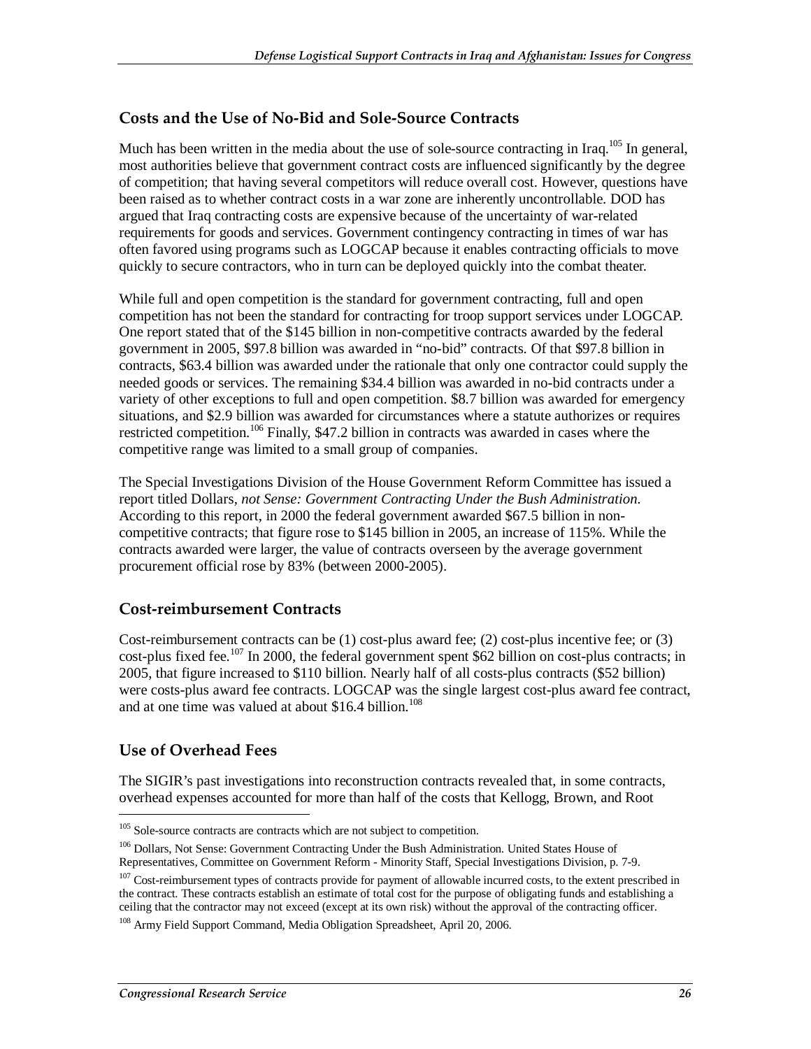## Costs and the Use of No-Bid and Sole-Source Contracts

Much has been written in the media about the use of sole-source contracting in Iraq.[105] In general, most authorities believe that government contract costs are influenced significantly by the degree of competition; that having several competitors will reduce overall cost. However, questions have been raised as to whether contract costs in a war zone are inherently uncontrollable. DOD has argued that Iraq contracting costs are expensive because of the uncertainty of war-related requirements for goods and services. Government contingency contracting in times of war has often favored using programs such as LOGCAP because it enables contracting officials to move quickly to secure contractors, who in turn can be deployed quickly into the combat theater.

While full and open competition is the standard for government contracting, full and open competition has not been the standard for contracting for troop support services under LOGCAP. One report stated that of the $145 billion in non-competitive contracts awarded by the federal government in 2005, $97.8 billion was awarded in "no-bid" contracts. Of that $97.8 billion in contracts, $63.4 billion was awarded under the rationale that only one contractor could supply the needed goods or services. The remaining $34.4 billion was awarded in no-bid contracts under a variety of other exceptions to full and open competition. $8.7 billion was awarded for emergency situations, and $2.9 billion was awarded for circumstances where a statute authorizes or requires restricted competition.[106] Finally, $47.2 billion in contracts was awarded in cases where the competitive range was limited to a small group of companies.

The Special Investigations Division of the House Government Reform Committee has issued a report titled Dollars, *not Sense: Government Contracting Under the Bush Administration.* According to this report, in 2000 the federal government awarded $67.5 billion in non-competitive contracts; that figure rose to $145 billion in 2005, an increase of 115%. While the contracts awarded were larger, the value of contracts overseen by the average government procurement official rose by 83% (between 2000-2005).

## Cost-reimbursement Contracts

Cost-reimbursement contracts can be (1) cost-plus award fee; (2) cost-plus incentive fee; or (3) cost-plus fixed fee.[107] In 2000, the federal government spent $62 billion on cost-plus contracts; in 2005, that figure increased to $110 billion. Nearly half of all costs-plus contracts ($52 billion) were costs-plus award fee contracts. LOGCAP was the single largest cost-plus award fee contract, and at one time was valued at about $16.4 billion.[108]

## Use of Overhead Fees

The SIGIR's past investigations into reconstruction contracts revealed that, in some contracts, overhead expenses accounted for more than half of the costs that Kellogg, Brown, and Root

---

[105] Sole-source contracts are contracts which are not subject to competition.

[106] Dollars, Not Sense: Government Contracting Under the Bush Administration. United States House of Representatives, Committee on Government Reform - Minority Staff, Special Investigations Division, p. 7-9.

[107] Cost-reimbursement types of contracts provide for payment of allowable incurred costs, to the extent prescribed in the contract. These contracts establish an estimate of total cost for the purpose of obligating funds and establishing a ceiling that the contractor may not exceed (except at its own risk) without the approval of the contracting officer.

[108] Army Field Support Command, Media Obligation Spreadsheet, April 20, 2006.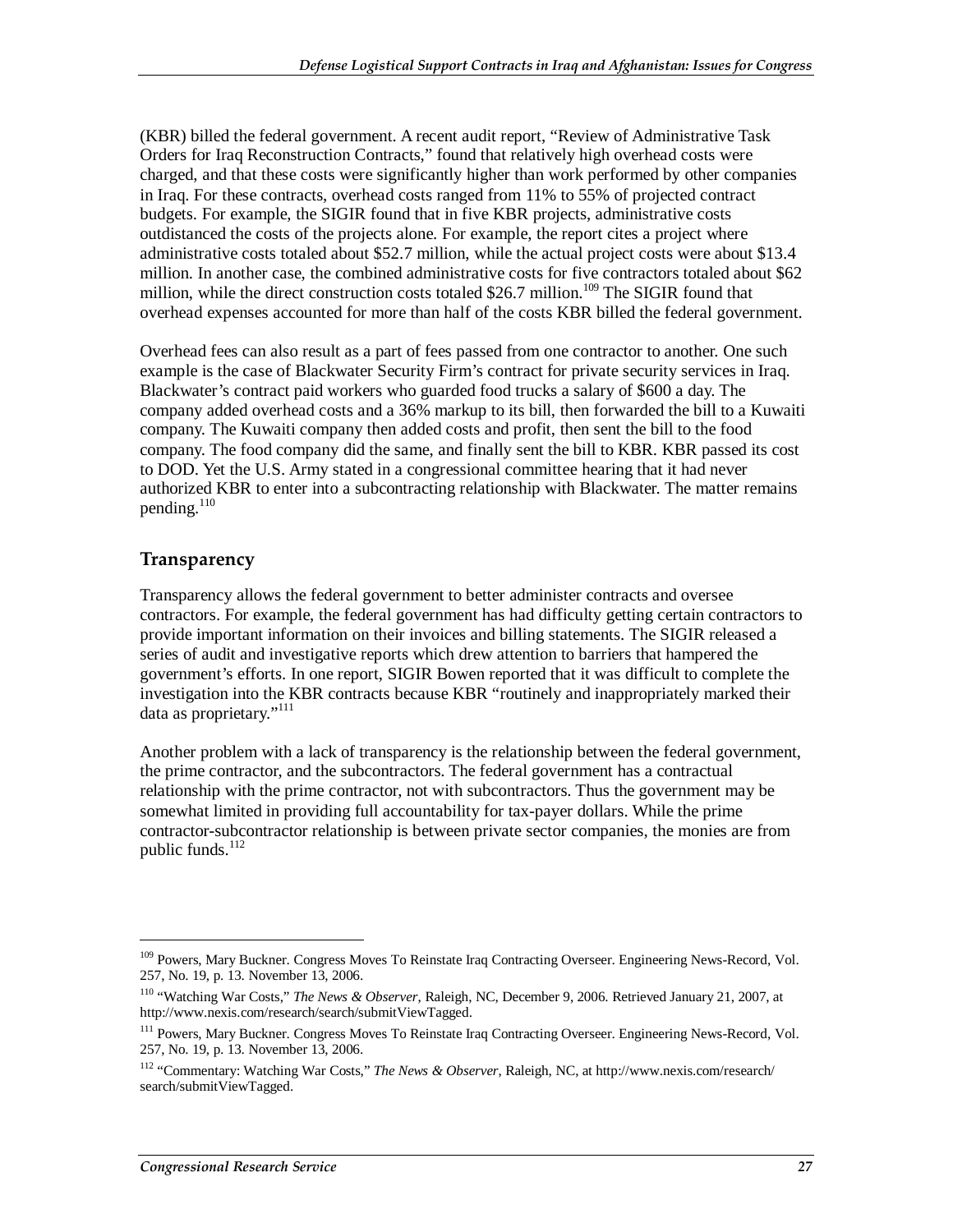(KBR) billed the federal government. A recent audit report, "Review of Administrative Task Orders for Iraq Reconstruction Contracts," found that relatively high overhead costs were charged, and that these costs were significantly higher than work performed by other companies in Iraq. For these contracts, overhead costs ranged from 11% to 55% of projected contract budgets. For example, the SIGIR found that in five KBR projects, administrative costs outdistanced the costs of the projects alone. For example, the report cites a project where administrative costs totaled about $52.7 million, while the actual project costs were about $13.4 million. In another case, the combined administrative costs for five contractors totaled about $62 million, while the direct construction costs totaled $26.7 million.[109] The SIGIR found that overhead expenses accounted for more than half of the costs KBR billed the federal government.

Overhead fees can also result as a part of fees passed from one contractor to another. One such example is the case of Blackwater Security Firm's contract for private security services in Iraq. Blackwater's contract paid workers who guarded food trucks a salary of $600 a day. The company added overhead costs and a 36% markup to its bill, then forwarded the bill to a Kuwaiti company. The Kuwaiti company then added costs and profit, then sent the bill to the food company. The food company did the same, and finally sent the bill to KBR. KBR passed its cost to DOD. Yet the U.S. Army stated in a congressional committee hearing that it had never authorized KBR to enter into a subcontracting relationship with Blackwater. The matter remains pending.[110]

## Transparency

Transparency allows the federal government to better administer contracts and oversee contractors. For example, the federal government has had difficulty getting certain contractors to provide important information on their invoices and billing statements. The SIGIR released a series of audit and investigative reports which drew attention to barriers that hampered the government's efforts. In one report, SIGIR Bowen reported that it was difficult to complete the investigation into the KBR contracts because KBR "routinely and inappropriately marked their data as proprietary."[111]

Another problem with a lack of transparency is the relationship between the federal government, the prime contractor, and the subcontractors. The federal government has a contractual relationship with the prime contractor, not with subcontractors. Thus the government may be somewhat limited in providing full accountability for tax-payer dollars. While the prime contractor-subcontractor relationship is between private sector companies, the monies are from public funds.[112]

---

[109] Powers, Mary Buckner. Congress Moves To Reinstate Iraq Contracting Overseer. Engineering News-Record, Vol. 257, No. 19, p. 13. November 13, 2006.

[110] "Watching War Costs," *The News & Observer*, Raleigh, NC, December 9, 2006. Retrieved January 21, 2007, at http://www.nexis.com/research/search/submitViewTagged.

[111] Powers, Mary Buckner. Congress Moves To Reinstate Iraq Contracting Overseer. Engineering News-Record, Vol. 257, No. 19, p. 13. November 13, 2006.

[112] "Commentary: Watching War Costs," *The News & Observer*, Raleigh, NC, at http://www.nexis.com/research/search/submitViewTagged.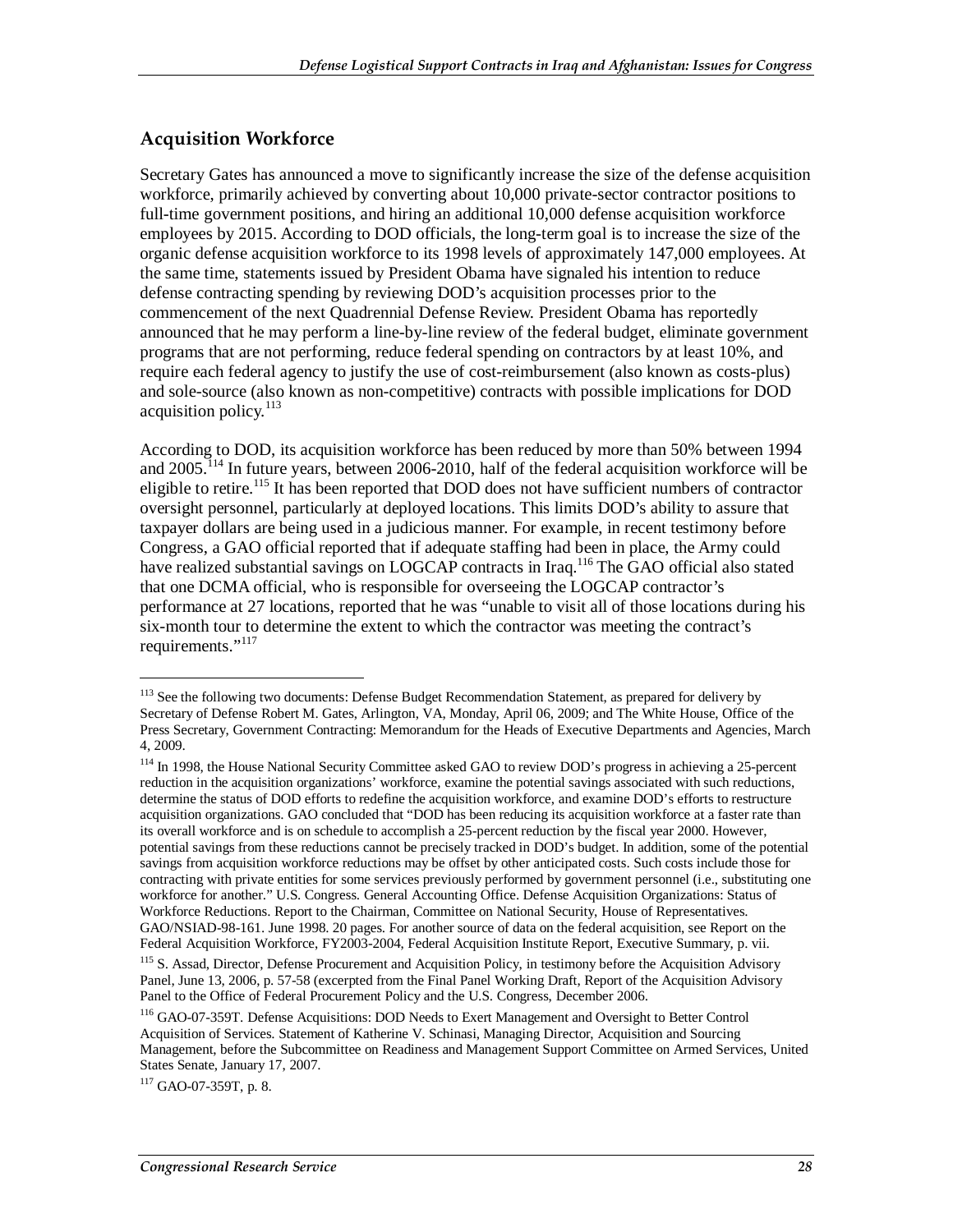## Acquisition Workforce

Secretary Gates has announced a move to significantly increase the size of the defense acquisition workforce, primarily achieved by converting about 10,000 private-sector contractor positions to full-time government positions, and hiring an additional 10,000 defense acquisition workforce employees by 2015. According to DOD officials, the long-term goal is to increase the size of the organic defense acquisition workforce to its 1998 levels of approximately 147,000 employees. At the same time, statements issued by President Obama have signaled his intention to reduce defense contracting spending by reviewing DOD's acquisition processes prior to the commencement of the next Quadrennial Defense Review. President Obama has reportedly announced that he may perform a line-by-line review of the federal budget, eliminate government programs that are not performing, reduce federal spending on contractors by at least 10%, and require each federal agency to justify the use of cost-reimbursement (also known as costs-plus) and sole-source (also known as non-competitive) contracts with possible implications for DOD acquisition policy.[113]

According to DOD, its acquisition workforce has been reduced by more than 50% between 1994 and 2005.[114] In future years, between 2006-2010, half of the federal acquisition workforce will be eligible to retire.[115] It has been reported that DOD does not have sufficient numbers of contractor oversight personnel, particularly at deployed locations. This limits DOD's ability to assure that taxpayer dollars are being used in a judicious manner. For example, in recent testimony before Congress, a GAO official reported that if adequate staffing had been in place, the Army could have realized substantial savings on LOGCAP contracts in Iraq.[116] The GAO official also stated that one DCMA official, who is responsible for overseeing the LOGCAP contractor's performance at 27 locations, reported that he was "unable to visit all of those locations during his six-month tour to determine the extent to which the contractor was meeting the contract's requirements."[117]

---

[113] See the following two documents: Defense Budget Recommendation Statement, as prepared for delivery by Secretary of Defense Robert M. Gates, Arlington, VA, Monday, April 06, 2009; and The White House, Office of the Press Secretary, Government Contracting: Memorandum for the Heads of Executive Departments and Agencies, March 4, 2009.

[114] In 1998, the House National Security Committee asked GAO to review DOD's progress in achieving a 25-percent reduction in the acquisition organizations' workforce, examine the potential savings associated with such reductions, determine the status of DOD efforts to redefine the acquisition workforce, and examine DOD's efforts to restructure acquisition organizations. GAO concluded that "DOD has been reducing its acquisition workforce at a faster rate than its overall workforce and is on schedule to accomplish a 25-percent reduction by the fiscal year 2000. However, potential savings from these reductions cannot be precisely tracked in DOD's budget. In addition, some of the potential savings from acquisition workforce reductions may be offset by other anticipated costs. Such costs include those for contracting with private entities for some services previously performed by government personnel (i.e., substituting one workforce for another." U.S. Congress. General Accounting Office. Defense Acquisition Organizations: Status of Workforce Reductions. Report to the Chairman, Committee on National Security, House of Representatives. GAO/NSIAD-98-161. June 1998. 20 pages. For another source of data on the federal acquisition, see Report on the Federal Acquisition Workforce, FY2003-2004, Federal Acquisition Institute Report, Executive Summary, p. vii.

[115] S. Assad, Director, Defense Procurement and Acquisition Policy, in testimony before the Acquisition Advisory Panel, June 13, 2006, p. 57-58 (excerpted from the Final Panel Working Draft, Report of the Acquisition Advisory Panel to the Office of Federal Procurement Policy and the U.S. Congress, December 2006.

[116] GAO-07-359T. Defense Acquisitions: DOD Needs to Exert Management and Oversight to Better Control Acquisition of Services. Statement of Katherine V. Schinasi, Managing Director, Acquisition and Sourcing Management, before the Subcommittee on Readiness and Management Support Committee on Armed Services, United States Senate, January 17, 2007.

[117] GAO-07-359T, p. 8.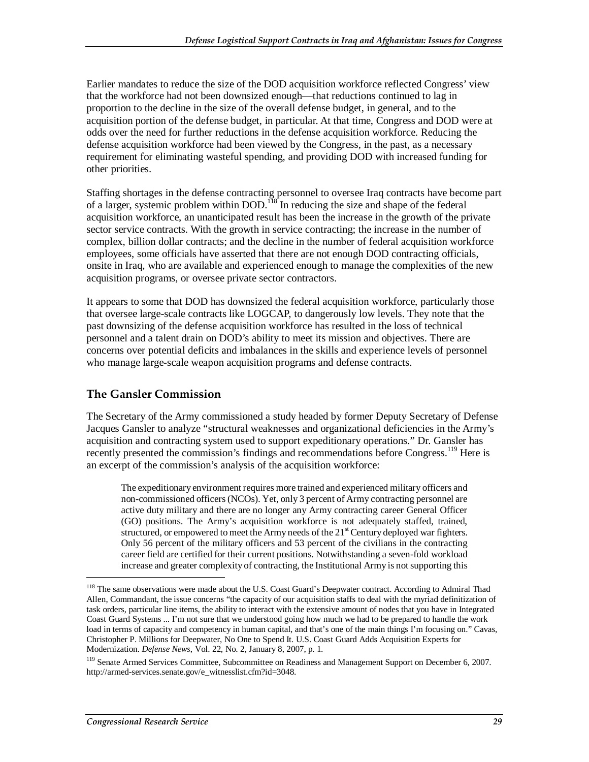Earlier mandates to reduce the size of the DOD acquisition workforce reflected Congress' view that the workforce had not been downsized enough—that reductions continued to lag in proportion to the decline in the size of the overall defense budget, in general, and to the acquisition portion of the defense budget, in particular. At that time, Congress and DOD were at odds over the need for further reductions in the defense acquisition workforce. Reducing the defense acquisition workforce had been viewed by the Congress, in the past, as a necessary requirement for eliminating wasteful spending, and providing DOD with increased funding for other priorities.

Staffing shortages in the defense contracting personnel to oversee Iraq contracts have become part of a larger, systemic problem within DOD.[118] In reducing the size and shape of the federal acquisition workforce, an unanticipated result has been the increase in the growth of the private sector service contracts. With the growth in service contracting; the increase in the number of complex, billion dollar contracts; and the decline in the number of federal acquisition workforce employees, some officials have asserted that there are not enough DOD contracting officials, onsite in Iraq, who are available and experienced enough to manage the complexities of the new acquisition programs, or oversee private sector contractors.

It appears to some that DOD has downsized the federal acquisition workforce, particularly those that oversee large-scale contracts like LOGCAP, to dangerously low levels. They note that the past downsizing of the defense acquisition workforce has resulted in the loss of technical personnel and a talent drain on DOD's ability to meet its mission and objectives. There are concerns over potential deficits and imbalances in the skills and experience levels of personnel who manage large-scale weapon acquisition programs and defense contracts.

## The Gansler Commission

The Secretary of the Army commissioned a study headed by former Deputy Secretary of Defense Jacques Gansler to analyze "structural weaknesses and organizational deficiencies in the Army's acquisition and contracting system used to support expeditionary operations." Dr. Gansler has recently presented the commission's findings and recommendations before Congress.[119] Here is an excerpt of the commission's analysis of the acquisition workforce:

> The expeditionary environment requires more trained and experienced military officers and non-commissioned officers (NCOs). Yet, only 3 percent of Army contracting personnel are active duty military and there are no longer any Army contracting career General Officer (GO) positions. The Army's acquisition workforce is not adequately staffed, trained, structured, or empowered to meet the Army needs of the 21st Century deployed war fighters. Only 56 percent of the military officers and 53 percent of the civilians in the contracting career field are certified for their current positions. Notwithstanding a seven-fold workload increase and greater complexity of contracting, the Institutional Army is not supporting this

---

[118] The same observations were made about the U.S. Coast Guard's Deepwater contract. According to Admiral Thad Allen, Commandant, the issue concerns "the capacity of our acquisition staffs to deal with the myriad definitization of task orders, particular line items, the ability to interact with the extensive amount of nodes that you have in Integrated Coast Guard Systems ... I'm not sure that we understood going how much we had to be prepared to handle the work load in terms of capacity and competency in human capital, and that's one of the main things I'm focusing on." Cavas, Christopher P. Millions for Deepwater, No One to Spend It. U.S. Coast Guard Adds Acquisition Experts for Modernization. *Defense News*, Vol. 22, No. 2, January 8, 2007, p. 1.

[119] Senate Armed Services Committee, Subcommittee on Readiness and Management Support on December 6, 2007. http://armed-services.senate.gov/e_witnesslist.cfm?id=3048.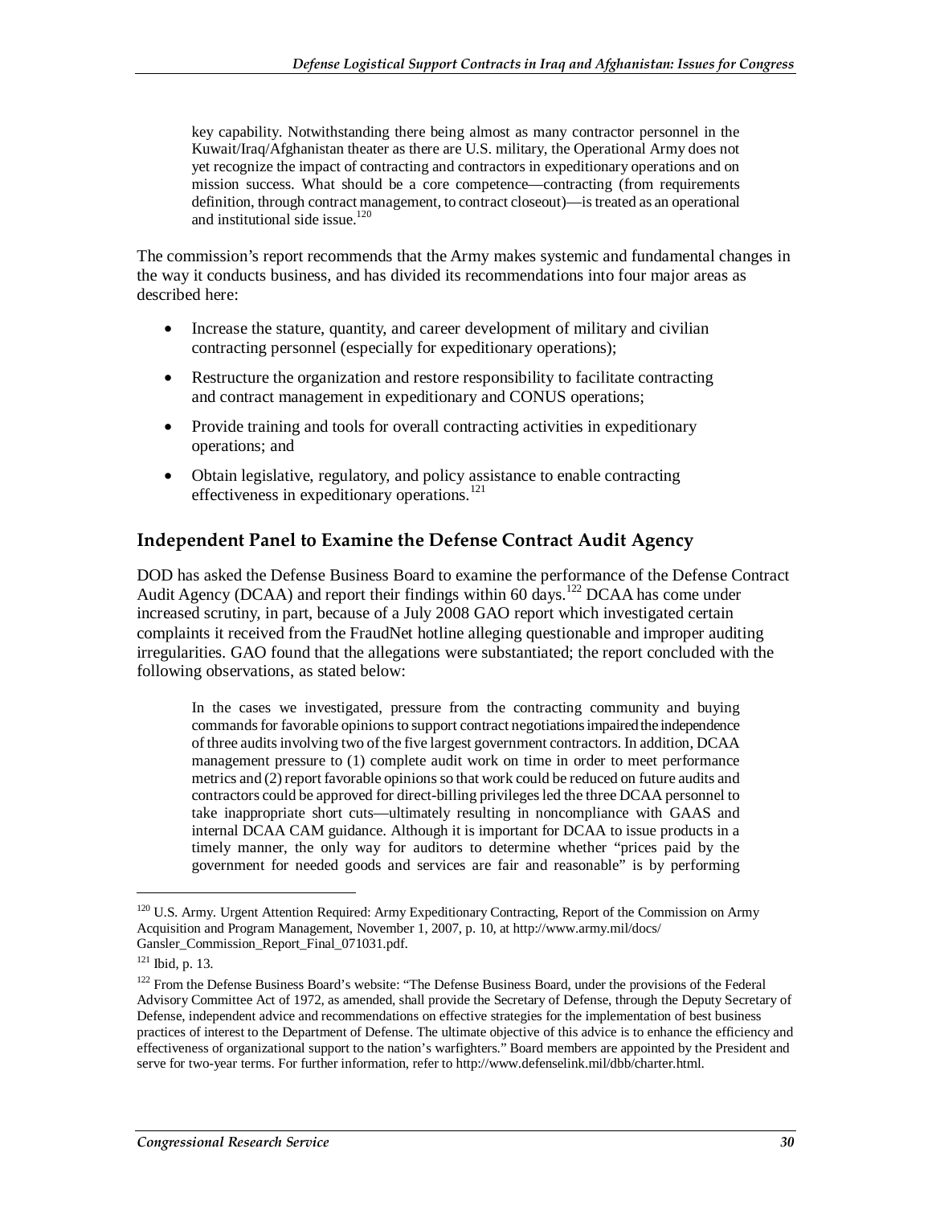> key capability. Notwithstanding there being almost as many contractor personnel in the Kuwait/Iraq/Afghanistan theater as there are U.S. military, the Operational Army does not yet recognize the impact of contracting and contractors in expeditionary operations and on mission success. What should be a core competence—contracting (from requirements definition, through contract management, to contract closeout)—is treated as an operational and institutional side issue.[120]

The commission's report recommends that the Army makes systemic and fundamental changes in the way it conducts business, and has divided its recommendations into four major areas as described here:

- Increase the stature, quantity, and career development of military and civilian contracting personnel (especially for expeditionary operations);
- Restructure the organization and restore responsibility to facilitate contracting and contract management in expeditionary and CONUS operations;
- Provide training and tools for overall contracting activities in expeditionary operations; and
- Obtain legislative, regulatory, and policy assistance to enable contracting effectiveness in expeditionary operations.[121]

## Independent Panel to Examine the Defense Contract Audit Agency

DOD has asked the Defense Business Board to examine the performance of the Defense Contract Audit Agency (DCAA) and report their findings within 60 days.[122] DCAA has come under increased scrutiny, in part, because of a July 2008 GAO report which investigated certain complaints it received from the FraudNet hotline alleging questionable and improper auditing irregularities. GAO found that the allegations were substantiated; the report concluded with the following observations, as stated below:

> In the cases we investigated, pressure from the contracting community and buying commands for favorable opinions to support contract negotiations impaired the independence of three audits involving two of the five largest government contractors. In addition, DCAA management pressure to (1) complete audit work on time in order to meet performance metrics and (2) report favorable opinions so that work could be reduced on future audits and contractors could be approved for direct-billing privileges led the three DCAA personnel to take inappropriate short cuts—ultimately resulting in noncompliance with GAAS and internal DCAA CAM guidance. Although it is important for DCAA to issue products in a timely manner, the only way for auditors to determine whether "prices paid by the government for needed goods and services are fair and reasonable" is by performing

---

[120] U.S. Army. Urgent Attention Required: Army Expeditionary Contracting, Report of the Commission on Army Acquisition and Program Management, November 1, 2007, p. 10, at http://www.army.mil/docs/Gansler_Commission_Report_Final_071031.pdf.

[121] Ibid, p. 13.

[122] From the Defense Business Board's website: "The Defense Business Board, under the provisions of the Federal Advisory Committee Act of 1972, as amended, shall provide the Secretary of Defense, through the Deputy Secretary of Defense, independent advice and recommendations on effective strategies for the implementation of best business practices of interest to the Department of Defense. The ultimate objective of this advice is to enhance the efficiency and effectiveness of organizational support to the nation's warfighters." Board members are appointed by the President and serve for two-year terms. For further information, refer to http://www.defenselink.mil/dbb/charter.html.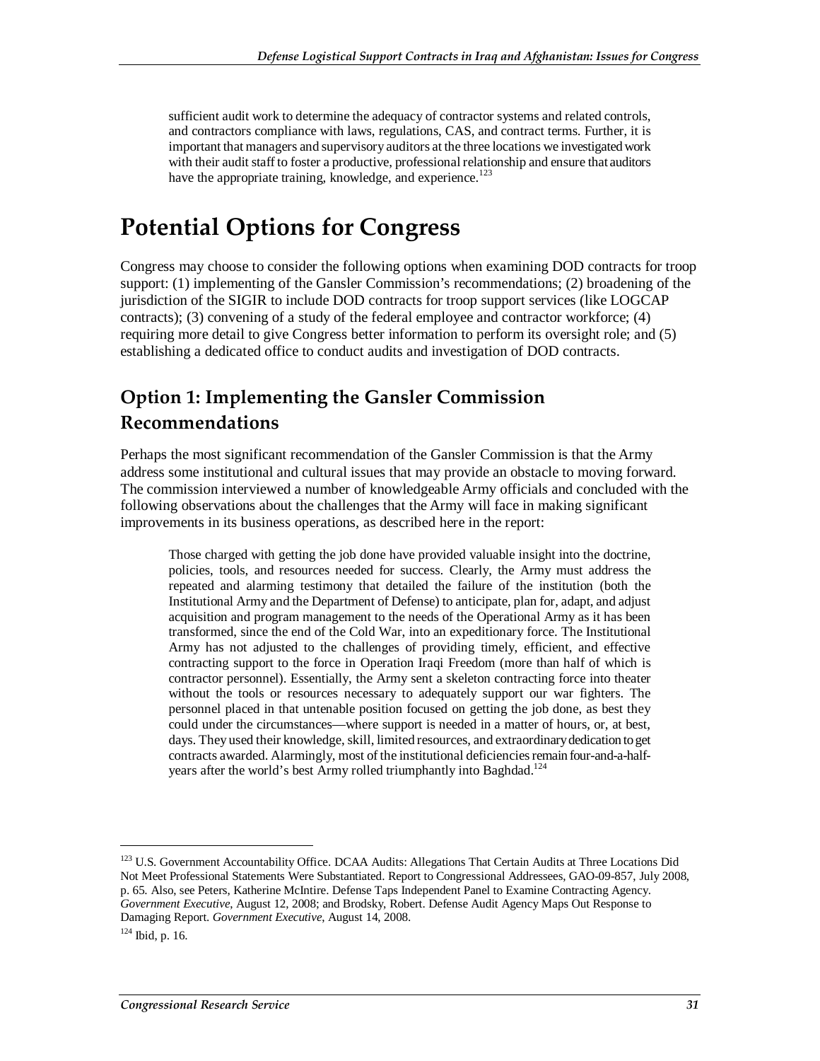> sufficient audit work to determine the adequacy of contractor systems and related controls, and contractors compliance with laws, regulations, CAS, and contract terms. Further, it is important that managers and supervisory auditors at the three locations we investigated work with their audit staff to foster a productive, professional relationship and ensure that auditors have the appropriate training, knowledge, and experience.[123]

# Potential Options for Congress

Congress may choose to consider the following options when examining DOD contracts for troop support: (1) implementing of the Gansler Commission's recommendations; (2) broadening of the jurisdiction of the SIGIR to include DOD contracts for troop support services (like LOGCAP contracts); (3) convening of a study of the federal employee and contractor workforce; (4) requiring more detail to give Congress better information to perform its oversight role; and (5) establishing a dedicated office to conduct audits and investigation of DOD contracts.

## Option 1: Implementing the Gansler Commission Recommendations

Perhaps the most significant recommendation of the Gansler Commission is that the Army address some institutional and cultural issues that may provide an obstacle to moving forward. The commission interviewed a number of knowledgeable Army officials and concluded with the following observations about the challenges that the Army will face in making significant improvements in its business operations, as described here in the report:

> Those charged with getting the job done have provided valuable insight into the doctrine, policies, tools, and resources needed for success. Clearly, the Army must address the repeated and alarming testimony that detailed the failure of the institution (both the Institutional Army and the Department of Defense) to anticipate, plan for, adapt, and adjust acquisition and program management to the needs of the Operational Army as it has been transformed, since the end of the Cold War, into an expeditionary force. The Institutional Army has not adjusted to the challenges of providing timely, efficient, and effective contracting support to the force in Operation Iraqi Freedom (more than half of which is contractor personnel). Essentially, the Army sent a skeleton contracting force into theater without the tools or resources necessary to adequately support our war fighters. The personnel placed in that untenable position focused on getting the job done, as best they could under the circumstances—where support is needed in a matter of hours, or, at best, days. They used their knowledge, skill, limited resources, and extraordinary dedication to get contracts awarded. Alarmingly, most of the institutional deficiencies remain four-and-a-half-years after the world's best Army rolled triumphantly into Baghdad.[124]

---

[123] U.S. Government Accountability Office. DCAA Audits: Allegations That Certain Audits at Three Locations Did Not Meet Professional Standards Were Substantiated. Report to Congressional Addressees, GAO-09-857, July 2008, p. 65. Also, see Peters, Katherine McIntire. Defense Taps Independent Panel to Examine Contracting Agency. *Government Executive*, August 12, 2008; and Brodsky, Robert. Defense Audit Agency Maps Out Response to Damaging Report. *Government Executive*, August 14, 2008.

[124] Ibid, p. 16.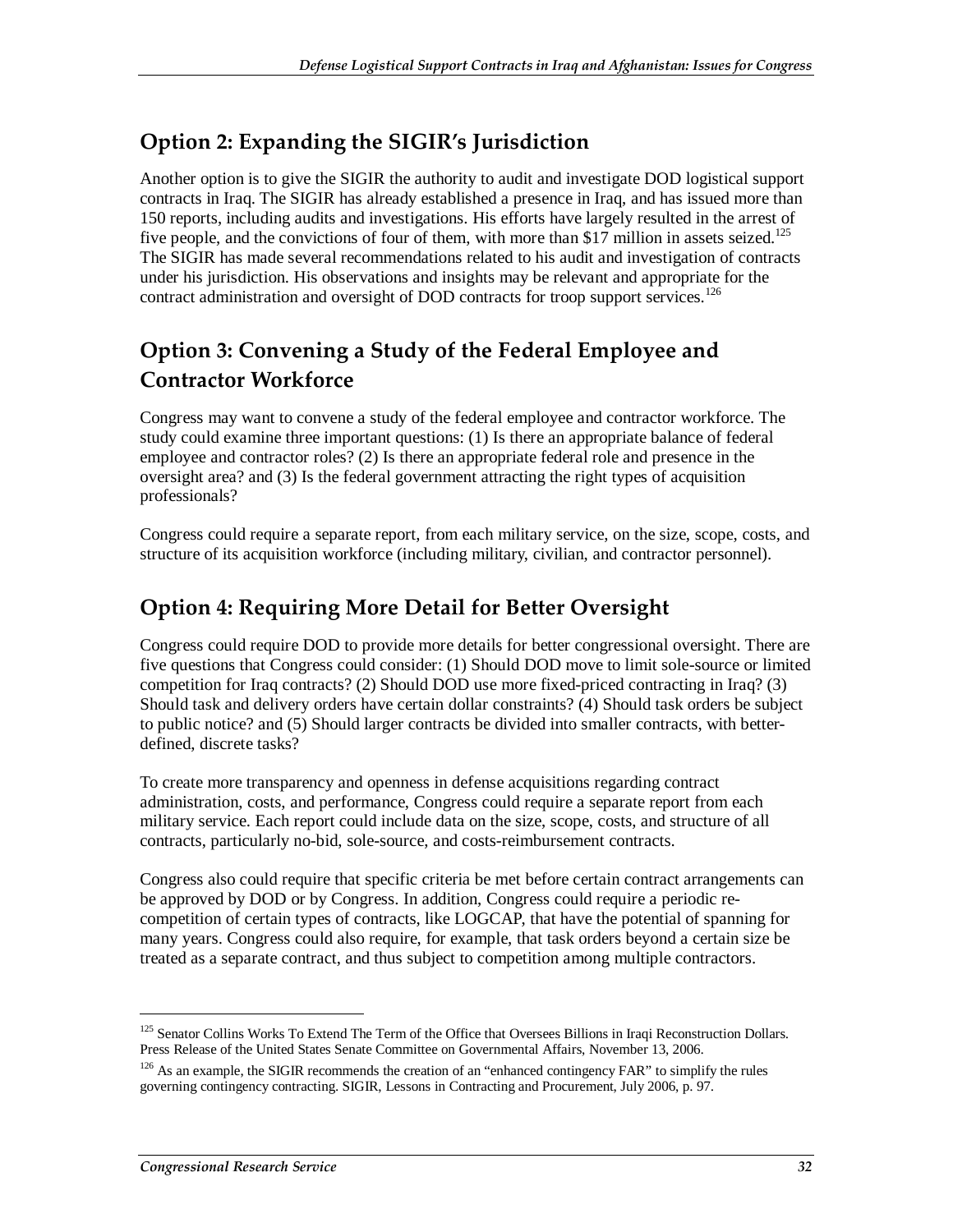## Option 2: Expanding the SIGIR's Jurisdiction

Another option is to give the SIGIR the authority to audit and investigate DOD logistical support contracts in Iraq. The SIGIR has already established a presence in Iraq, and has issued more than 150 reports, including audits and investigations. His efforts have largely resulted in the arrest of five people, and the convictions of four of them, with more than $17 million in assets seized.[125] The SIGIR has made several recommendations related to his audit and investigation of contracts under his jurisdiction. His observations and insights may be relevant and appropriate for the contract administration and oversight of DOD contracts for troop support services.[126]

## Option 3: Convening a Study of the Federal Employee and Contractor Workforce

Congress may want to convene a study of the federal employee and contractor workforce. The study could examine three important questions: (1) Is there an appropriate balance of federal employee and contractor roles? (2) Is there an appropriate federal role and presence in the oversight area? and (3) Is the federal government attracting the right types of acquisition professionals?

Congress could require a separate report, from each military service, on the size, scope, costs, and structure of its acquisition workforce (including military, civilian, and contractor personnel).

## Option 4: Requiring More Detail for Better Oversight

Congress could require DOD to provide more details for better congressional oversight. There are five questions that Congress could consider: (1) Should DOD move to limit sole-source or limited competition for Iraq contracts? (2) Should DOD use more fixed-priced contracting in Iraq? (3) Should task and delivery orders have certain dollar constraints? (4) Should task orders be subject to public notice? and (5) Should larger contracts be divided into smaller contracts, with better-defined, discrete tasks?

To create more transparency and openness in defense acquisitions regarding contract administration, costs, and performance, Congress could require a separate report from each military service. Each report could include data on the size, scope, costs, and structure of all contracts, particularly no-bid, sole-source, and costs-reimbursement contracts.

Congress also could require that specific criteria be met before certain contract arrangements can be approved by DOD or by Congress. In addition, Congress could require a periodic re-competition of certain types of contracts, like LOGCAP, that have the potential of spanning for many years. Congress could also require, for example, that task orders beyond a certain size be treated as a separate contract, and thus subject to competition among multiple contractors.

---

[125] Senator Collins Works To Extend The Term of the Office that Oversees Billions in Iraqi Reconstruction Dollars. Press Release of the United States Senate Committee on Governmental Affairs, November 13, 2006.

[126] As an example, the SIGIR recommends the creation of an "enhanced contingency FAR" to simplify the rules governing contingency contracting. SIGIR, Lessons in Contracting and Procurement, July 2006, p. 97.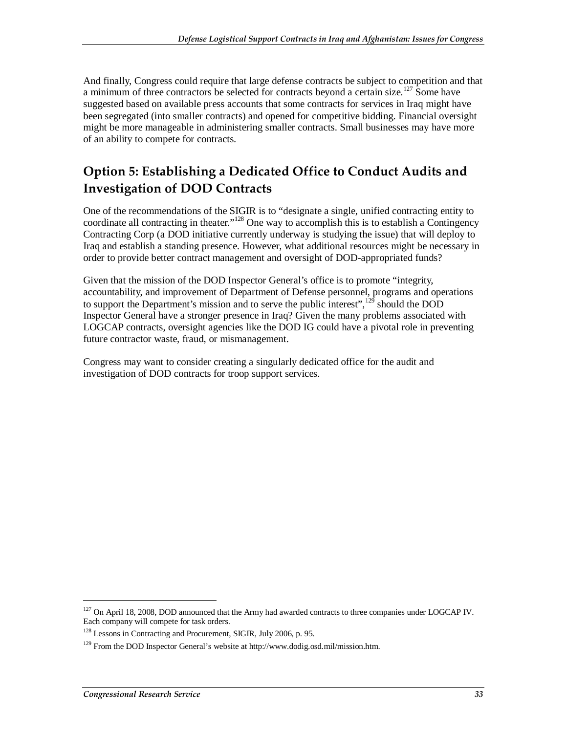And finally, Congress could require that large defense contracts be subject to competition and that a minimum of three contractors be selected for contracts beyond a certain size.[127] Some have suggested based on available press accounts that some contracts for services in Iraq might have been segregated (into smaller contracts) and opened for competitive bidding. Financial oversight might be more manageable in administering smaller contracts. Small businesses may have more of an ability to compete for contracts.

## Option 5: Establishing a Dedicated Office to Conduct Audits and Investigation of DOD Contracts

One of the recommendations of the SIGIR is to "designate a single, unified contracting entity to coordinate all contracting in theater."[128] One way to accomplish this is to establish a Contingency Contracting Corp (a DOD initiative currently underway is studying the issue) that will deploy to Iraq and establish a standing presence. However, what additional resources might be necessary in order to provide better contract management and oversight of DOD-appropriated funds?

Given that the mission of the DOD Inspector General's office is to promote "integrity, accountability, and improvement of Department of Defense personnel, programs and operations to support the Department's mission and to serve the public interest",[129] should the DOD Inspector General have a stronger presence in Iraq? Given the many problems associated with LOGCAP contracts, oversight agencies like the DOD IG could have a pivotal role in preventing future contractor waste, fraud, or mismanagement.

Congress may want to consider creating a singularly dedicated office for the audit and investigation of DOD contracts for troop support services.

---

[127] On April 18, 2008, DOD announced that the Army had awarded contracts to three companies under LOGCAP IV. Each company will compete for task orders.

[128] Lessons in Contracting and Procurement, SIGIR, July 2006, p. 95.

[129] From the DOD Inspector General's website at http://www.dodig.osd.mil/mission.htm.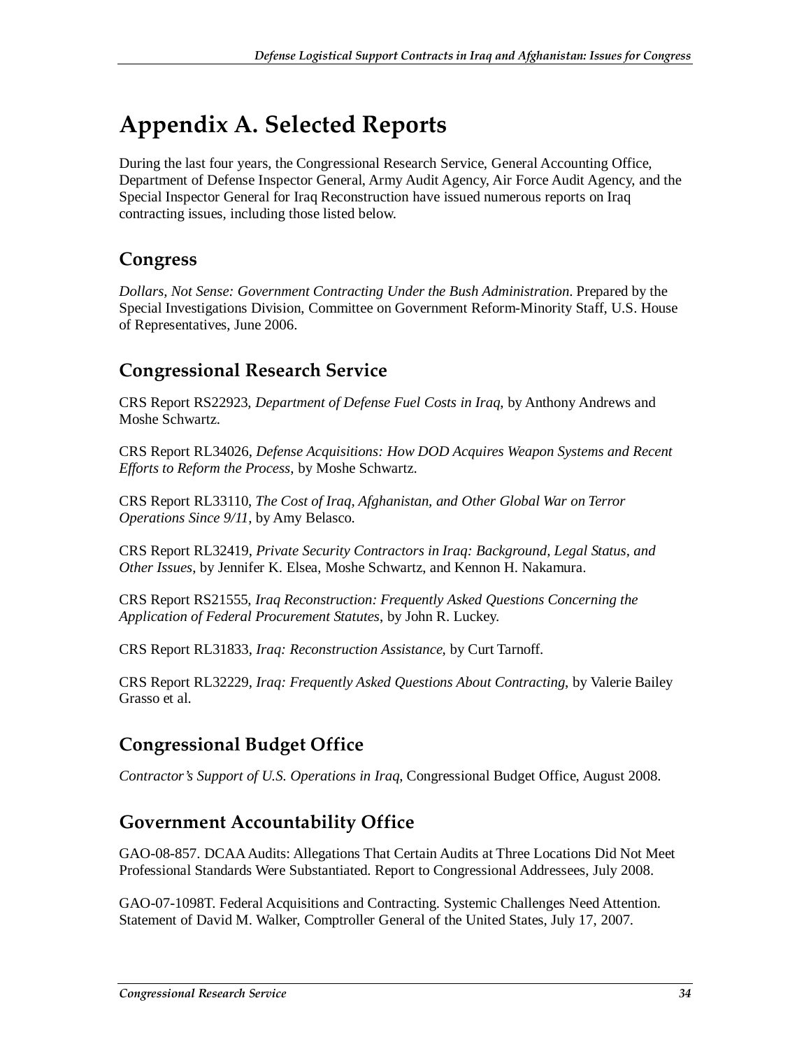# Appendix A. Selected Reports

During the last four years, the Congressional Research Service, General Accounting Office, Department of Defense Inspector General, Army Audit Agency, Air Force Audit Agency, and the Special Inspector General for Iraq Reconstruction have issued numerous reports on Iraq contracting issues, including those listed below.

## Congress

*Dollars, Not Sense: Government Contracting Under the Bush Administration*. Prepared by the Special Investigations Division, Committee on Government Reform-Minority Staff, U.S. House of Representatives, June 2006.

## Congressional Research Service

CRS Report RS22923, *Department of Defense Fuel Costs in Iraq*, by Anthony Andrews and Moshe Schwartz.

CRS Report RL34026, *Defense Acquisitions: How DOD Acquires Weapon Systems and Recent Efforts to Reform the Process*, by Moshe Schwartz.

CRS Report RL33110, *The Cost of Iraq, Afghanistan, and Other Global War on Terror Operations Since 9/11*, by Amy Belasco.

CRS Report RL32419, *Private Security Contractors in Iraq: Background, Legal Status, and Other Issues*, by Jennifer K. Elsea, Moshe Schwartz, and Kennon H. Nakamura.

CRS Report RS21555, *Iraq Reconstruction: Frequently Asked Questions Concerning the Application of Federal Procurement Statutes*, by John R. Luckey.

CRS Report RL31833, *Iraq: Reconstruction Assistance*, by Curt Tarnoff.

CRS Report RL32229, *Iraq: Frequently Asked Questions About Contracting*, by Valerie Bailey Grasso et al.

## Congressional Budget Office

*Contractor's Support of U.S. Operations in Iraq*, Congressional Budget Office, August 2008.

## Government Accountability Office

GAO-08-857. DCAA Audits: Allegations That Certain Audits at Three Locations Did Not Meet Professional Standards Were Substantiated. Report to Congressional Addressees, July 2008.

GAO-07-1098T. Federal Acquisitions and Contracting. Systemic Challenges Need Attention. Statement of David M. Walker, Comptroller General of the United States, July 17, 2007.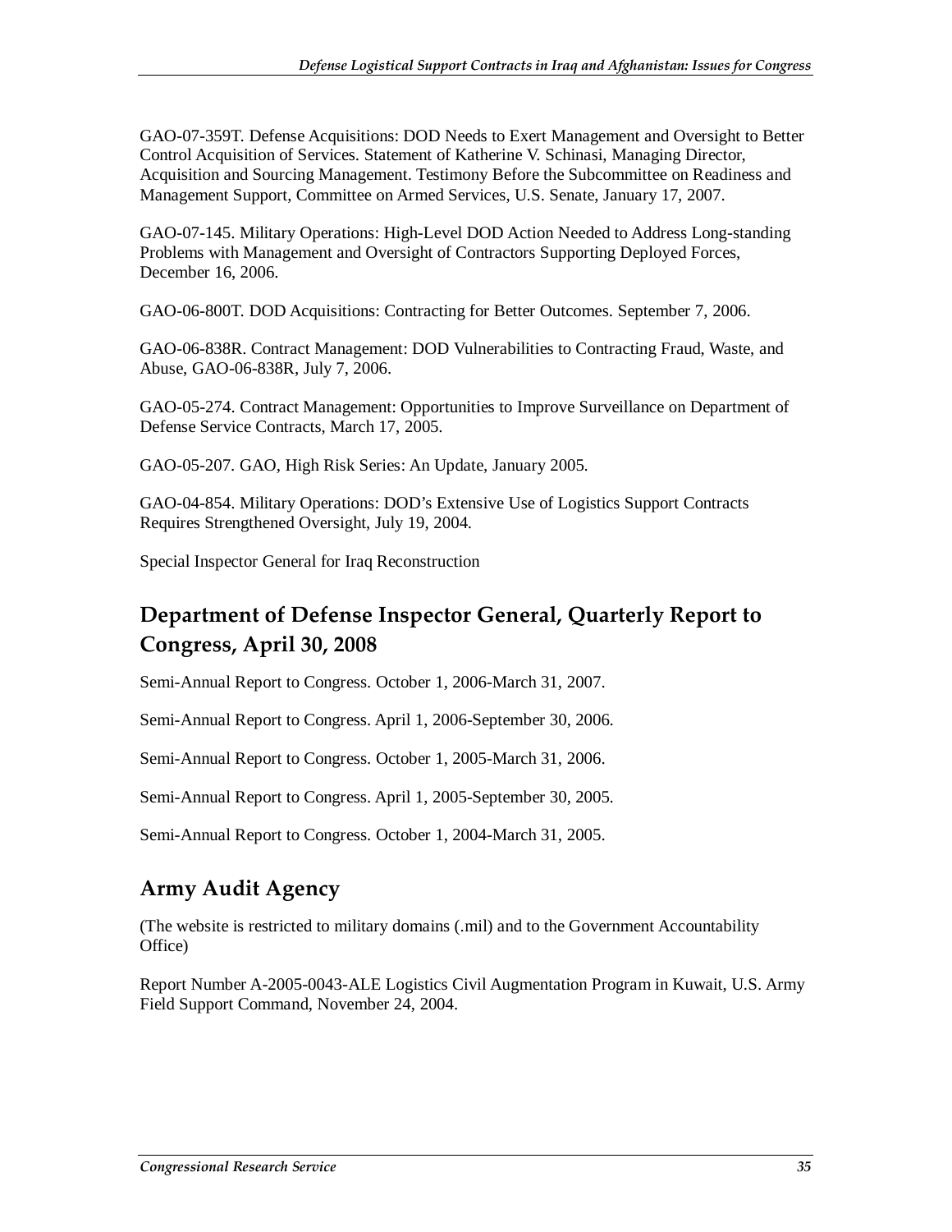GAO-07-359T. Defense Acquisitions: DOD Needs to Exert Management and Oversight to Better Control Acquisition of Services. Statement of Katherine V. Schinasi, Managing Director, Acquisition and Sourcing Management. Testimony Before the Subcommittee on Readiness and Management Support, Committee on Armed Services, U.S. Senate, January 17, 2007.

GAO-07-145. Military Operations: High-Level DOD Action Needed to Address Long-standing Problems with Management and Oversight of Contractors Supporting Deployed Forces, December 16, 2006.

GAO-06-800T. DOD Acquisitions: Contracting for Better Outcomes. September 7, 2006.

GAO-06-838R. Contract Management: DOD Vulnerabilities to Contracting Fraud, Waste, and Abuse, GAO-06-838R, July 7, 2006.

GAO-05-274. Contract Management: Opportunities to Improve Surveillance on Department of Defense Service Contracts, March 17, 2005.

GAO-05-207. GAO, High Risk Series: An Update, January 2005.

GAO-04-854. Military Operations: DOD's Extensive Use of Logistics Support Contracts Requires Strengthened Oversight, July 19, 2004.

Special Inspector General for Iraq Reconstruction

## Department of Defense Inspector General, Quarterly Report to Congress, April 30, 2008

Semi-Annual Report to Congress. October 1, 2006-March 31, 2007.

Semi-Annual Report to Congress. April 1, 2006-September 30, 2006.

Semi-Annual Report to Congress. October 1, 2005-March 31, 2006.

Semi-Annual Report to Congress. April 1, 2005-September 30, 2005.

Semi-Annual Report to Congress. October 1, 2004-March 31, 2005.

## Army Audit Agency

(The website is restricted to military domains (.mil) and to the Government Accountability Office)

Report Number A-2005-0043-ALE Logistics Civil Augmentation Program in Kuwait, U.S. Army Field Support Command, November 24, 2004.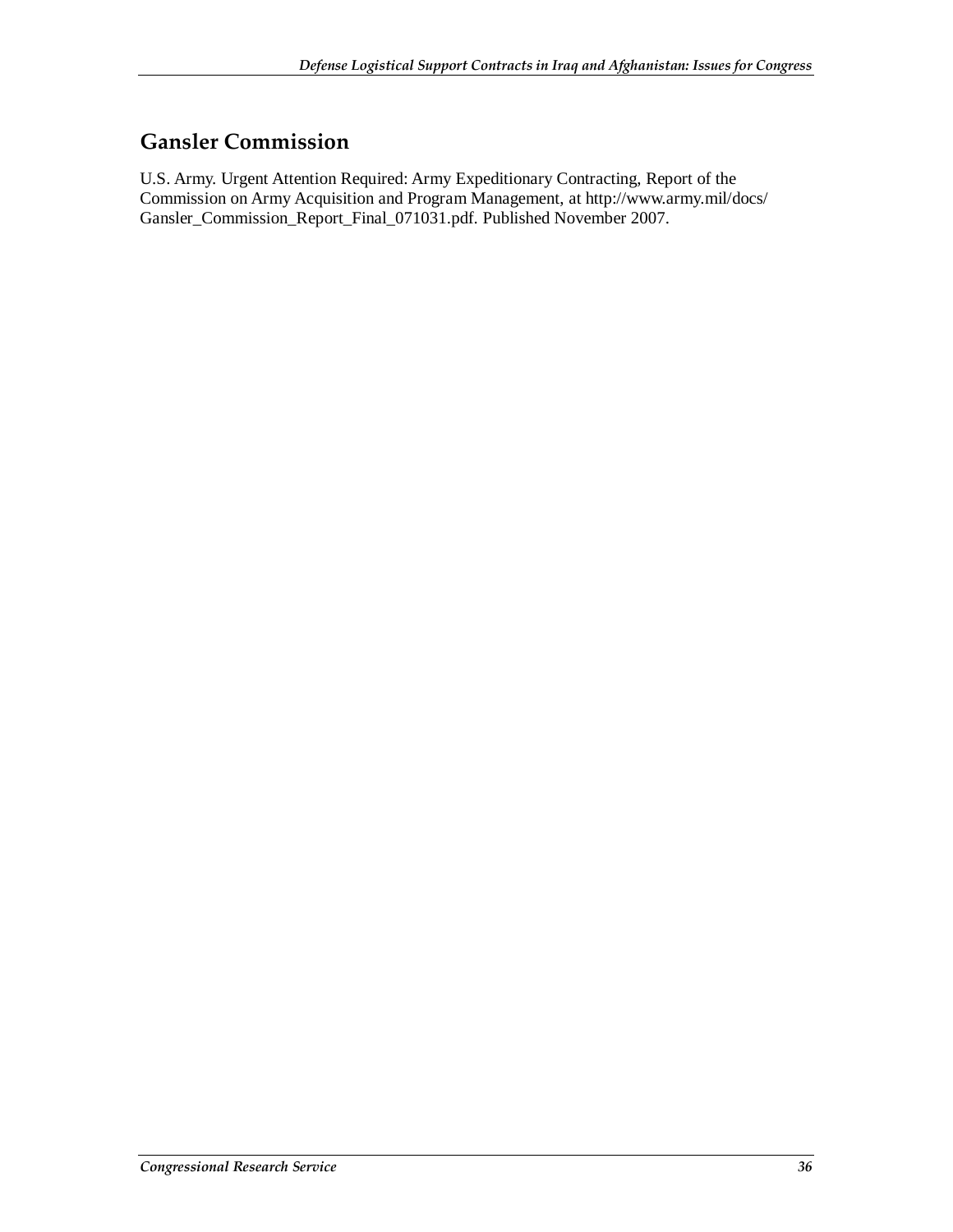## Gansler Commission

U.S. Army. Urgent Attention Required: Army Expeditionary Contracting, Report of the Commission on Army Acquisition and Program Management, at http://www.army.mil/docs/Gansler_Commission_Report_Final_071031.pdf. Published November 2007.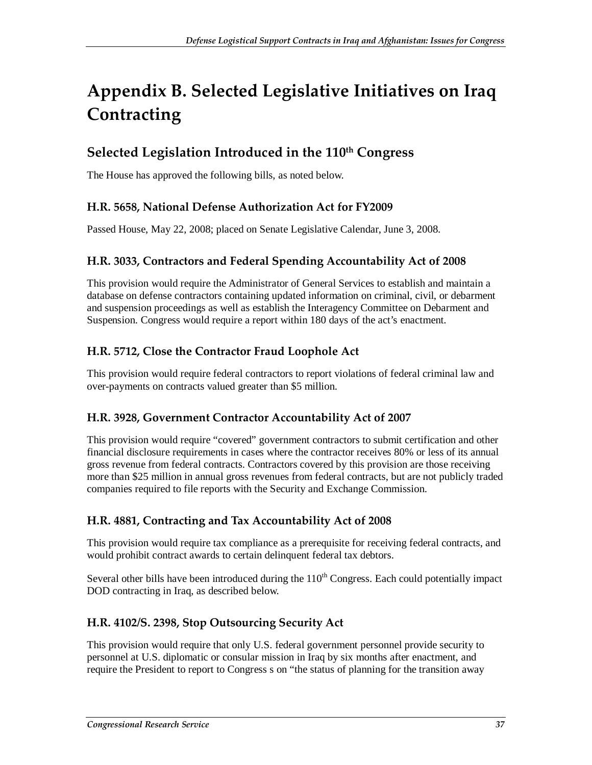# Appendix B. Selected Legislative Initiatives on Iraq Contracting

## Selected Legislation Introduced in the 110th Congress

The House has approved the following bills, as noted below.

### H.R. 5658, National Defense Authorization Act for FY2009

Passed House, May 22, 2008; placed on Senate Legislative Calendar, June 3, 2008.

### H.R. 3033, Contractors and Federal Spending Accountability Act of 2008

This provision would require the Administrator of General Services to establish and maintain a database on defense contractors containing updated information on criminal, civil, or debarment and suspension proceedings as well as establish the Interagency Committee on Debarment and Suspension. Congress would require a report within 180 days of the act's enactment.

### H.R. 5712, Close the Contractor Fraud Loophole Act

This provision would require federal contractors to report violations of federal criminal law and over-payments on contracts valued greater than $5 million.

### H.R. 3928, Government Contractor Accountability Act of 2007

This provision would require "covered" government contractors to submit certification and other financial disclosure requirements in cases where the contractor receives 80% or less of its annual gross revenue from federal contracts. Contractors covered by this provision are those receiving more than $25 million in annual gross revenues from federal contracts, but are not publicly traded companies required to file reports with the Security and Exchange Commission.

### H.R. 4881, Contracting and Tax Accountability Act of 2008

This provision would require tax compliance as a prerequisite for receiving federal contracts, and would prohibit contract awards to certain delinquent federal tax debtors.

Several other bills have been introduced during the 110th Congress. Each could potentially impact DOD contracting in Iraq, as described below.

### H.R. 4102/S. 2398, Stop Outsourcing Security Act

This provision would require that only U.S. federal government personnel provide security to personnel at U.S. diplomatic or consular mission in Iraq by six months after enactment, and require the President to report to Congress s on "the status of planning for the transition away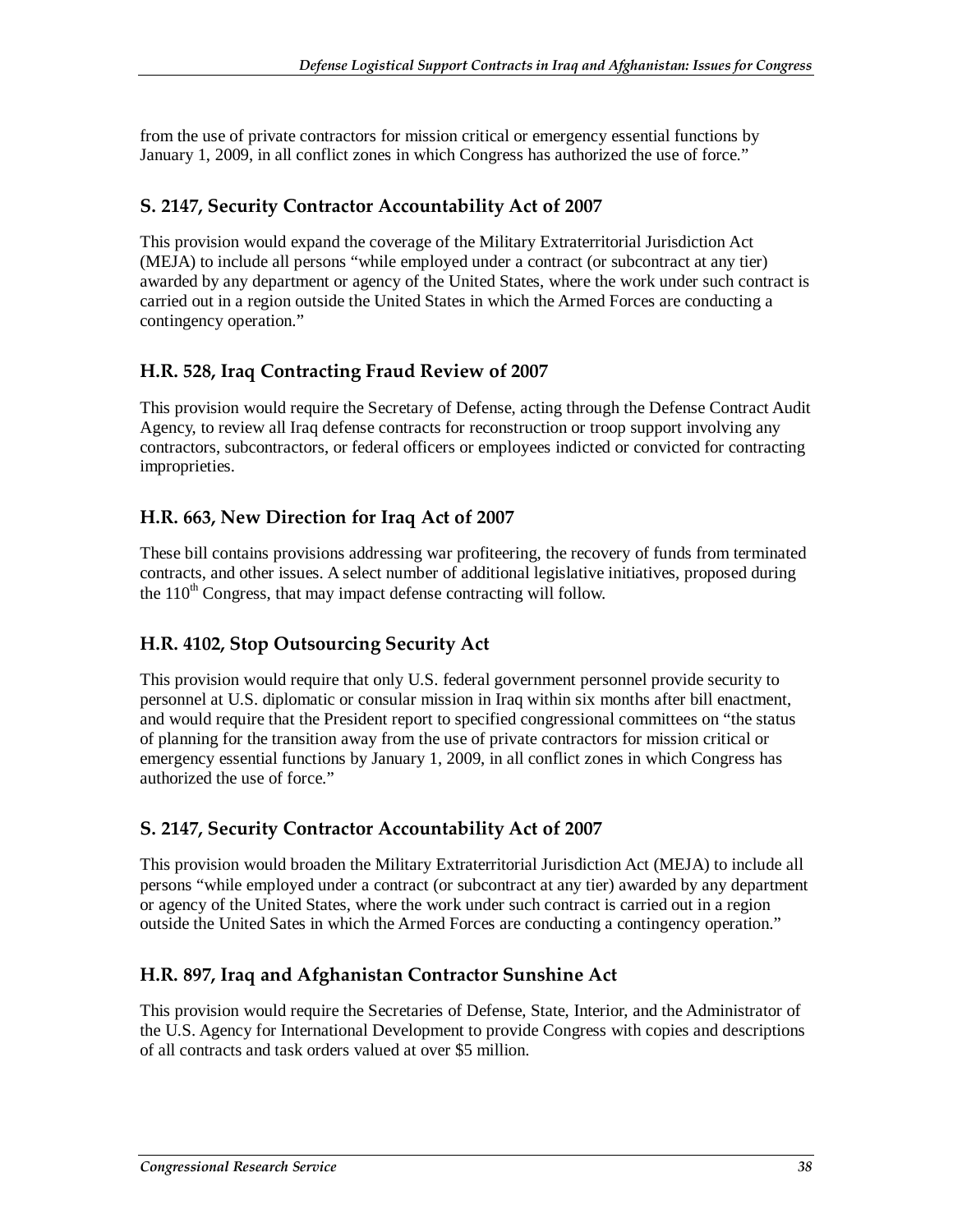from the use of private contractors for mission critical or emergency essential functions by January 1, 2009, in all conflict zones in which Congress has authorized the use of force."

### S. 2147, Security Contractor Accountability Act of 2007

This provision would expand the coverage of the Military Extraterritorial Jurisdiction Act (MEJA) to include all persons "while employed under a contract (or subcontract at any tier) awarded by any department or agency of the United States, where the work under such contract is carried out in a region outside the United States in which the Armed Forces are conducting a contingency operation."

### H.R. 528, Iraq Contracting Fraud Review of 2007

This provision would require the Secretary of Defense, acting through the Defense Contract Audit Agency, to review all Iraq defense contracts for reconstruction or troop support involving any contractors, subcontractors, or federal officers or employees indicted or convicted for contracting improprieties.

### H.R. 663, New Direction for Iraq Act of 2007

These bill contains provisions addressing war profiteering, the recovery of funds from terminated contracts, and other issues. A select number of additional legislative initiatives, proposed during the 110th Congress, that may impact defense contracting will follow.

### H.R. 4102, Stop Outsourcing Security Act

This provision would require that only U.S. federal government personnel provide security to personnel at U.S. diplomatic or consular mission in Iraq within six months after bill enactment, and would require that the President report to specified congressional committees on "the status of planning for the transition away from the use of private contractors for mission critical or emergency essential functions by January 1, 2009, in all conflict zones in which Congress has authorized the use of force."

### S. 2147, Security Contractor Accountability Act of 2007

This provision would broaden the Military Extraterritorial Jurisdiction Act (MEJA) to include all persons "while employed under a contract (or subcontract at any tier) awarded by any department or agency of the United States, where the work under such contract is carried out in a region outside the United Sates in which the Armed Forces are conducting a contingency operation."

### H.R. 897, Iraq and Afghanistan Contractor Sunshine Act

This provision would require the Secretaries of Defense, State, Interior, and the Administrator of the U.S. Agency for International Development to provide Congress with copies and descriptions of all contracts and task orders valued at over $5 million.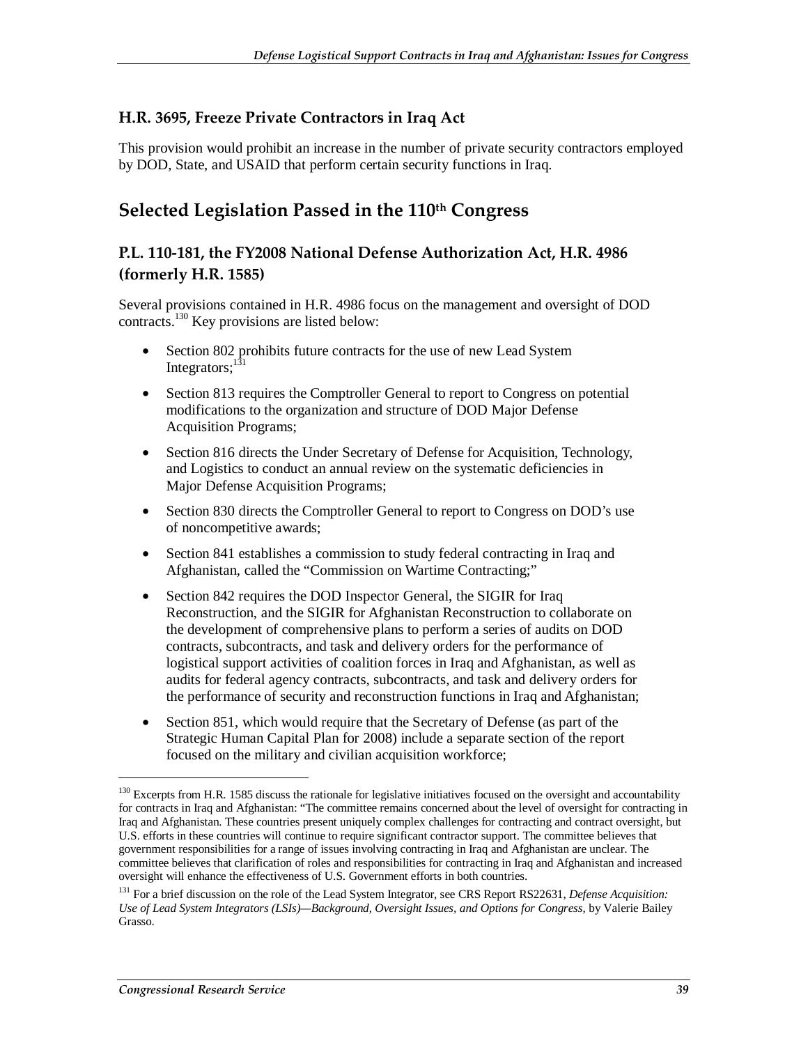### H.R. 3695, Freeze Private Contractors in Iraq Act

This provision would prohibit an increase in the number of private security contractors employed by DOD, State, and USAID that perform certain security functions in Iraq.

## Selected Legislation Passed in the 110th Congress

### P.L. 110-181, the FY2008 National Defense Authorization Act, H.R. 4986 (formerly H.R. 1585)

Several provisions contained in H.R. 4986 focus on the management and oversight of DOD contracts.[130] Key provisions are listed below:

- Section 802 prohibits future contracts for the use of new Lead System Integrators;[131]
- Section 813 requires the Comptroller General to report to Congress on potential modifications to the organization and structure of DOD Major Defense Acquisition Programs;
- Section 816 directs the Under Secretary of Defense for Acquisition, Technology, and Logistics to conduct an annual review on the systematic deficiencies in Major Defense Acquisition Programs;
- Section 830 directs the Comptroller General to report to Congress on DOD's use of noncompetitive awards;
- Section 841 establishes a commission to study federal contracting in Iraq and Afghanistan, called the "Commission on Wartime Contracting;"
- Section 842 requires the DOD Inspector General, the SIGIR for Iraq Reconstruction, and the SIGIR for Afghanistan Reconstruction to collaborate on the development of comprehensive plans to perform a series of audits on DOD contracts, subcontracts, and task and delivery orders for the performance of logistical support activities of coalition forces in Iraq and Afghanistan, as well as audits for federal agency contracts, subcontracts, and task and delivery orders for the performance of security and reconstruction functions in Iraq and Afghanistan;
- Section 851, which would require that the Secretary of Defense (as part of the Strategic Human Capital Plan for 2008) include a separate section of the report focused on the military and civilian acquisition workforce;

---

[130] Excerpts from H.R. 1585 discuss the rationale for legislative initiatives focused on the oversight and accountability for contracts in Iraq and Afghanistan: "The committee remains concerned about the level of oversight for contracting in Iraq and Afghanistan. These countries present uniquely complex challenges for contracting and contract oversight, but U.S. efforts in these countries will continue to require significant contractor support. The committee believes that government responsibilities for a range of issues involving contracting in Iraq and Afghanistan are unclear. The committee believes that clarification of roles and responsibilities for contracting in Iraq and Afghanistan and increased oversight will enhance the effectiveness of U.S. Government efforts in both countries.

[131] For a brief discussion on the role of the Lead System Integrator, see CRS Report RS22631, *Defense Acquisition: Use of Lead System Integrators (LSIs)—Background, Oversight Issues, and Options for Congress*, by Valerie Bailey Grasso.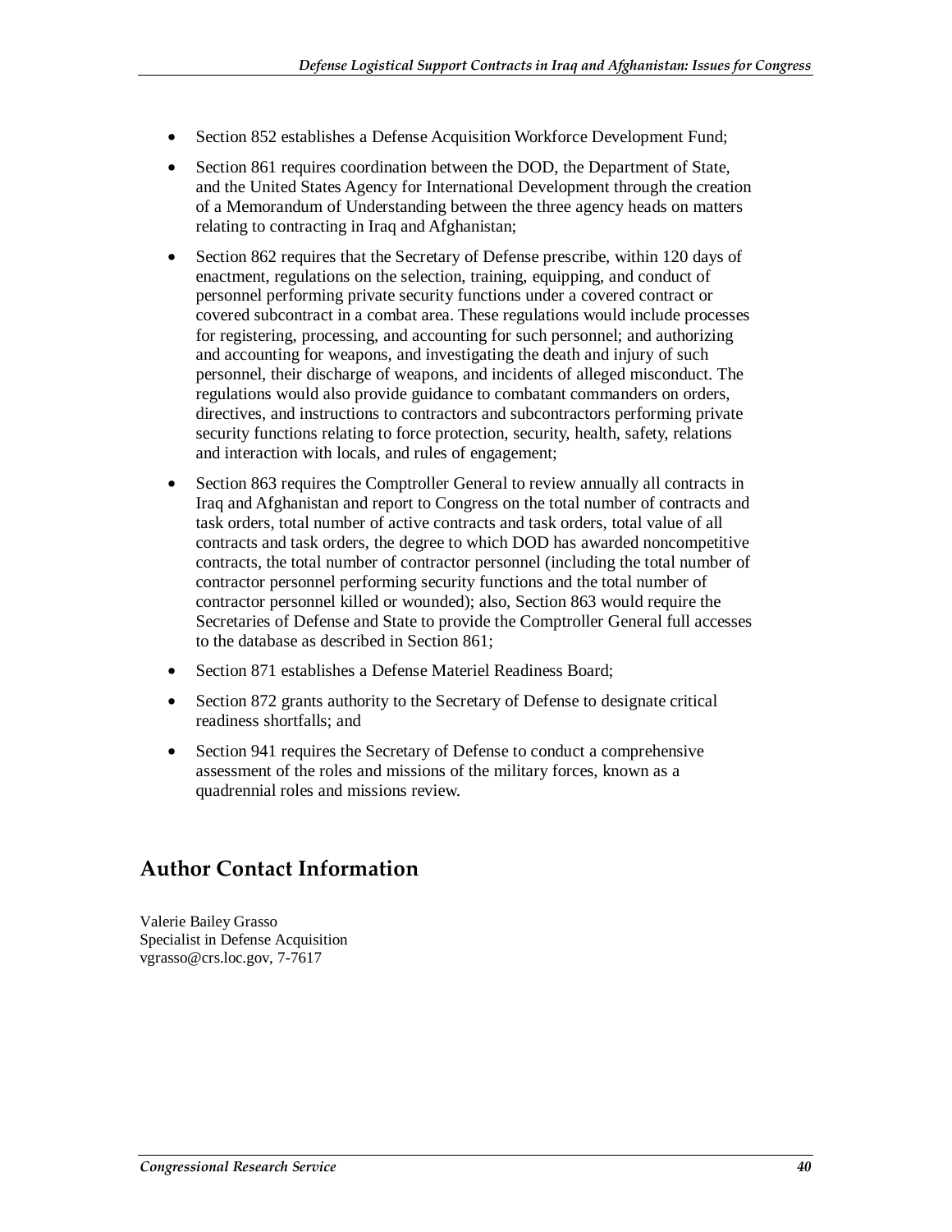- Section 852 establishes a Defense Acquisition Workforce Development Fund;
- Section 861 requires coordination between the DOD, the Department of State, and the United States Agency for International Development through the creation of a Memorandum of Understanding between the three agency heads on matters relating to contracting in Iraq and Afghanistan;
- Section 862 requires that the Secretary of Defense prescribe, within 120 days of enactment, regulations on the selection, training, equipping, and conduct of personnel performing private security functions under a covered contract or covered subcontract in a combat area. These regulations would include processes for registering, processing, and accounting for such personnel; and authorizing and accounting for weapons, and investigating the death and injury of such personnel, their discharge of weapons, and incidents of alleged misconduct. The regulations would also provide guidance to combatant commanders on orders, directives, and instructions to contractors and subcontractors performing private security functions relating to force protection, security, health, safety, relations and interaction with locals, and rules of engagement;
- Section 863 requires the Comptroller General to review annually all contracts in Iraq and Afghanistan and report to Congress on the total number of contracts and task orders, total number of active contracts and task orders, total value of all contracts and task orders, the degree to which DOD has awarded noncompetitive contracts, the total number of contractor personnel (including the total number of contractor personnel performing security functions and the total number of contractor personnel killed or wounded); also, Section 863 would require the Secretaries of Defense and State to provide the Comptroller General full accesses to the database as described in Section 861;
- Section 871 establishes a Defense Materiel Readiness Board;
- Section 872 grants authority to the Secretary of Defense to designate critical readiness shortfalls; and
- Section 941 requires the Secretary of Defense to conduct a comprehensive assessment of the roles and missions of the military forces, known as a quadrennial roles and missions review.

## Author Contact Information

Valerie Bailey Grasso
Specialist in Defense Acquisition
vgrasso@crs.loc.gov, 7-7617